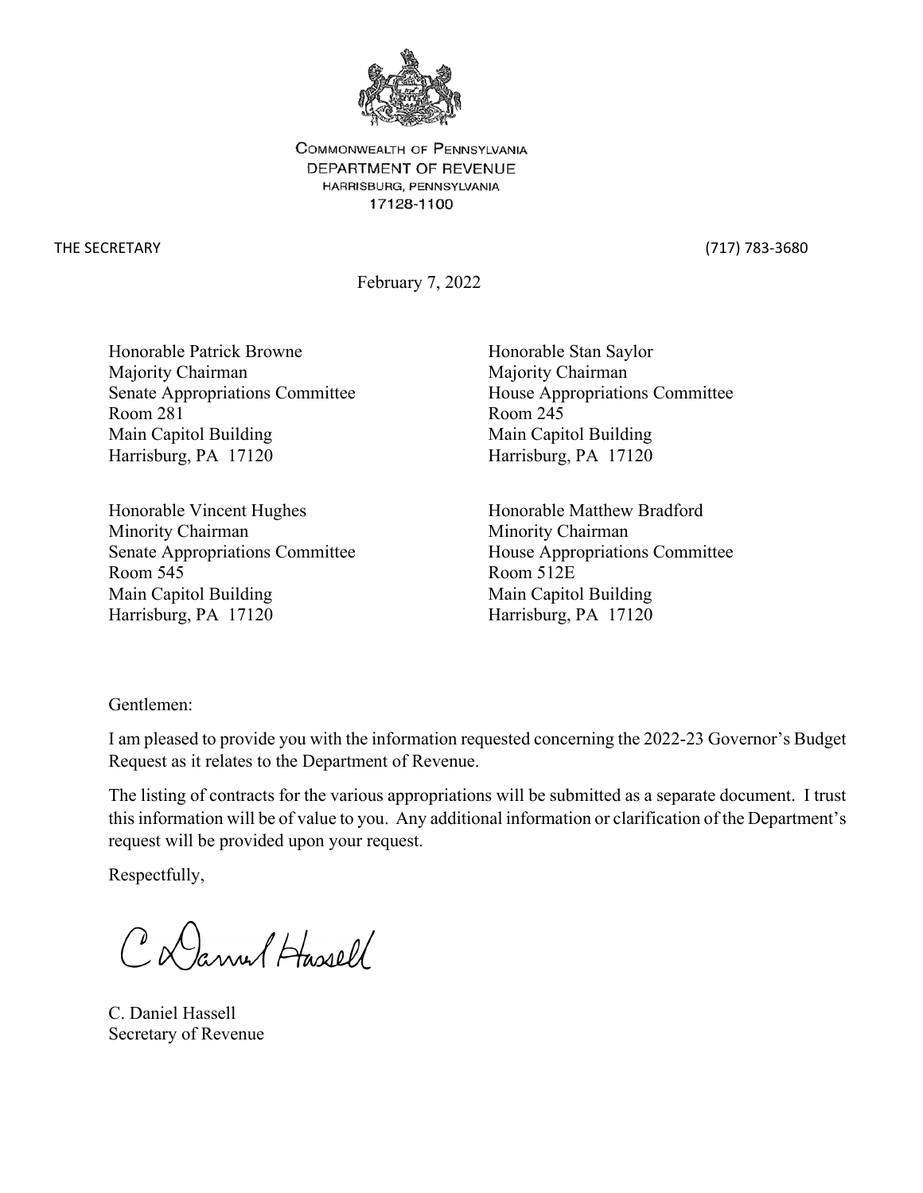COMMONWEALTH OF PENNSYLVANIA
DEPARTMENT OF REVENUE
HARRISBURG, PENNSYLVANIA
17128-1100

THE SECRETARY (717) 783-3680

February 7, 2022

Honorable Patrick Browne
Majority Chairman
Senate Appropriations Committee
Room 281
Main Capitol Building
Harrisburg, PA 17120

Honorable Stan Saylor
Majority Chairman
House Appropriations Committee
Room 245
Main Capitol Building
Harrisburg, PA 17120

Honorable Vincent Hughes
Minority Chairman
Senate Appropriations Committee
Room 545
Main Capitol Building
Harrisburg, PA 17120

Honorable Matthew Bradford
Minority Chairman
House Appropriations Committee
Room 512E
Main Capitol Building
Harrisburg, PA 17120

Gentlemen:

I am pleased to provide you with the information requested concerning the 2022-23 Governor's Budget Request as it relates to the Department of Revenue.

The listing of contracts for the various appropriations will be submitted as a separate document. I trust this information will be of value to you. Any additional information or clarification of the Department's request will be provided upon your request.

Respectfully,

C. Daniel Hassell

C. Daniel Hassell
Secretary of Revenue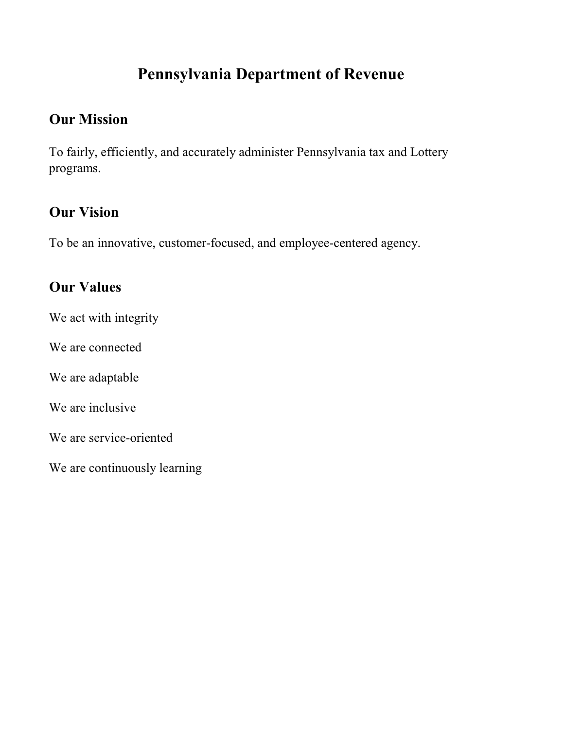# Pennsylvania Department of Revenue

## Our Mission

To fairly, efficiently, and accurately administer Pennsylvania tax and Lottery programs.

## Our Vision

To be an innovative, customer-focused, and employee-centered agency.

## Our Values

We act with integrity

We are connected

We are adaptable

We are inclusive

We are service-oriented

We are continuously learning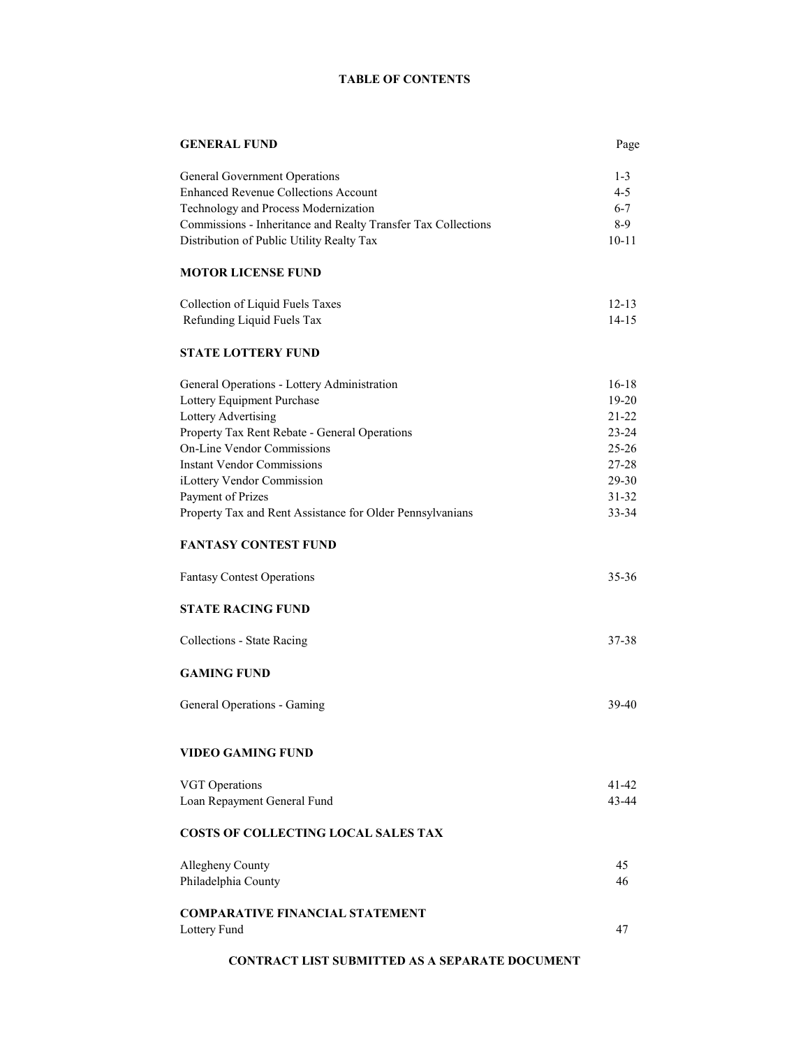# TABLE OF CONTENTS

| **GENERAL FUND** | Page |
|---|---|
| General Government Operations | 1-3 |
| Enhanced Revenue Collections Account | 4-5 |
| Technology and Process Modernization | 6-7 |
| Commissions - Inheritance and Realty Transfer Tax Collections | 8-9 |
| Distribution of Public Utility Realty Tax | 10-11 |
| **MOTOR LICENSE FUND** | |
| Collection of Liquid Fuels Taxes | 12-13 |
| Refunding Liquid Fuels Tax | 14-15 |
| **STATE LOTTERY FUND** | |
| General Operations - Lottery Administration | 16-18 |
| Lottery Equipment Purchase | 19-20 |
| Lottery Advertising | 21-22 |
| Property Tax Rent Rebate - General Operations | 23-24 |
| On-Line Vendor Commissions | 25-26 |
| Instant Vendor Commissions | 27-28 |
| iLottery Vendor Commission | 29-30 |
| Payment of Prizes | 31-32 |
| Property Tax and Rent Assistance for Older Pennsylvanians | 33-34 |
| **FANTASY CONTEST FUND** | |
| Fantasy Contest Operations | 35-36 |
| **STATE RACING FUND** | |
| Collections - State Racing | 37-38 |
| **GAMING FUND** | |
| General Operations - Gaming | 39-40 |
| **VIDEO GAMING FUND** | |
| VGT Operations | 41-42 |
| Loan Repayment General Fund | 43-44 |
| **COSTS OF COLLECTING LOCAL SALES TAX** | |
| Allegheny County | 45 |
| Philadelphia County | 46 |
| **COMPARATIVE FINANCIAL STATEMENT** | |
| Lottery Fund | 47 |

**CONTRACT LIST SUBMITTED AS A SEPARATE DOCUMENT**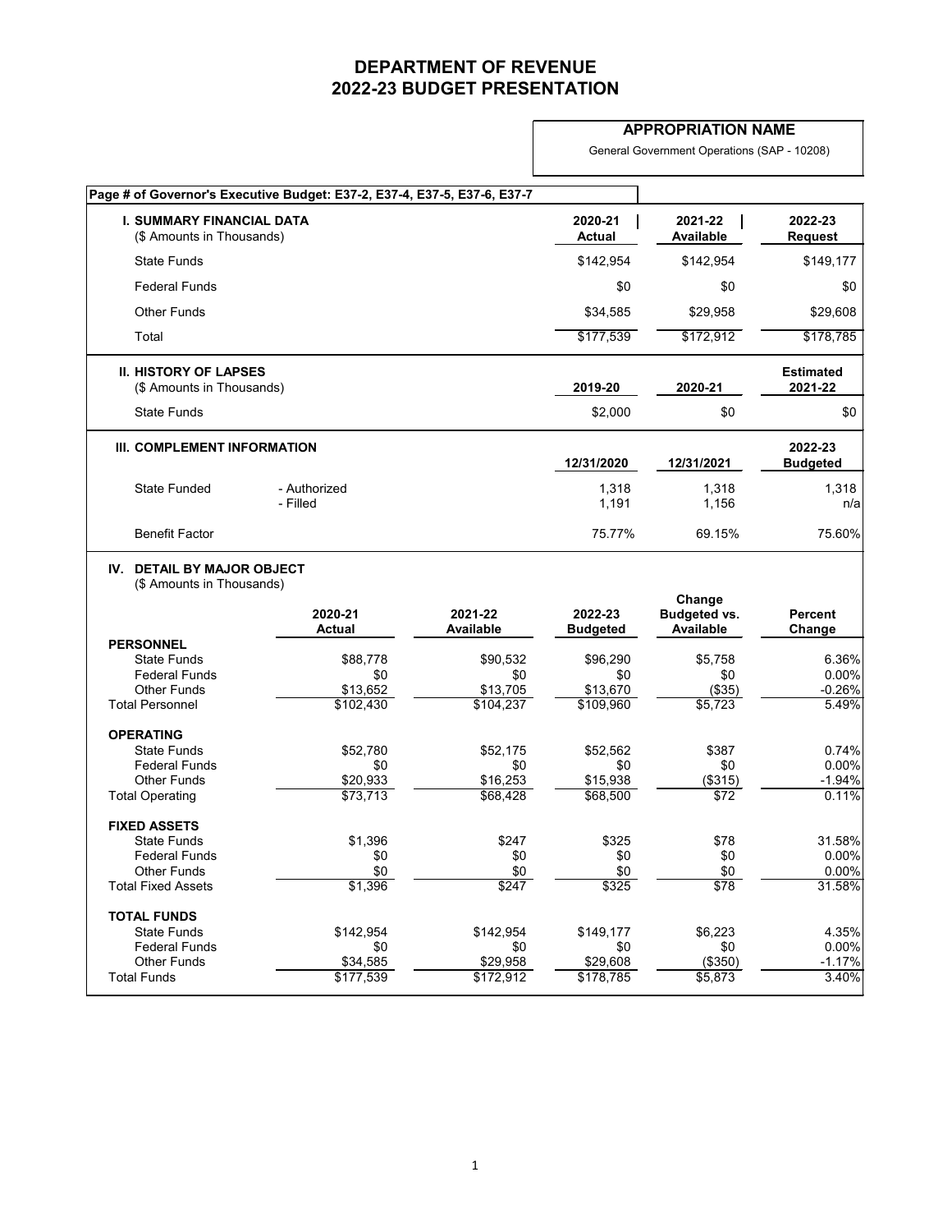# DEPARTMENT OF REVENUE
# 2022-23 BUDGET PRESENTATION

**APPROPRIATION NAME**

General Government Operations (SAP - 10208)

**Page # of Governor's Executive Budget: E37-2, E37-4, E37-5, E37-6, E37-7**

| **I. SUMMARY FINANCIAL DATA** ($ Amounts in Thousands) | **2020-21 Actual** | **2021-22 Available** | **2022-23 Request** |
|---|---|---|---|
| State Funds | $142,954 | $142,954 | $149,177 |
| Federal Funds | $0 | $0 | $0 |
| Other Funds | $34,585 | $29,958 | $29,608 |
| Total | $177,539 | $172,912 | $178,785 |

| **II. HISTORY OF LAPSES** ($ Amounts in Thousands) | **2019-20** | **2020-21** | **Estimated 2021-22** |
|---|---|---|---|
| State Funds | $2,000 | $0 | $0 |

| **III. COMPLEMENT INFORMATION** | | **12/31/2020** | **12/31/2021** | **2022-23 Budgeted** |
|---|---|---|---|---|
| State Funded | - Authorized | 1,318 | 1,318 | 1,318 |
| | - Filled | 1,191 | 1,156 | n/a |
| Benefit Factor | | 75.77% | 69.15% | 75.60% |

**IV. DETAIL BY MAJOR OBJECT**
($ Amounts in Thousands)

| | **2020-21 Actual** | **2021-22 Available** | **2022-23 Budgeted** | **Change Budgeted vs. Available** | **Percent Change** |
|---|---|---|---|---|---|
| **PERSONNEL** | | | | | |
| State Funds | $88,778 | $90,532 | $96,290 | $5,758 | 6.36% |
| Federal Funds | $0 | $0 | $0 | $0 | 0.00% |
| Other Funds | $13,652 | $13,705 | $13,670 | ($35) | -0.26% |
| Total Personnel | $102,430 | $104,237 | $109,960 | $5,723 | 5.49% |
| **OPERATING** | | | | | |
| State Funds | $52,780 | $52,175 | $52,562 | $387 | 0.74% |
| Federal Funds | $0 | $0 | $0 | $0 | 0.00% |
| Other Funds | $20,933 | $16,253 | $15,938 | ($315) | -1.94% |
| Total Operating | $73,713 | $68,428 | $68,500 | $72 | 0.11% |
| **FIXED ASSETS** | | | | | |
| State Funds | $1,396 | $247 | $325 | $78 | 31.58% |
| Federal Funds | $0 | $0 | $0 | $0 | 0.00% |
| Other Funds | $0 | $0 | $0 | $0 | 0.00% |
| Total Fixed Assets | $1,396 | $247 | $325 | $78 | 31.58% |
| **TOTAL FUNDS** | | | | | |
| State Funds | $142,954 | $142,954 | $149,177 | $6,223 | 4.35% |
| Federal Funds | $0 | $0 | $0 | $0 | 0.00% |
| Other Funds | $34,585 | $29,958 | $29,608 | ($350) | -1.17% |
| Total Funds | $177,539 | $172,912 | $178,785 | $5,873 | 3.40% |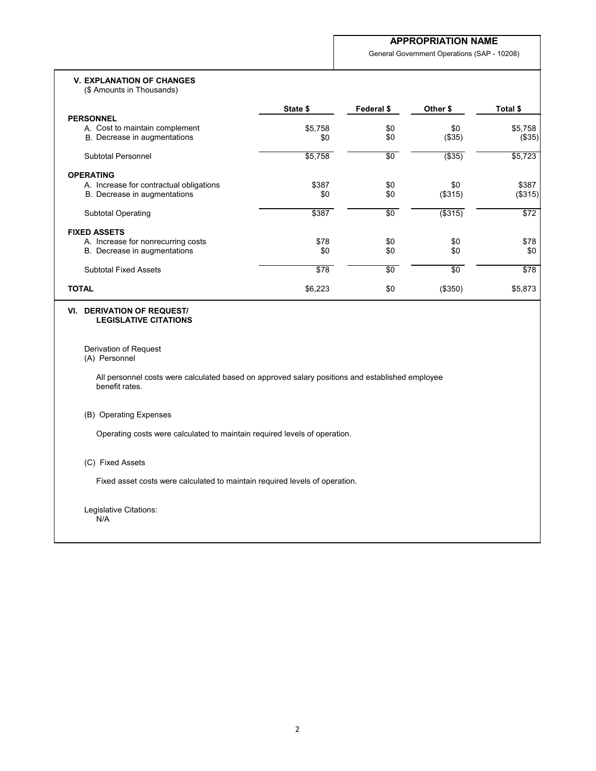## APPROPRIATION NAME

General Government Operations (SAP - 10208)

### V. EXPLANATION OF CHANGES

($ Amounts in Thousands)

| | State $ | Federal $ | Other $ | Total $ |
|---|---|---|---|---|
| **PERSONNEL** | | | | |
| A. Cost to maintain complement | $5,758 | $0 | $0 | $5,758 |
| B. Decrease in augmentations | $0 | $0 | ($35) | ($35) |
| Subtotal Personnel | $5,758 | $0 | ($35) | $5,723 |
| **OPERATING** | | | | |
| A. Increase for contractual obligations | $387 | $0 | $0 | $387 |
| B. Decrease in augmentations | $0 | $0 | ($315) | ($315) |
| Subtotal Operating | $387 | $0 | ($315) | $72 |
| **FIXED ASSETS** | | | | |
| A. Increase for nonrecurring costs | $78 | $0 | $0 | $78 |
| B. Decrease in augmentations | $0 | $0 | $0 | $0 |
| Subtotal Fixed Assets | $78 | $0 | $0 | $78 |
| **TOTAL** | $6,223 | $0 | ($350) | $5,873 |

### VI. DERIVATION OF REQUEST/ LEGISLATIVE CITATIONS

Derivation of Request

(A) Personnel

All personnel costs were calculated based on approved salary positions and established employee benefit rates.

(B) Operating Expenses

Operating costs were calculated to maintain required levels of operation.

(C) Fixed Assets

Fixed asset costs were calculated to maintain required levels of operation.

Legislative Citations:
N/A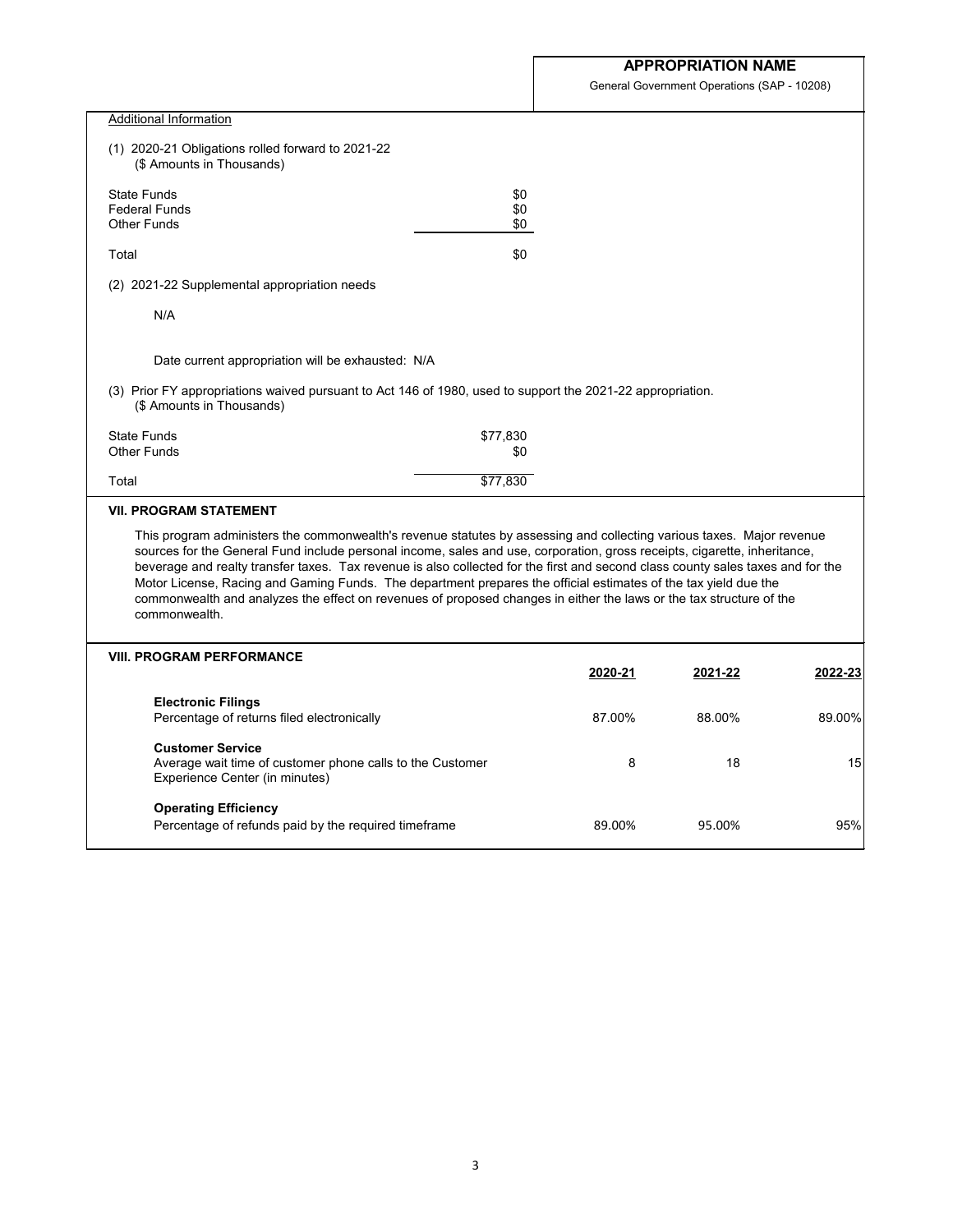**APPROPRIATION NAME**

General Government Operations (SAP - 10208)

Additional Information

(1) 2020-21 Obligations rolled forward to 2021-22
(\$ Amounts in Thousands)

| | |
|---|---|
| State Funds | $0 |
| Federal Funds | $0 |
| Other Funds | $0 |
| Total | $0 |

(2) 2021-22 Supplemental appropriation needs

N/A

Date current appropriation will be exhausted: N/A

(3) Prior FY appropriations waived pursuant to Act 146 of 1980, used to support the 2021-22 appropriation.
(\$ Amounts in Thousands)

| | |
|---|---|
| State Funds | $77,830 |
| Other Funds | $0 |
| Total | $77,830 |

## VII. PROGRAM STATEMENT

This program administers the commonwealth's revenue statutes by assessing and collecting various taxes. Major revenue sources for the General Fund include personal income, sales and use, corporation, gross receipts, cigarette, inheritance, beverage and realty transfer taxes. Tax revenue is also collected for the first and second class county sales taxes and for the Motor License, Racing and Gaming Funds. The department prepares the official estimates of the tax yield due the commonwealth and analyzes the effect on revenues of proposed changes in either the laws or the tax structure of the commonwealth.

## VIII. PROGRAM PERFORMANCE

| | 2020-21 | 2021-22 | 2022-23 |
|---|---|---|---|
| **Electronic Filings** | | | |
| Percentage of returns filed electronically | 87.00% | 88.00% | 89.00% |
| **Customer Service** | | | |
| Average wait time of customer phone calls to the Customer Experience Center (in minutes) | 8 | 18 | 15 |
| **Operating Efficiency** | | | |
| Percentage of refunds paid by the required timeframe | 89.00% | 95.00% | 95% |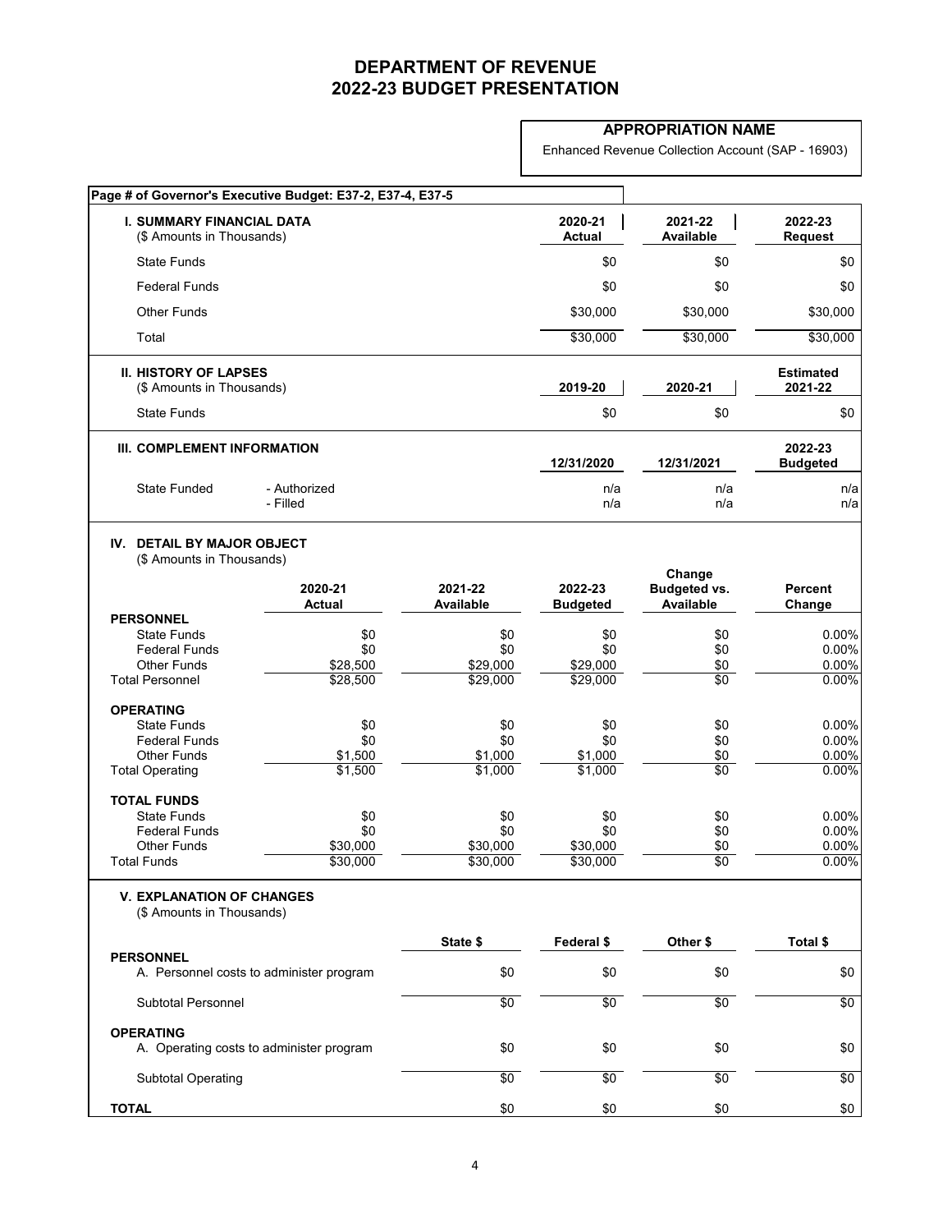# DEPARTMENT OF REVENUE
# 2022-23 BUDGET PRESENTATION

**APPROPRIATION NAME**

Enhanced Revenue Collection Account (SAP - 16903)

**Page # of Governor's Executive Budget: E37-2, E37-4, E37-5**

| **I. SUMMARY FINANCIAL DATA** (\$ Amounts in Thousands) | **2020-21 Actual** | **2021-22 Available** | **2022-23 Request** |
|---|---|---|---|
| State Funds | \$0 | \$0 | \$0 |
| Federal Funds | \$0 | \$0 | \$0 |
| Other Funds | \$30,000 | \$30,000 | \$30,000 |
| Total | \$30,000 | \$30,000 | \$30,000 |

| **II. HISTORY OF LAPSES** (\$ Amounts in Thousands) | **2019-20** | **2020-21** | **Estimated 2021-22** |
|---|---|---|---|
| State Funds | \$0 | \$0 | \$0 |

| **III. COMPLEMENT INFORMATION** | | **12/31/2020** | **12/31/2021** | **2022-23 Budgeted** |
|---|---|---|---|---|
| State Funded | - Authorized | n/a | n/a | n/a |
| | - Filled | n/a | n/a | n/a |

**IV. DETAIL BY MAJOR OBJECT**
(\$ Amounts in Thousands)

| | **2020-21 Actual** | **2021-22 Available** | **2022-23 Budgeted** | **Change Budgeted vs. Available** | **Percent Change** |
|---|---|---|---|---|---|
| **PERSONNEL** | | | | | |
| State Funds | \$0 | \$0 | \$0 | \$0 | 0.00% |
| Federal Funds | \$0 | \$0 | \$0 | \$0 | 0.00% |
| Other Funds | \$28,500 | \$29,000 | \$29,000 | \$0 | 0.00% |
| Total Personnel | \$28,500 | \$29,000 | \$29,000 | \$0 | 0.00% |
| **OPERATING** | | | | | |
| State Funds | \$0 | \$0 | \$0 | \$0 | 0.00% |
| Federal Funds | \$0 | \$0 | \$0 | \$0 | 0.00% |
| Other Funds | \$1,500 | \$1,000 | \$1,000 | \$0 | 0.00% |
| Total Operating | \$1,500 | \$1,000 | \$1,000 | \$0 | 0.00% |
| **TOTAL FUNDS** | | | | | |
| State Funds | \$0 | \$0 | \$0 | \$0 | 0.00% |
| Federal Funds | \$0 | \$0 | \$0 | \$0 | 0.00% |
| Other Funds | \$30,000 | \$30,000 | \$30,000 | \$0 | 0.00% |
| Total Funds | \$30,000 | \$30,000 | \$30,000 | \$0 | 0.00% |

**V. EXPLANATION OF CHANGES**
(\$ Amounts in Thousands)

| | **State \$** | **Federal \$** | **Other \$** | **Total \$** |
|---|---|---|---|---|
| **PERSONNEL** | | | | |
| A. Personnel costs to administer program | \$0 | \$0 | \$0 | \$0 |
| Subtotal Personnel | \$0 | \$0 | \$0 | \$0 |
| **OPERATING** | | | | |
| A. Operating costs to administer program | \$0 | \$0 | \$0 | \$0 |
| Subtotal Operating | \$0 | \$0 | \$0 | \$0 |
| **TOTAL** | \$0 | \$0 | \$0 | \$0 |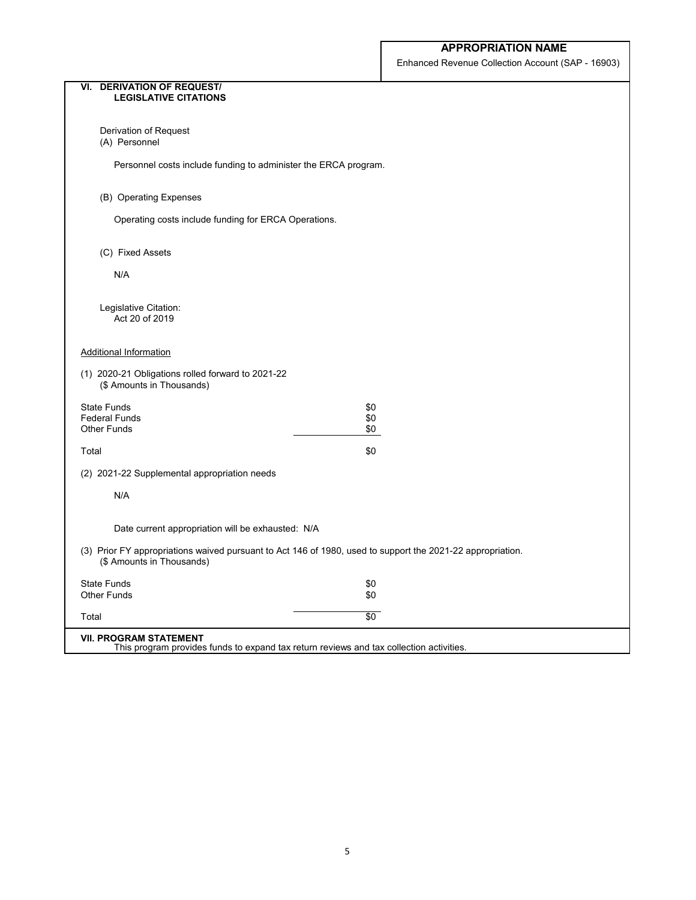**APPROPRIATION NAME**

Enhanced Revenue Collection Account (SAP - 16903)

## VI. DERIVATION OF REQUEST/ LEGISLATIVE CITATIONS

Derivation of Request

(A) Personnel

Personnel costs include funding to administer the ERCA program.

(B) Operating Expenses

Operating costs include funding for ERCA Operations.

(C) Fixed Assets

N/A

Legislative Citation:
Act 20 of 2019

Additional Information

(1) 2020-21 Obligations rolled forward to 2021-22
(\$ Amounts in Thousands)

| | |
|---|---|
| State Funds | \$0 |
| Federal Funds | \$0 |
| Other Funds | \$0 |
| Total | \$0 |

(2) 2021-22 Supplemental appropriation needs

N/A

Date current appropriation will be exhausted: N/A

(3) Prior FY appropriations waived pursuant to Act 146 of 1980, used to support the 2021-22 appropriation.
(\$ Amounts in Thousands)

| | |
|---|---|
| State Funds | \$0 |
| Other Funds | \$0 |
| Total | \$0 |

## VII. PROGRAM STATEMENT

This program provides funds to expand tax return reviews and tax collection activities.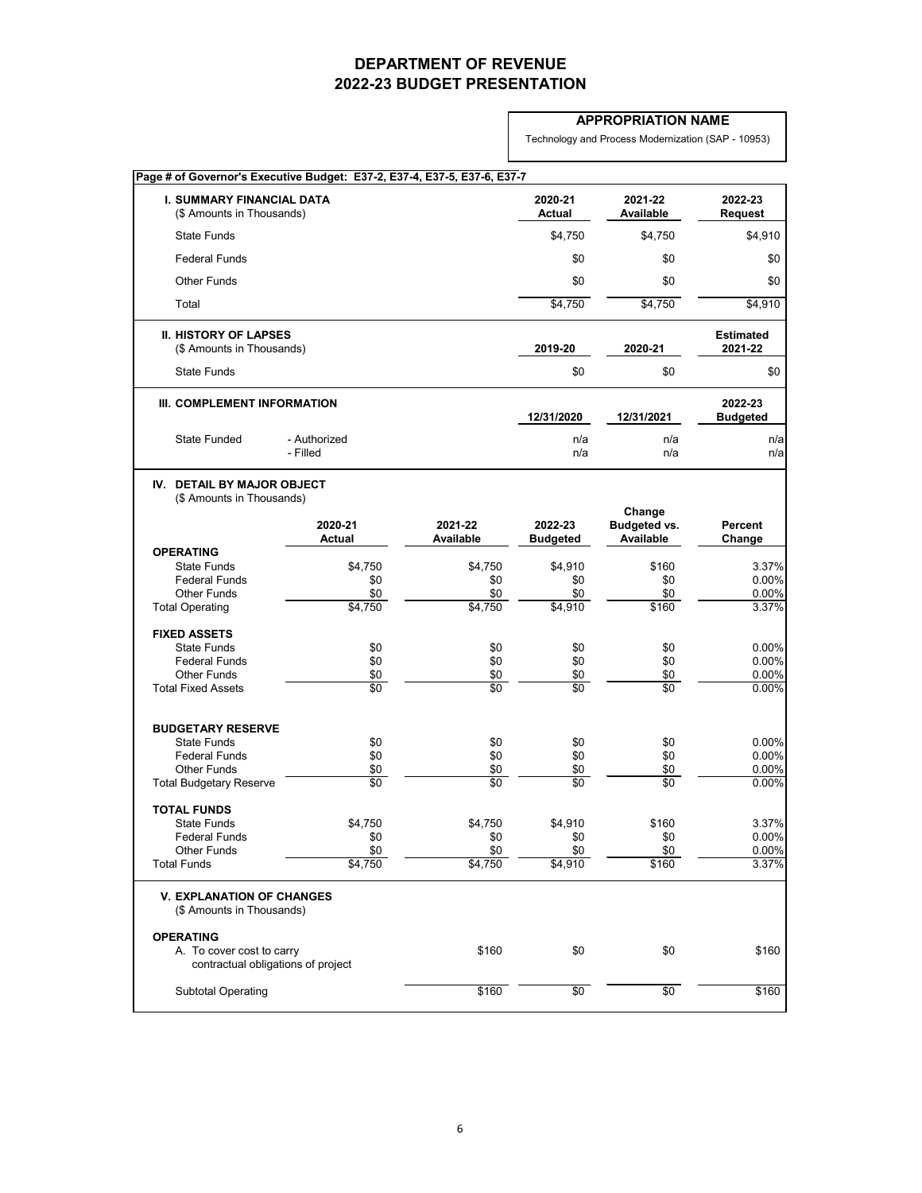# DEPARTMENT OF REVENUE
# 2022-23 BUDGET PRESENTATION

**APPROPRIATION NAME**

Technology and Process Modernization (SAP - 10953)

**Page # of Governor's Executive Budget: E37-2, E37-4, E37-5, E37-6, E37-7**

### I. SUMMARY FINANCIAL DATA

| ($ Amounts in Thousands) | 2020-21 Actual | 2021-22 Available | 2022-23 Request |
|---|---|---|---|
| State Funds | $4,750 | $4,750 | $4,910 |
| Federal Funds | $0 | $0 | $0 |
| Other Funds | $0 | $0 | $0 |
| Total | $4,750 | $4,750 | $4,910 |

### II. HISTORY OF LAPSES

| ($ Amounts in Thousands) | 2019-20 | 2020-21 | Estimated 2021-22 |
|---|---|---|---|
| State Funds | $0 | $0 | $0 |

### III. COMPLEMENT INFORMATION

| | | 12/31/2020 | 12/31/2021 | 2022-23 Budgeted |
|---|---|---|---|---|
| State Funded | - Authorized | n/a | n/a | n/a |
| | - Filled | n/a | n/a | n/a |

### IV. DETAIL BY MAJOR OBJECT

($ Amounts in Thousands)

| | 2020-21 Actual | 2021-22 Available | 2022-23 Budgeted | Change Budgeted vs. Available | Percent Change |
|---|---|---|---|---|---|
| **OPERATING** | | | | | |
| State Funds | $4,750 | $4,750 | $4,910 | $160 | 3.37% |
| Federal Funds | $0 | $0 | $0 | $0 | 0.00% |
| Other Funds | $0 | $0 | $0 | $0 | 0.00% |
| Total Operating | $4,750 | $4,750 | $4,910 | $160 | 3.37% |
| **FIXED ASSETS** | | | | | |
| State Funds | $0 | $0 | $0 | $0 | 0.00% |
| Federal Funds | $0 | $0 | $0 | $0 | 0.00% |
| Other Funds | $0 | $0 | $0 | $0 | 0.00% |
| Total Fixed Assets | $0 | $0 | $0 | $0 | 0.00% |
| **BUDGETARY RESERVE** | | | | | |
| State Funds | $0 | $0 | $0 | $0 | 0.00% |
| Federal Funds | $0 | $0 | $0 | $0 | 0.00% |
| Other Funds | $0 | $0 | $0 | $0 | 0.00% |
| Total Budgetary Reserve | $0 | $0 | $0 | $0 | 0.00% |
| **TOTAL FUNDS** | | | | | |
| State Funds | $4,750 | $4,750 | $4,910 | $160 | 3.37% |
| Federal Funds | $0 | $0 | $0 | $0 | 0.00% |
| Other Funds | $0 | $0 | $0 | $0 | 0.00% |
| Total Funds | $4,750 | $4,750 | $4,910 | $160 | 3.37% |

### V. EXPLANATION OF CHANGES

($ Amounts in Thousands)

| | | | | |
|---|---|---|---|---|
| **OPERATING** | | | | |
| A. To cover cost to carry contractual obligations of project | $160 | $0 | $0 | $160 |
| Subtotal Operating | $160 | $0 | $0 | $160 |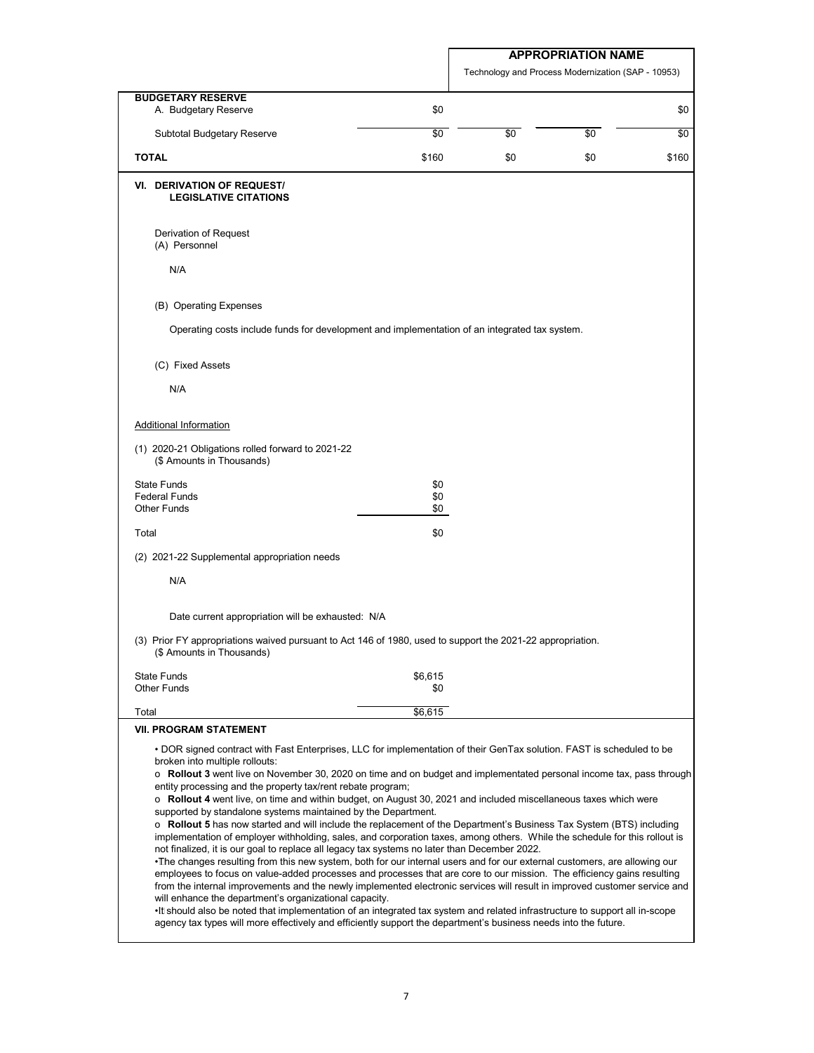| | | APPROPRIATION NAME<br>Technology and Process Modernization (SAP - 10953) | | |
|---|---|---|---|---|
| **BUDGETARY RESERVE** | | | | |
| A. Budgetary Reserve | $0 | | | $0 |
| Subtotal Budgetary Reserve | $0 | $0 | $0 | $0 |
| **TOTAL** | $160 | $0 | $0 | $160 |

## VI. DERIVATION OF REQUEST/ LEGISLATIVE CITATIONS

Derivation of Request

(A) Personnel

N/A

(B) Operating Expenses

Operating costs include funds for development and implementation of an integrated tax system.

(C) Fixed Assets

N/A

Additional Information

(1) 2020-21 Obligations rolled forward to 2021-22
(\$ Amounts in Thousands)

| | |
|---|---|
| State Funds | $0 |
| Federal Funds | $0 |
| Other Funds | $0 |
| Total | $0 |

(2) 2021-22 Supplemental appropriation needs

N/A

Date current appropriation will be exhausted: N/A

(3) Prior FY appropriations waived pursuant to Act 146 of 1980, used to support the 2021-22 appropriation.
(\$ Amounts in Thousands)

| | |
|---|---|
| State Funds | $6,615 |
| Other Funds | $0 |
| Total | $6,615 |

## VII. PROGRAM STATEMENT

• DOR signed contract with Fast Enterprises, LLC for implementation of their GenTax solution. FAST is scheduled to be broken into multiple rollouts:

o **Rollout 3** went live on November 30, 2020 on time and on budget and implementated personal income tax, pass through entity processing and the property tax/rent rebate program;

o **Rollout 4** went live, on time and within budget, on August 30, 2021 and included miscellaneous taxes which were supported by standalone systems maintained by the Department.

o **Rollout 5** has now started and will include the replacement of the Department's Business Tax System (BTS) including implementation of employer withholding, sales, and corporation taxes, among others. While the schedule for this rollout is not finalized, it is our goal to replace all legacy tax systems no later than December 2022.

•The changes resulting from this new system, both for our internal users and for our external customers, are allowing our employees to focus on value-added processes and processes that are core to our mission. The efficiency gains resulting from the internal improvements and the newly implemented electronic services will result in improved customer service and will enhance the department's organizational capacity.

•It should also be noted that implementation of an integrated tax system and related infrastructure to support all in-scope agency tax types will more effectively and efficiently support the department's business needs into the future.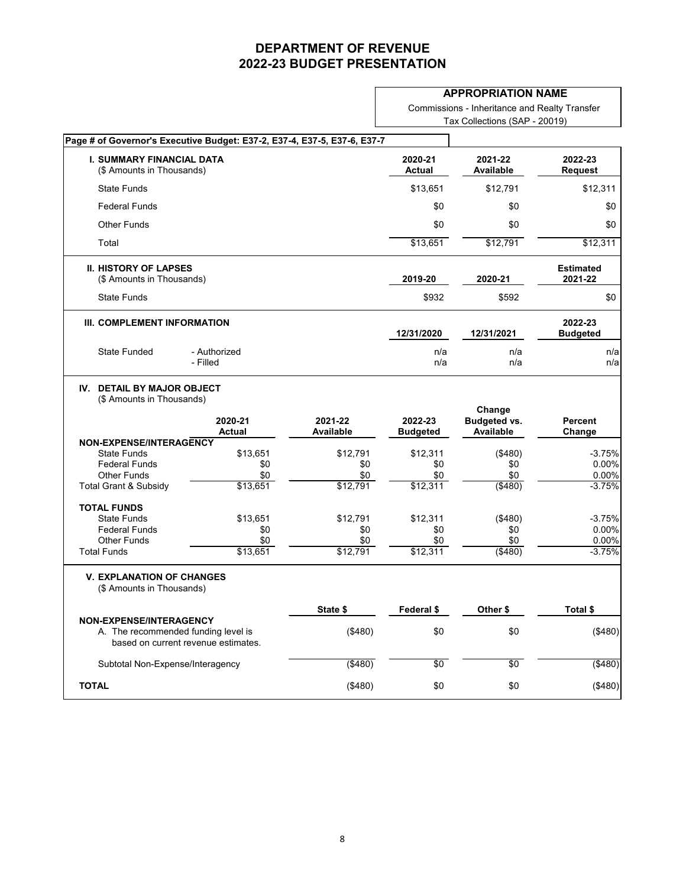# DEPARTMENT OF REVENUE
# 2022-23 BUDGET PRESENTATION

**APPROPRIATION NAME**

Commissions - Inheritance and Realty Transfer Tax Collections (SAP - 20019)

**Page # of Governor's Executive Budget: E37-2, E37-4, E37-5, E37-6, E37-7**

| I. SUMMARY FINANCIAL DATA (\$ Amounts in Thousands) | 2020-21 Actual | 2021-22 Available | 2022-23 Request |
|---|---|---|---|
| State Funds | \$13,651 | \$12,791 | \$12,311 |
| Federal Funds | \$0 | \$0 | \$0 |
| Other Funds | \$0 | \$0 | \$0 |
| Total | \$13,651 | \$12,791 | \$12,311 |

| II. HISTORY OF LAPSES (\$ Amounts in Thousands) | 2019-20 | 2020-21 | Estimated 2021-22 |
|---|---|---|---|
| State Funds | \$932 | \$592 | \$0 |

| III. COMPLEMENT INFORMATION | | 12/31/2020 | 12/31/2021 | 2022-23 Budgeted |
|---|---|---|---|---|
| State Funded | - Authorized | n/a | n/a | n/a |
| | - Filled | n/a | n/a | n/a |

**IV. DETAIL BY MAJOR OBJECT**
(\$ Amounts in Thousands)

| | 2020-21 Actual | 2021-22 Available | 2022-23 Budgeted | Change Budgeted vs. Available | Percent Change |
|---|---|---|---|---|---|
| **NON-EXPENSE/INTERAGENCY** | | | | | |
| State Funds | \$13,651 | \$12,791 | \$12,311 | (\$480) | -3.75% |
| Federal Funds | \$0 | \$0 | \$0 | \$0 | 0.00% |
| Other Funds | \$0 | \$0 | \$0 | \$0 | 0.00% |
| Total Grant & Subsidy | \$13,651 | \$12,791 | \$12,311 | (\$480) | -3.75% |
| **TOTAL FUNDS** | | | | | |
| State Funds | \$13,651 | \$12,791 | \$12,311 | (\$480) | -3.75% |
| Federal Funds | \$0 | \$0 | \$0 | \$0 | 0.00% |
| Other Funds | \$0 | \$0 | \$0 | \$0 | 0.00% |
| Total Funds | \$13,651 | \$12,791 | \$12,311 | (\$480) | -3.75% |

**V. EXPLANATION OF CHANGES**
(\$ Amounts in Thousands)

| | State \$ | Federal \$ | Other \$ | Total \$ |
|---|---|---|---|---|
| **NON-EXPENSE/INTERAGENCY** | | | | |
| A. The recommended funding level is based on current revenue estimates. | (\$480) | \$0 | \$0 | (\$480) |
| Subtotal Non-Expense/Interagency | (\$480) | \$0 | \$0 | (\$480) |
| **TOTAL** | (\$480) | \$0 | \$0 | (\$480) |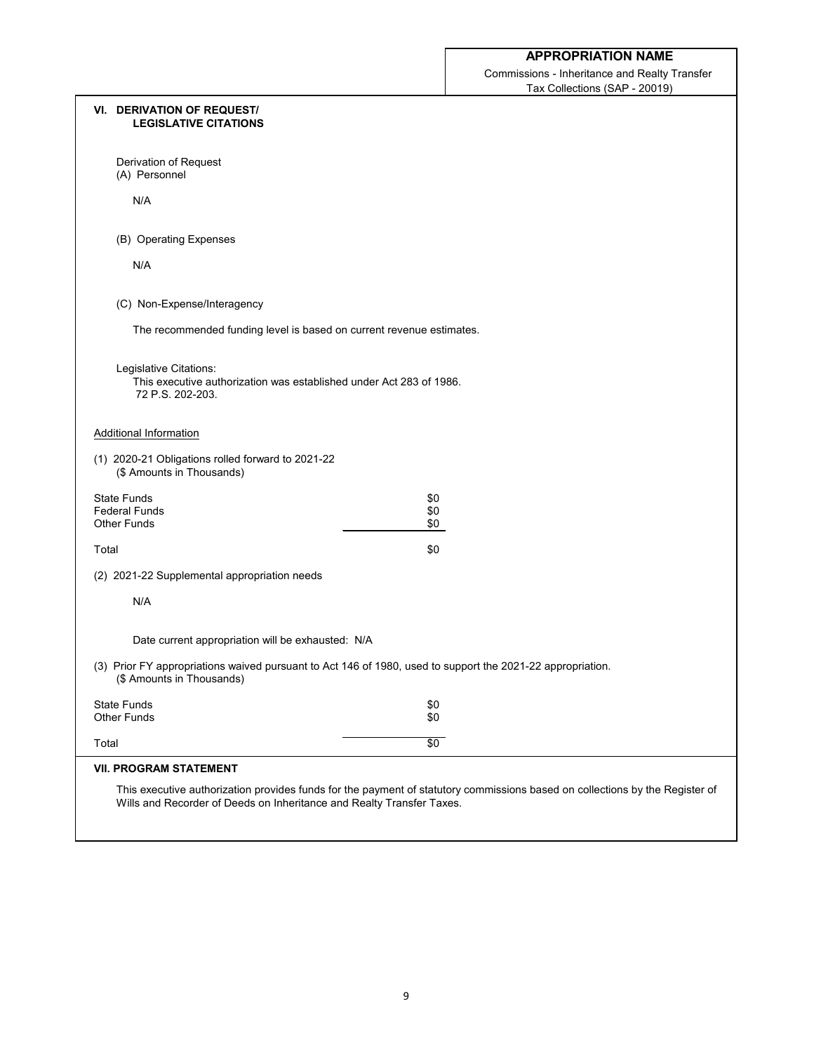**APPROPRIATION NAME**

Commissions - Inheritance and Realty Transfer Tax Collections (SAP - 20019)

## VI. DERIVATION OF REQUEST/ LEGISLATIVE CITATIONS

Derivation of Request

(A) Personnel

N/A

(B) Operating Expenses

N/A

(C) Non-Expense/Interagency

The recommended funding level is based on current revenue estimates.

Legislative Citations:

This executive authorization was established under Act 283 of 1986.
72 P.S. 202-203.

Additional Information

(1) 2020-21 Obligations rolled forward to 2021-22
(\$ Amounts in Thousands)

| | |
|---|---|
| State Funds | $0 |
| Federal Funds | $0 |
| Other Funds | $0 |
| Total | $0 |

(2) 2021-22 Supplemental appropriation needs

N/A

Date current appropriation will be exhausted: N/A

(3) Prior FY appropriations waived pursuant to Act 146 of 1980, used to support the 2021-22 appropriation.
($ Amounts in Thousands)

| | |
|---|---|
| State Funds | $0 |
| Other Funds | $0 |
| Total | $0 |

## VII. PROGRAM STATEMENT

This executive authorization provides funds for the payment of statutory commissions based on collections by the Register of Wills and Recorder of Deeds on Inheritance and Realty Transfer Taxes.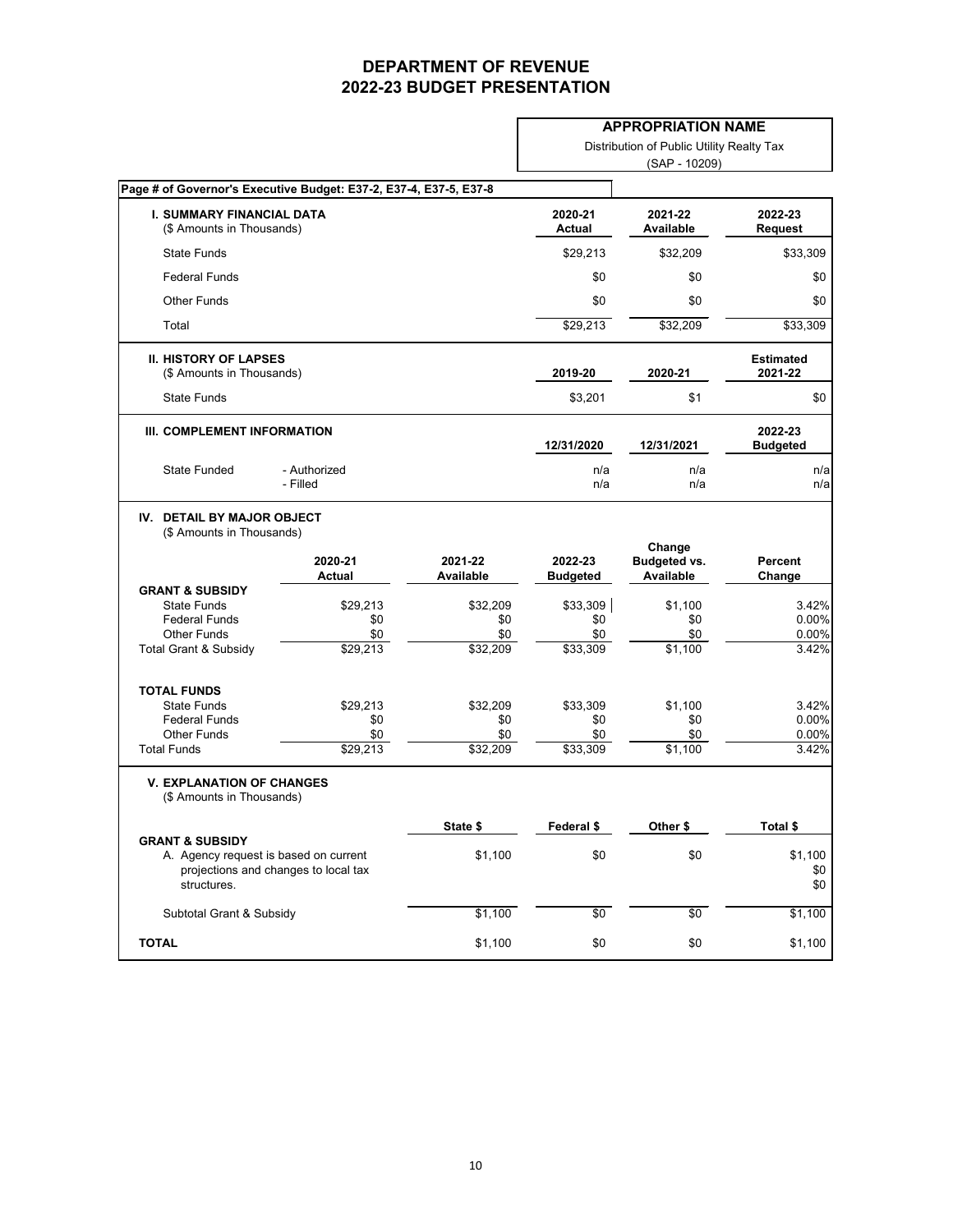# DEPARTMENT OF REVENUE
# 2022-23 BUDGET PRESENTATION

**APPROPRIATION NAME**

Distribution of Public Utility Realty Tax
(SAP - 10209)

**Page # of Governor's Executive Budget: E37-2, E37-4, E37-5, E37-8**

| **I. SUMMARY FINANCIAL DATA** ($ Amounts in Thousands) | **2020-21 Actual** | **2021-22 Available** | **2022-23 Request** |
|---|---|---|---|
| State Funds | $29,213 | $32,209 | $33,309 |
| Federal Funds | $0 | $0 | $0 |
| Other Funds | $0 | $0 | $0 |
| Total | $29,213 | $32,209 | $33,309 |

| **II. HISTORY OF LAPSES** ($ Amounts in Thousands) | **2019-20** | **2020-21** | **Estimated 2021-22** |
|---|---|---|---|
| State Funds | $3,201 | $1 | $0 |

| **III. COMPLEMENT INFORMATION** | | **12/31/2020** | **12/31/2021** | **2022-23 Budgeted** |
|---|---|---|---|---|
| State Funded | - Authorized | n/a | n/a | n/a |
| | - Filled | n/a | n/a | n/a |

**IV. DETAIL BY MAJOR OBJECT**
($ Amounts in Thousands)

| | 2020-21 Actual | 2021-22 Available | 2022-23 Budgeted | Change Budgeted vs. Available | Percent Change |
|---|---|---|---|---|---|
| **GRANT & SUBSIDY** | | | | | |
| State Funds | $29,213 | $32,209 | $33,309 | $1,100 | 3.42% |
| Federal Funds | $0 | $0 | $0 | $0 | 0.00% |
| Other Funds | $0 | $0 | $0 | $0 | 0.00% |
| Total Grant & Subsidy | $29,213 | $32,209 | $33,309 | $1,100 | 3.42% |
| **TOTAL FUNDS** | | | | | |
| State Funds | $29,213 | $32,209 | $33,309 | $1,100 | 3.42% |
| Federal Funds | $0 | $0 | $0 | $0 | 0.00% |
| Other Funds | $0 | $0 | $0 | $0 | 0.00% |
| Total Funds | $29,213 | $32,209 | $33,309 | $1,100 | 3.42% |

**V. EXPLANATION OF CHANGES**
($ Amounts in Thousands)

| | State $ | Federal $ | Other $ | Total $ |
|---|---|---|---|---|
| **GRANT & SUBSIDY** | | | | |
| A. Agency request is based on current projections and changes to local tax structures. | $1,100 | $0 | $0 | $1,100 |
| | | | | $0 |
| | | | | $0 |
| Subtotal Grant & Subsidy | $1,100 | $0 | $0 | $1,100 |
| **TOTAL** | $1,100 | $0 | $0 | $1,100 |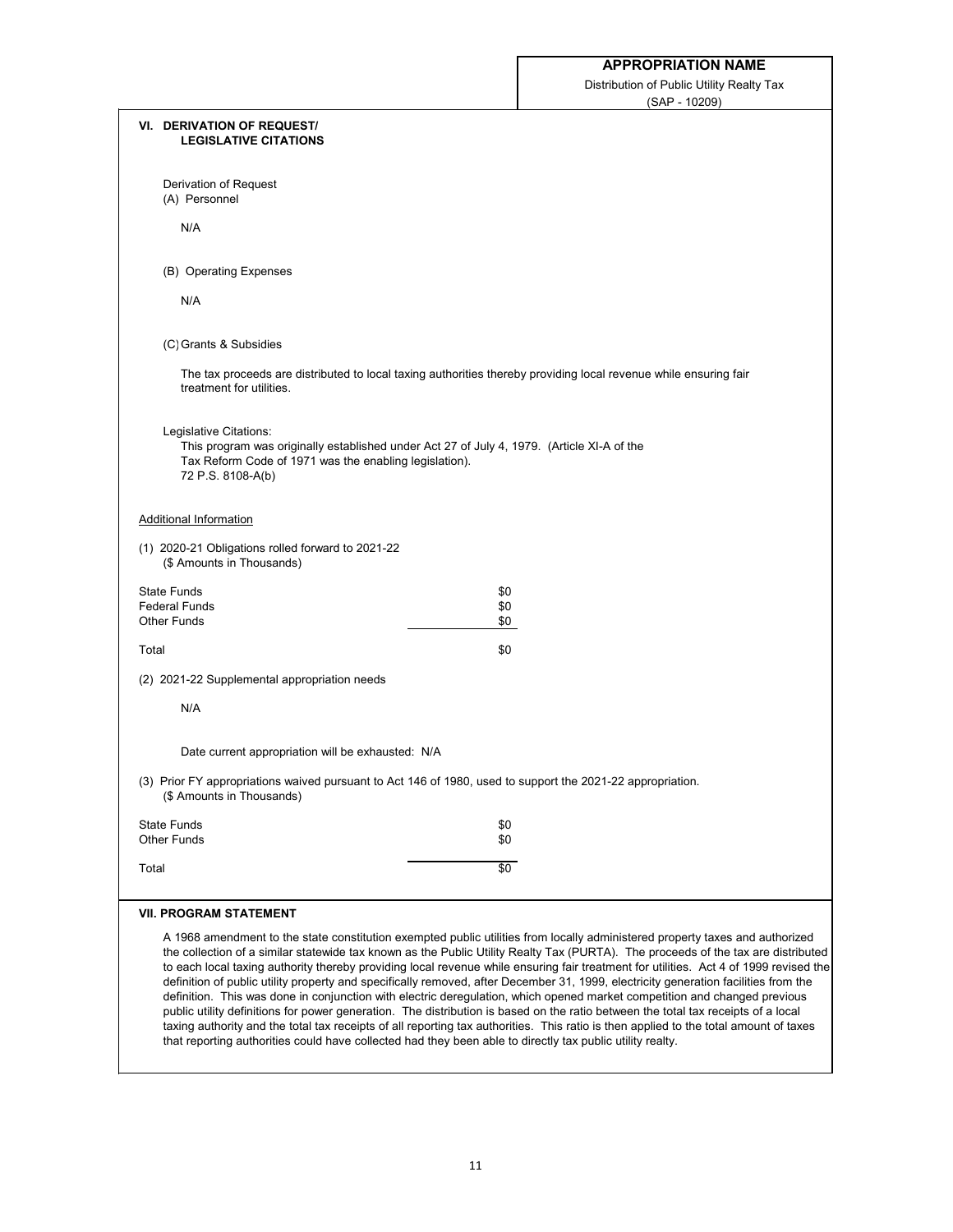**APPROPRIATION NAME**

Distribution of Public Utility Realty Tax
(SAP - 10209)

## VI. DERIVATION OF REQUEST/ LEGISLATIVE CITATIONS

Derivation of Request

(A) Personnel

N/A

(B) Operating Expenses

N/A

(C) Grants & Subsidies

The tax proceeds are distributed to local taxing authorities thereby providing local revenue while ensuring fair treatment for utilities.

Legislative Citations:

This program was originally established under Act 27 of July 4, 1979. (Article XI-A of the Tax Reform Code of 1971 was the enabling legislation).
72 P.S. 8108-A(b)

Additional Information

(1) 2020-21 Obligations rolled forward to 2021-22
(\$ Amounts in Thousands)

| | |
|---|---|
| State Funds | \$0 |
| Federal Funds | \$0 |
| Other Funds | \$0 |
| Total | \$0 |

(2) 2021-22 Supplemental appropriation needs

N/A

Date current appropriation will be exhausted: N/A

(3) Prior FY appropriations waived pursuant to Act 146 of 1980, used to support the 2021-22 appropriation.
(\$ Amounts in Thousands)

| | |
|---|---|
| State Funds | \$0 |
| Other Funds | \$0 |
| Total | \$0 |

## VII. PROGRAM STATEMENT

A 1968 amendment to the state constitution exempted public utilities from locally administered property taxes and authorized the collection of a similar statewide tax known as the Public Utility Realty Tax (PURTA). The proceeds of the tax are distributed to each local taxing authority thereby providing local revenue while ensuring fair treatment for utilities. Act 4 of 1999 revised the definition of public utility property and specifically removed, after December 31, 1999, electricity generation facilities from the definition. This was done in conjunction with electric deregulation, which opened market competition and changed previous public utility definitions for power generation. The distribution is based on the ratio between the total tax receipts of a local taxing authority and the total tax receipts of all reporting tax authorities. This ratio is then applied to the total amount of taxes that reporting authorities could have collected had they been able to directly tax public utility realty.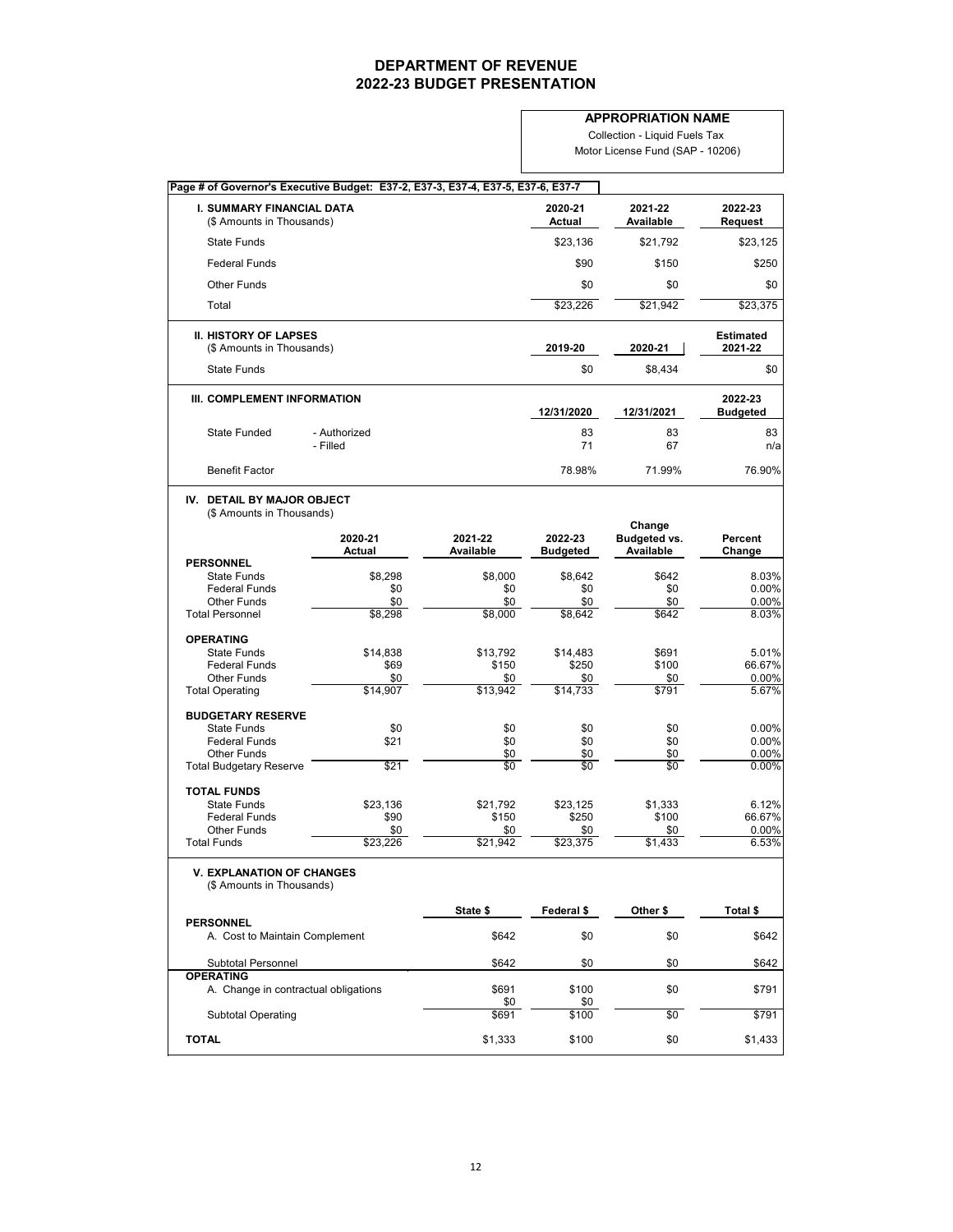# DEPARTMENT OF REVENUE
## 2022-23 BUDGET PRESENTATION

**APPROPRIATION NAME**

Collection - Liquid Fuels Tax

Motor License Fund (SAP - 10206)

**Page # of Governor's Executive Budget: E37-2, E37-3, E37-4, E37-5, E37-6, E37-7**

| **I. SUMMARY FINANCIAL DATA** ($ Amounts in Thousands) | **2020-21 Actual** | **2021-22 Available** | **2022-23 Request** |
|---|---|---|---|
| State Funds | $23,136 | $21,792 | $23,125 |
| Federal Funds | $90 | $150 | $250 |
| Other Funds | $0 | $0 | $0 |
| Total | $23,226 | $21,942 | $23,375 |

| **II. HISTORY OF LAPSES** ($ Amounts in Thousands) | **2019-20** | **2020-21** | **Estimated 2021-22** |
|---|---|---|---|
| State Funds | $0 | $8,434 | $0 |

| **III. COMPLEMENT INFORMATION** | | **12/31/2020** | **12/31/2021** | **2022-23 Budgeted** |
|---|---|---|---|---|
| State Funded | - Authorized | 83 | 83 | 83 |
| | - Filled | 71 | 67 | n/a |
| Benefit Factor | | 78.98% | 71.99% | 76.90% |

**IV. DETAIL BY MAJOR OBJECT**
($ Amounts in Thousands)

| | **2020-21 Actual** | **2021-22 Available** | **2022-23 Budgeted** | **Change Budgeted vs. Available** | **Percent Change** |
|---|---|---|---|---|---|
| **PERSONNEL** | | | | | |
| State Funds | $8,298 | $8,000 | $8,642 | $642 | 8.03% |
| Federal Funds | $0 | $0 | $0 | $0 | 0.00% |
| Other Funds | $0 | $0 | $0 | $0 | 0.00% |
| Total Personnel | $8,298 | $8,000 | $8,642 | $642 | 8.03% |
| **OPERATING** | | | | | |
| State Funds | $14,838 | $13,792 | $14,483 | $691 | 5.01% |
| Federal Funds | $69 | $150 | $250 | $100 | 66.67% |
| Other Funds | $0 | $0 | $0 | $0 | 0.00% |
| Total Operating | $14,907 | $13,942 | $14,733 | $791 | 5.67% |
| **BUDGETARY RESERVE** | | | | | |
| State Funds | $0 | $0 | $0 | $0 | 0.00% |
| Federal Funds | $21 | $0 | $0 | $0 | 0.00% |
| Other Funds | $0 | $0 | $0 | $0 | 0.00% |
| Total Budgetary Reserve | $21 | $0 | $0 | $0 | 0.00% |
| **TOTAL FUNDS** | | | | | |
| State Funds | $23,136 | $21,792 | $23,125 | $1,333 | 6.12% |
| Federal Funds | $90 | $150 | $250 | $100 | 66.67% |
| Other Funds | $0 | $0 | $0 | $0 | 0.00% |
| Total Funds | $23,226 | $21,942 | $23,375 | $1,433 | 6.53% |

**V. EXPLANATION OF CHANGES**
($ Amounts in Thousands)

| | **State $** | **Federal $** | **Other $** | **Total $** |
|---|---|---|---|---|
| **PERSONNEL** | | | | |
| A. Cost to Maintain Complement | $642 | $0 | $0 | $642 |
| Subtotal Personnel | $642 | $0 | $0 | $642 |
| **OPERATING** | | | | |
| A. Change in contractual obligations | $691 | $100 | $0 | $791 |
| | $0 | $0 | | |
| Subtotal Operating | $691 | $100 | $0 | $791 |
| **TOTAL** | $1,333 | $100 | $0 | $1,433 |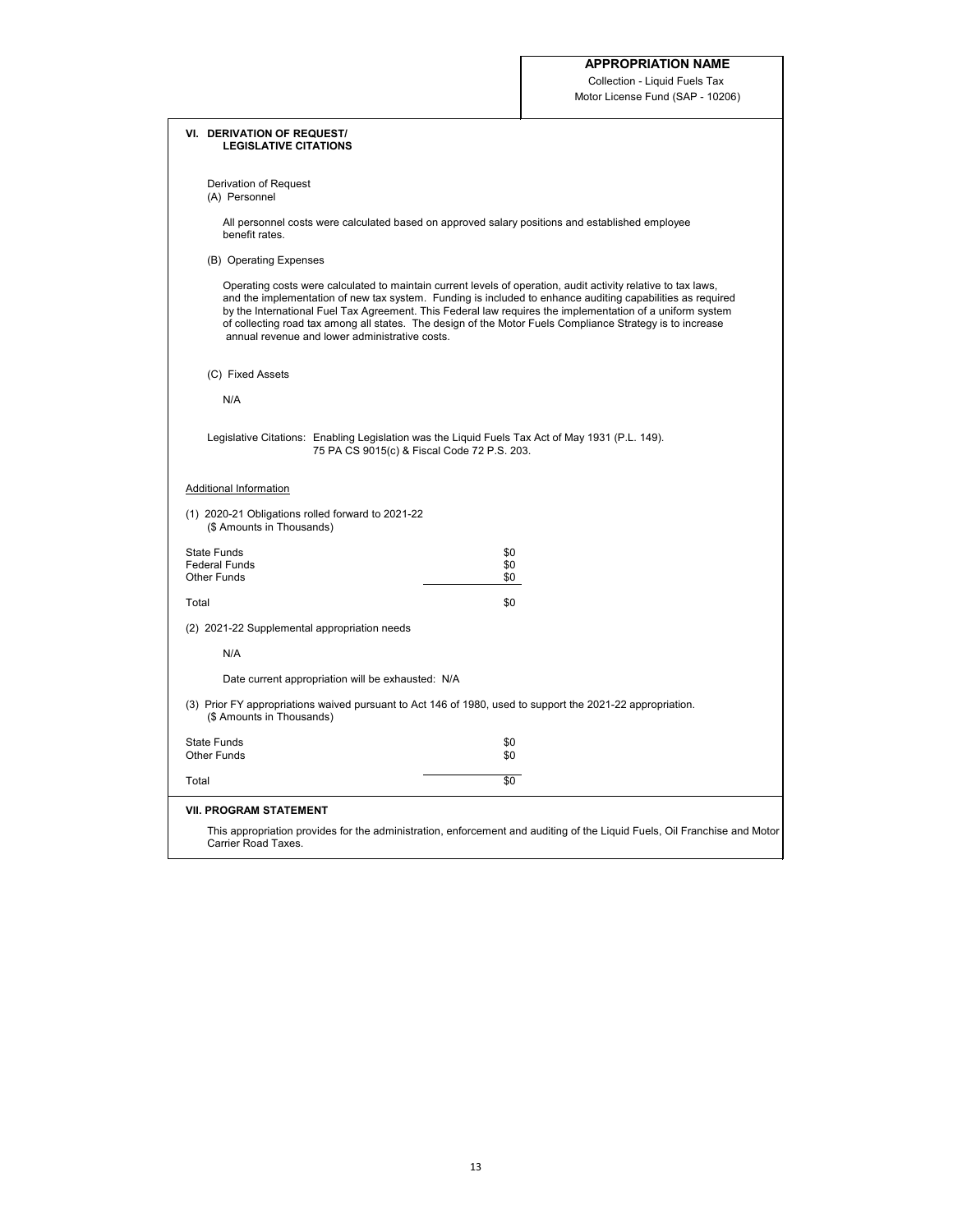**APPROPRIATION NAME**

Collection - Liquid Fuels Tax
Motor License Fund (SAP - 10206)

## VI. DERIVATION OF REQUEST/ LEGISLATIVE CITATIONS

Derivation of Request

(A) Personnel

All personnel costs were calculated based on approved salary positions and established employee benefit rates.

(B) Operating Expenses

Operating costs were calculated to maintain current levels of operation, audit activity relative to tax laws, and the implementation of new tax system. Funding is included to enhance auditing capabilities as required by the International Fuel Tax Agreement. This Federal law requires the implementation of a uniform system of collecting road tax among all states. The design of the Motor Fuels Compliance Strategy is to increase annual revenue and lower administrative costs.

(C) Fixed Assets

N/A

Legislative Citations: Enabling Legislation was the Liquid Fuels Tax Act of May 1931 (P.L. 149).
75 PA CS 9015(c) & Fiscal Code 72 P.S. 203.

Additional Information

(1) 2020-21 Obligations rolled forward to 2021-22
($ Amounts in Thousands)

| | |
|---|---|
| State Funds | $0 |
| Federal Funds | $0 |
| Other Funds | $0 |
| Total | $0 |

(2) 2021-22 Supplemental appropriation needs

N/A

Date current appropriation will be exhausted: N/A

(3) Prior FY appropriations waived pursuant to Act 146 of 1980, used to support the 2021-22 appropriation.
($ Amounts in Thousands)

| | |
|---|---|
| State Funds | $0 |
| Other Funds | $0 |
| Total | $0 |

## VII. PROGRAM STATEMENT

This appropriation provides for the administration, enforcement and auditing of the Liquid Fuels, Oil Franchise and Motor Carrier Road Taxes.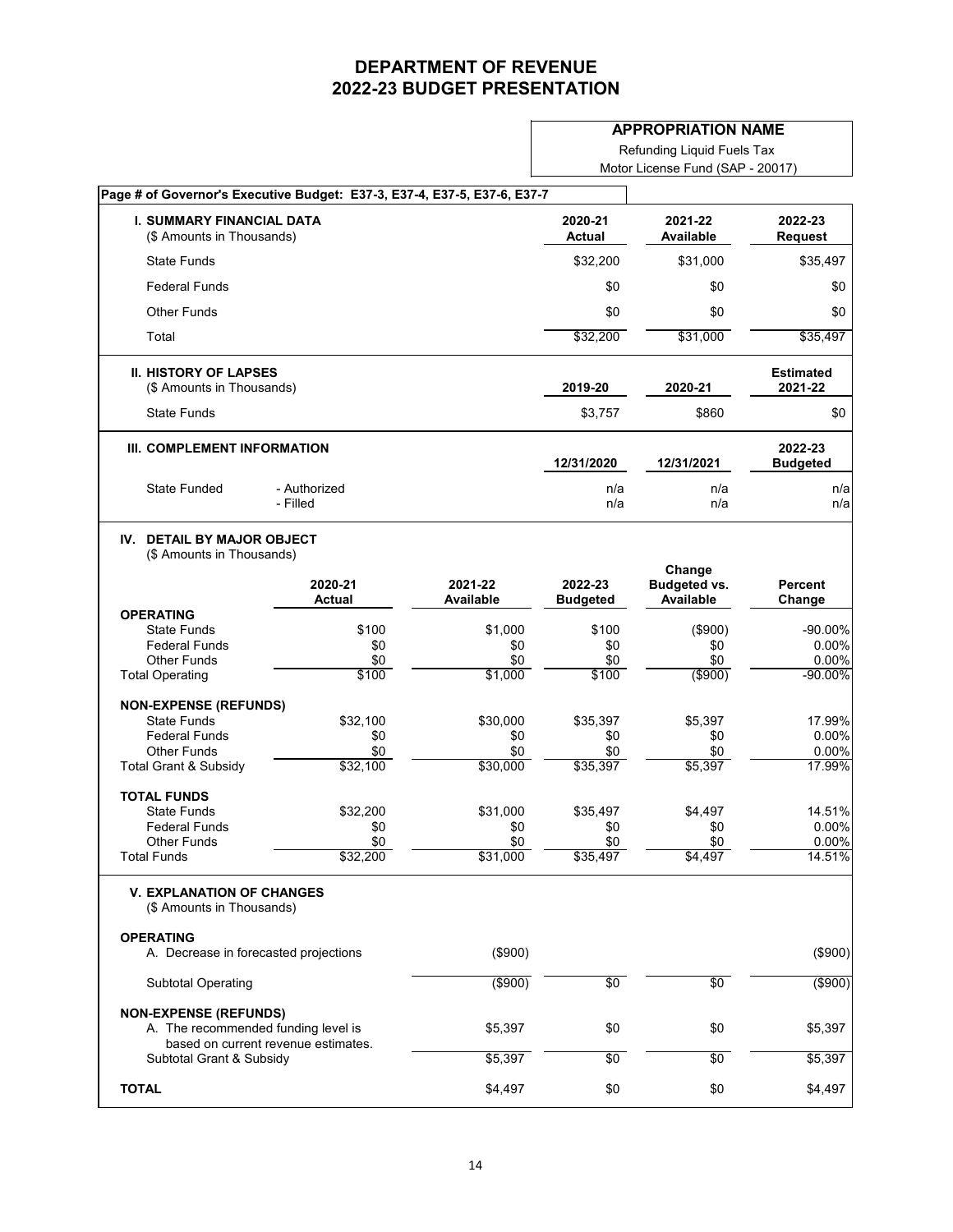# DEPARTMENT OF REVENUE
# 2022-23 BUDGET PRESENTATION

**APPROPRIATION NAME**

Refunding Liquid Fuels Tax

Motor License Fund (SAP - 20017)

**Page # of Governor's Executive Budget: E37-3, E37-4, E37-5, E37-6, E37-7**

| **I. SUMMARY FINANCIAL DATA** ($ Amounts in Thousands) | **2020-21 Actual** | **2021-22 Available** | **2022-23 Request** |
|---|---|---|---|
| State Funds | $32,200 | $31,000 | $35,497 |
| Federal Funds | $0 | $0 | $0 |
| Other Funds | $0 | $0 | $0 |
| Total | $32,200 | $31,000 | $35,497 |

| **II. HISTORY OF LAPSES** ($ Amounts in Thousands) | **2019-20** | **2020-21** | **Estimated 2021-22** |
|---|---|---|---|
| State Funds | $3,757 | $860 | $0 |

| **III. COMPLEMENT INFORMATION** | | **12/31/2020** | **12/31/2021** | **2022-23 Budgeted** |
|---|---|---|---|---|
| State Funded | - Authorized | n/a | n/a | n/a |
| | - Filled | n/a | n/a | n/a |

**IV. DETAIL BY MAJOR OBJECT**
($ Amounts in Thousands)

| | **2020-21 Actual** | **2021-22 Available** | **2022-23 Budgeted** | **Change Budgeted vs. Available** | **Percent Change** |
|---|---|---|---|---|---|
| **OPERATING** | | | | | |
| State Funds | $100 | $1,000 | $100 | ($900) | -90.00% |
| Federal Funds | $0 | $0 | $0 | $0 | 0.00% |
| Other Funds | $0 | $0 | $0 | $0 | 0.00% |
| Total Operating | $100 | $1,000 | $100 | ($900) | -90.00% |
| **NON-EXPENSE (REFUNDS)** | | | | | |
| State Funds | $32,100 | $30,000 | $35,397 | $5,397 | 17.99% |
| Federal Funds | $0 | $0 | $0 | $0 | 0.00% |
| Other Funds | $0 | $0 | $0 | $0 | 0.00% |
| Total Grant & Subsidy | $32,100 | $30,000 | $35,397 | $5,397 | 17.99% |
| **TOTAL FUNDS** | | | | | |
| State Funds | $32,200 | $31,000 | $35,497 | $4,497 | 14.51% |
| Federal Funds | $0 | $0 | $0 | $0 | 0.00% |
| Other Funds | $0 | $0 | $0 | $0 | 0.00% |
| Total Funds | $32,200 | $31,000 | $35,497 | $4,497 | 14.51% |

**V. EXPLANATION OF CHANGES**
($ Amounts in Thousands)

| | | | | |
|---|---|---|---|---|
| **OPERATING** | | | | |
| A. Decrease in forecasted projections | ($900) | | | ($900) |
| Subtotal Operating | ($900) | $0 | $0 | ($900) |
| **NON-EXPENSE (REFUNDS)** | | | | |
| A. The recommended funding level is based on current revenue estimates. | $5,397 | $0 | $0 | $5,397 |
| Subtotal Grant & Subsidy | $5,397 | $0 | $0 | $5,397 |
| **TOTAL** | $4,497 | $0 | $0 | $4,497 |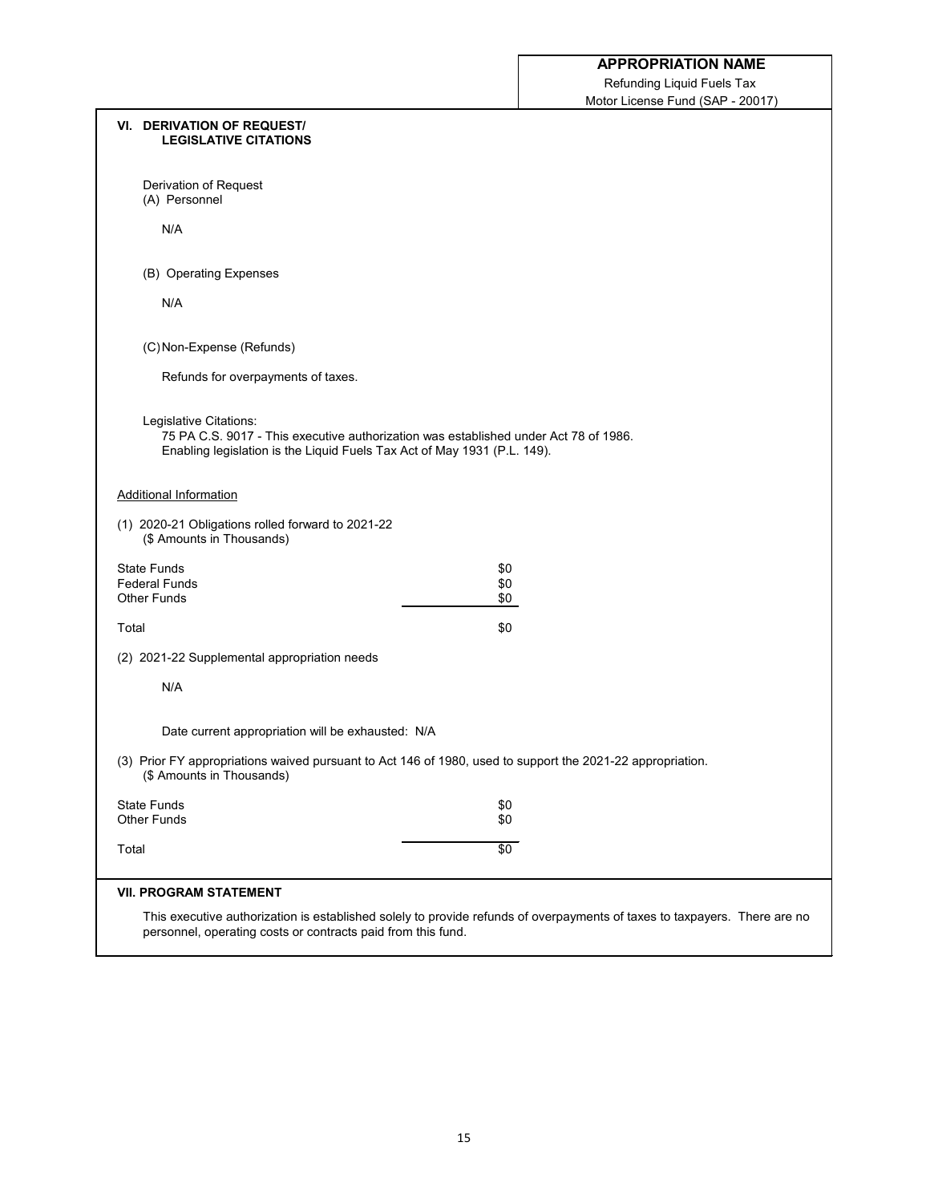**APPROPRIATION NAME**

Refunding Liquid Fuels Tax

Motor License Fund (SAP - 20017)

## VI. DERIVATION OF REQUEST/ LEGISLATIVE CITATIONS

Derivation of Request

(A) Personnel

N/A

(B) Operating Expenses

N/A

(C) Non-Expense (Refunds)

Refunds for overpayments of taxes.

Legislative Citations:

75 PA C.S. 9017 - This executive authorization was established under Act 78 of 1986.
Enabling legislation is the Liquid Fuels Tax Act of May 1931 (P.L. 149).

Additional Information

(1) 2020-21 Obligations rolled forward to 2021-22
(\$ Amounts in Thousands)

| | |
|---|---|
| State Funds | \$0 |
| Federal Funds | \$0 |
| Other Funds | \$0 |
| Total | \$0 |

(2) 2021-22 Supplemental appropriation needs

N/A

Date current appropriation will be exhausted: N/A

(3) Prior FY appropriations waived pursuant to Act 146 of 1980, used to support the 2021-22 appropriation.
(\$ Amounts in Thousands)

| | |
|---|---|
| State Funds | \$0 |
| Other Funds | \$0 |
| Total | \$0 |

## VII. PROGRAM STATEMENT

This executive authorization is established solely to provide refunds of overpayments of taxes to taxpayers. There are no personnel, operating costs or contracts paid from this fund.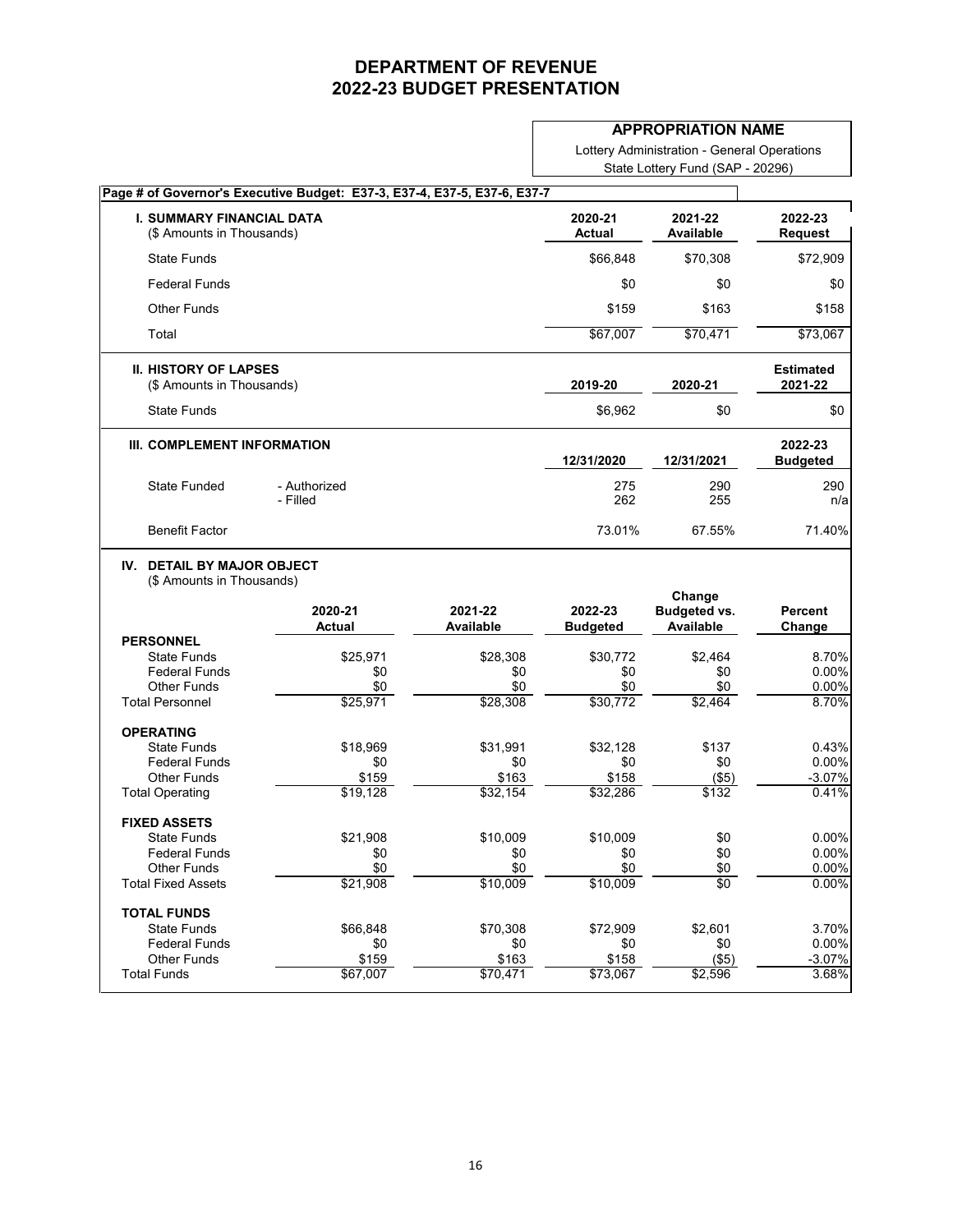# DEPARTMENT OF REVENUE
# 2022-23 BUDGET PRESENTATION

**APPROPRIATION NAME**

Lottery Administration - General Operations
State Lottery Fund (SAP - 20296)

**Page # of Governor's Executive Budget: E37-3, E37-4, E37-5, E37-6, E37-7**

| **I. SUMMARY FINANCIAL DATA** ($ Amounts in Thousands) | **2020-21 Actual** | **2021-22 Available** | **2022-23 Request** |
|---|---|---|---|
| State Funds | $66,848 | $70,308 | $72,909 |
| Federal Funds | $0 | $0 | $0 |
| Other Funds | $159 | $163 | $158 |
| Total | $67,007 | $70,471 | $73,067 |

| **II. HISTORY OF LAPSES** ($ Amounts in Thousands) | **2019-20** | **2020-21** | **Estimated 2021-22** |
|---|---|---|---|
| State Funds | $6,962 | $0 | $0 |

| **III. COMPLEMENT INFORMATION** | | **12/31/2020** | **12/31/2021** | **2022-23 Budgeted** |
|---|---|---|---|---|
| State Funded | - Authorized | 275 | 290 | 290 |
| | - Filled | 262 | 255 | n/a |
| Benefit Factor | | 73.01% | 67.55% | 71.40% |

**IV. DETAIL BY MAJOR OBJECT**
($ Amounts in Thousands)

| | **2020-21 Actual** | **2021-22 Available** | **2022-23 Budgeted** | **Change Budgeted vs. Available** | **Percent Change** |
|---|---|---|---|---|---|
| **PERSONNEL** | | | | | |
| State Funds | $25,971 | $28,308 | $30,772 | $2,464 | 8.70% |
| Federal Funds | $0 | $0 | $0 | $0 | 0.00% |
| Other Funds | $0 | $0 | $0 | $0 | 0.00% |
| Total Personnel | $25,971 | $28,308 | $30,772 | $2,464 | 8.70% |
| **OPERATING** | | | | | |
| State Funds | $18,969 | $31,991 | $32,128 | $137 | 0.43% |
| Federal Funds | $0 | $0 | $0 | $0 | 0.00% |
| Other Funds | $159 | $163 | $158 | ($5) | -3.07% |
| Total Operating | $19,128 | $32,154 | $32,286 | $132 | 0.41% |
| **FIXED ASSETS** | | | | | |
| State Funds | $21,908 | $10,009 | $10,009 | $0 | 0.00% |
| Federal Funds | $0 | $0 | $0 | $0 | 0.00% |
| Other Funds | $0 | $0 | $0 | $0 | 0.00% |
| Total Fixed Assets | $21,908 | $10,009 | $10,009 | $0 | 0.00% |
| **TOTAL FUNDS** | | | | | |
| State Funds | $66,848 | $70,308 | $72,909 | $2,601 | 3.70% |
| Federal Funds | $0 | $0 | $0 | $0 | 0.00% |
| Other Funds | $159 | $163 | $158 | ($5) | -3.07% |
| Total Funds | $67,007 | $70,471 | $73,067 | $2,596 | 3.68% |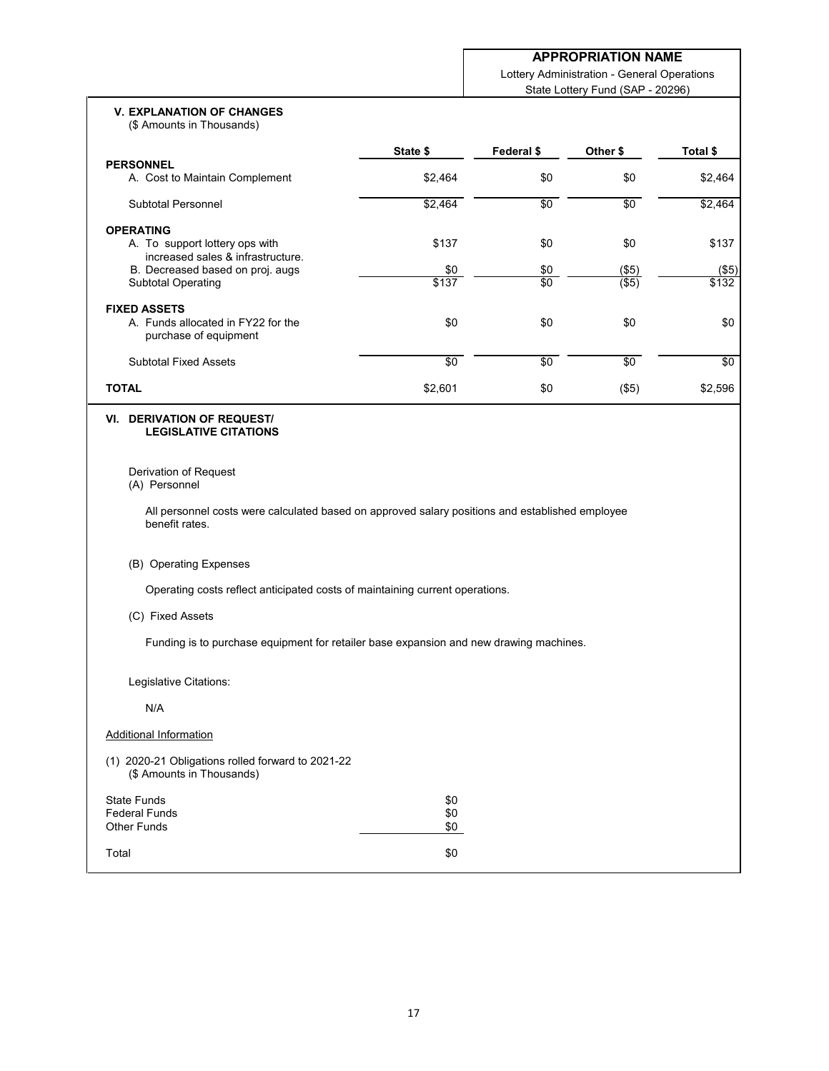## APPROPRIATION NAME

Lottery Administration - General Operations
State Lottery Fund (SAP - 20296)

### V. EXPLANATION OF CHANGES

($ Amounts in Thousands)

| | State $ | Federal $ | Other $ | Total $ |
|---|---|---|---|---|
| **PERSONNEL** | | | | |
| A. Cost to Maintain Complement | $2,464 | $0 | $0 | $2,464 |
| Subtotal Personnel | $2,464 | $0 | $0 | $2,464 |
| **OPERATING** | | | | |
| A. To support lottery ops with increased sales & infrastructure. | $137 | $0 | $0 | $137 |
| B. Decreased based on proj. augs | $0 | $0 | ($5) | ($5) |
| Subtotal Operating | $137 | $0 | ($5) | $132 |
| **FIXED ASSETS** | | | | |
| A. Funds allocated in FY22 for the purchase of equipment | $0 | $0 | $0 | $0 |
| Subtotal Fixed Assets | $0 | $0 | $0 | $0 |
| **TOTAL** | $2,601 | $0 | ($5) | $2,596 |

### VI. DERIVATION OF REQUEST/ LEGISLATIVE CITATIONS

Derivation of Request

(A) Personnel

All personnel costs were calculated based on approved salary positions and established employee benefit rates.

(B) Operating Expenses

Operating costs reflect anticipated costs of maintaining current operations.

(C) Fixed Assets

Funding is to purchase equipment for retailer base expansion and new drawing machines.

Legislative Citations:

N/A

Additional Information

(1) 2020-21 Obligations rolled forward to 2021-22
($ Amounts in Thousands)

| | |
|---|---|
| State Funds | $0 |
| Federal Funds | $0 |
| Other Funds | $0 |
| Total | $0 |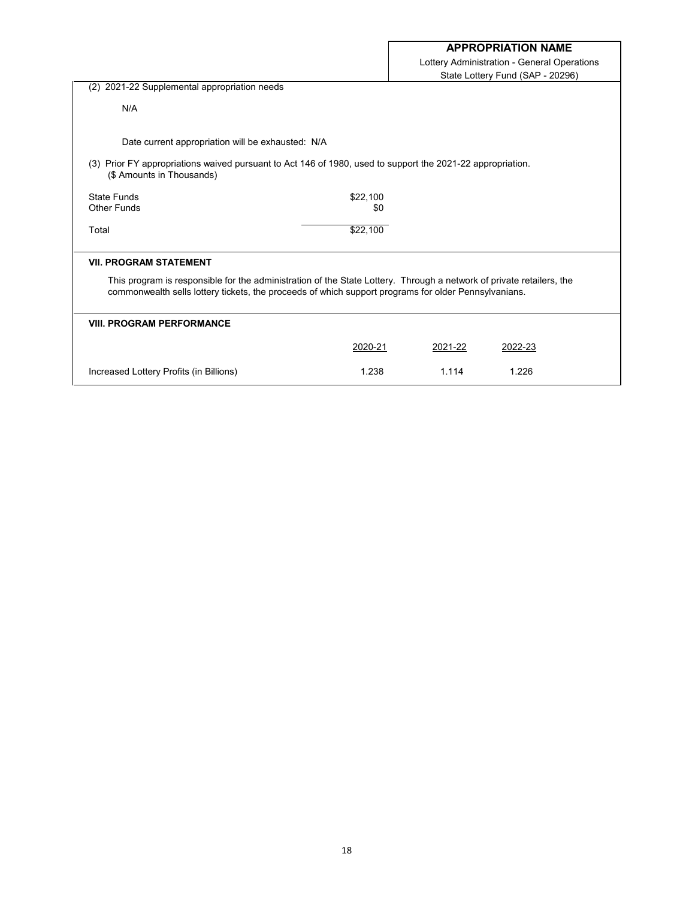**APPROPRIATION NAME**

Lottery Administration - General Operations
State Lottery Fund (SAP - 20296)

(2) 2021-22 Supplemental appropriation needs

N/A

Date current appropriation will be exhausted: N/A

(3) Prior FY appropriations waived pursuant to Act 146 of 1980, used to support the 2021-22 appropriation.
($ Amounts in Thousands)

| | |
|---|---|
| State Funds | $22,100 |
| Other Funds | $0 |
| Total | $22,100 |

## VII. PROGRAM STATEMENT

This program is responsible for the administration of the State Lottery. Through a network of private retailers, the commonwealth sells lottery tickets, the proceeds of which support programs for older Pennsylvanians.

## VIII. PROGRAM PERFORMANCE

| | 2020-21 | 2021-22 | 2022-23 |
|---|---|---|---|
| Increased Lottery Profits (in Billions) | 1.238 | 1.114 | 1.226 |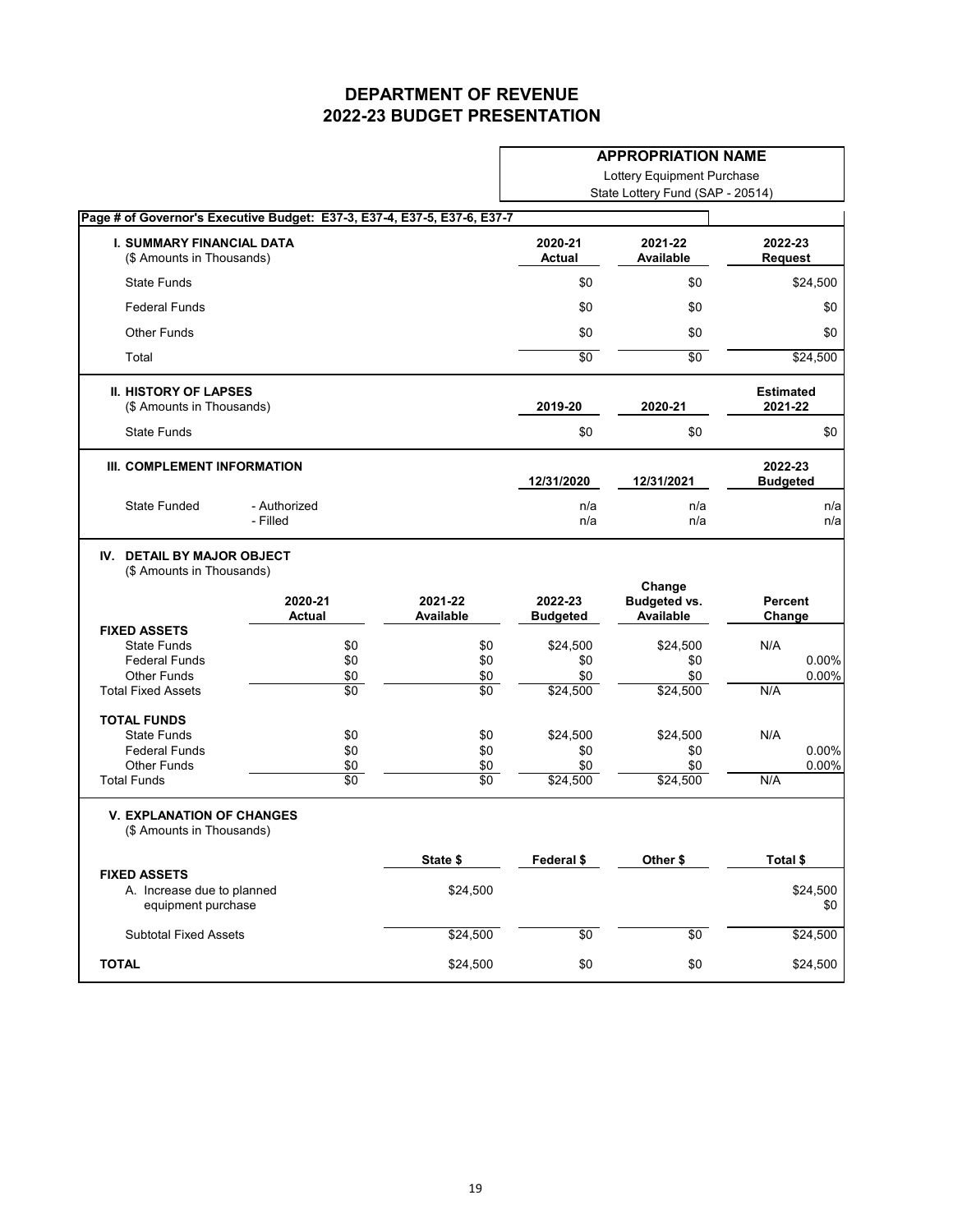# DEPARTMENT OF REVENUE
# 2022-23 BUDGET PRESENTATION

**APPROPRIATION NAME**

Lottery Equipment Purchase
State Lottery Fund (SAP - 20514)

**Page # of Governor's Executive Budget: E37-3, E37-4, E37-5, E37-6, E37-7**

| I. SUMMARY FINANCIAL DATA ($ Amounts in Thousands) | 2020-21 Actual | 2021-22 Available | 2022-23 Request |
|---|---|---|---|
| State Funds | $0 | $0 | $24,500 |
| Federal Funds | $0 | $0 | $0 |
| Other Funds | $0 | $0 | $0 |
| Total | $0 | $0 | $24,500 |

| II. HISTORY OF LAPSES ($ Amounts in Thousands) | 2019-20 | 2020-21 | Estimated 2021-22 |
|---|---|---|---|
| State Funds | $0 | $0 | $0 |

| III. COMPLEMENT INFORMATION | | 12/31/2020 | 12/31/2021 | 2022-23 Budgeted |
|---|---|---|---|---|
| State Funded | - Authorized | n/a | n/a | n/a |
| | - Filled | n/a | n/a | n/a |

**IV. DETAIL BY MAJOR OBJECT**
($ Amounts in Thousands)

| | 2020-21 Actual | 2021-22 Available | 2022-23 Budgeted | Change Budgeted vs. Available | Percent Change |
|---|---|---|---|---|---|
| **FIXED ASSETS** | | | | | |
| State Funds | $0 | $0 | $24,500 | $24,500 | N/A |
| Federal Funds | $0 | $0 | $0 | $0 | 0.00% |
| Other Funds | $0 | $0 | $0 | $0 | 0.00% |
| Total Fixed Assets | $0 | $0 | $24,500 | $24,500 | N/A |
| **TOTAL FUNDS** | | | | | |
| State Funds | $0 | $0 | $24,500 | $24,500 | N/A |
| Federal Funds | $0 | $0 | $0 | $0 | 0.00% |
| Other Funds | $0 | $0 | $0 | $0 | 0.00% |
| Total Funds | $0 | $0 | $24,500 | $24,500 | N/A |

**V. EXPLANATION OF CHANGES**
($ Amounts in Thousands)

| | State $ | Federal $ | Other $ | Total $ |
|---|---|---|---|---|
| **FIXED ASSETS** | | | | |
| A. Increase due to planned equipment purchase | $24,500 | | | $24,500 |
| | | | | $0 |
| Subtotal Fixed Assets | $24,500 | $0 | $0 | $24,500 |
| **TOTAL** | $24,500 | $0 | $0 | $24,500 |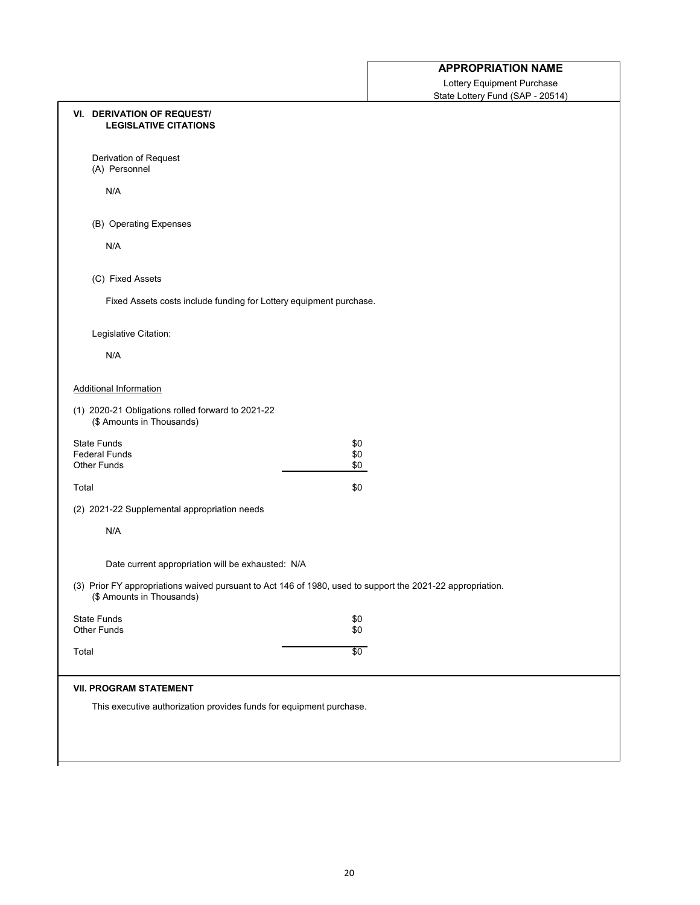**APPROPRIATION NAME**

Lottery Equipment Purchase
State Lottery Fund (SAP - 20514)

## VI. DERIVATION OF REQUEST/ LEGISLATIVE CITATIONS

Derivation of Request

(A) Personnel

N/A

(B) Operating Expenses

N/A

(C) Fixed Assets

Fixed Assets costs include funding for Lottery equipment purchase.

Legislative Citation:

N/A

Additional Information

(1) 2020-21 Obligations rolled forward to 2021-22
(\$ Amounts in Thousands)

| | |
|---|---|
| State Funds | \$0 |
| Federal Funds | \$0 |
| Other Funds | \$0 |
| Total | \$0 |

(2) 2021-22 Supplemental appropriation needs

N/A

Date current appropriation will be exhausted: N/A

(3) Prior FY appropriations waived pursuant to Act 146 of 1980, used to support the 2021-22 appropriation.
(\$ Amounts in Thousands)

| | |
|---|---|
| State Funds | \$0 |
| Other Funds | \$0 |
| Total | \$0 |

## VII. PROGRAM STATEMENT

This executive authorization provides funds for equipment purchase.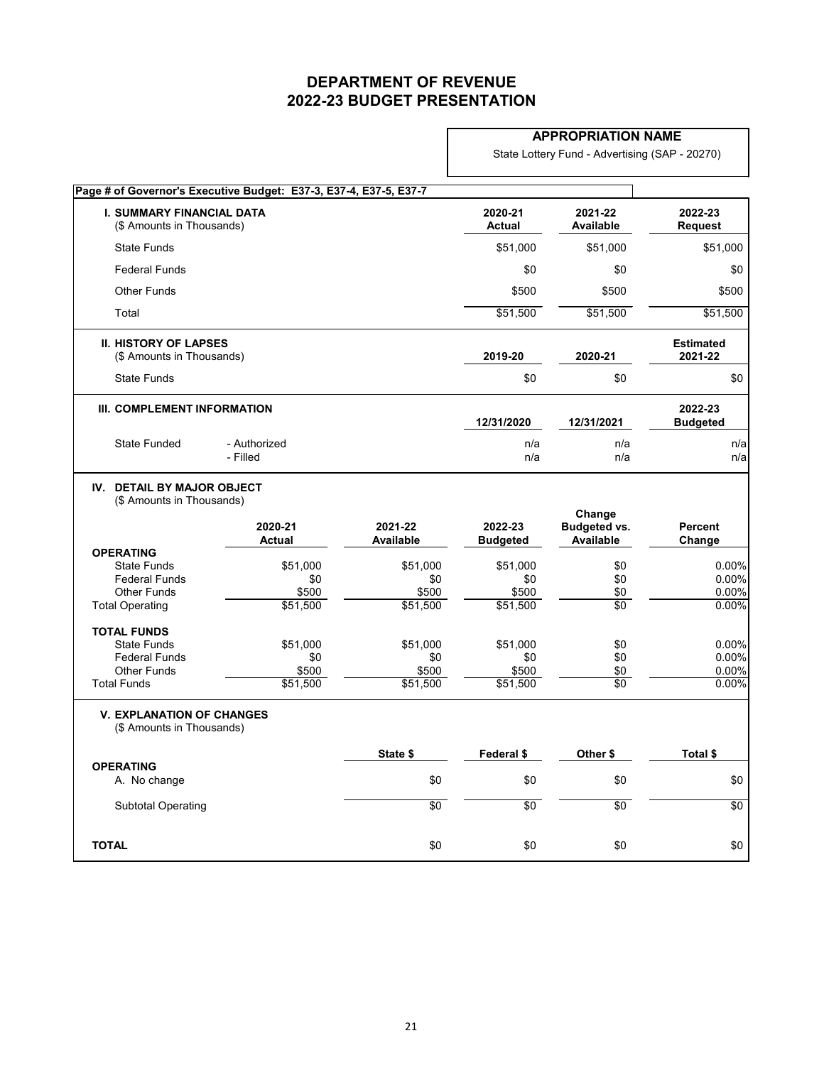# DEPARTMENT OF REVENUE
# 2022-23 BUDGET PRESENTATION

**APPROPRIATION NAME**

State Lottery Fund - Advertising (SAP - 20270)

**Page # of Governor's Executive Budget: E37-3, E37-4, E37-5, E37-7**

| **I. SUMMARY FINANCIAL DATA** (\$ Amounts in Thousands) | **2020-21 Actual** | **2021-22 Available** | **2022-23 Request** |
|---|---|---|---|
| State Funds | \$51,000 | \$51,000 | \$51,000 |
| Federal Funds | \$0 | \$0 | \$0 |
| Other Funds | \$500 | \$500 | \$500 |
| Total | \$51,500 | \$51,500 | \$51,500 |

| **II. HISTORY OF LAPSES** (\$ Amounts in Thousands) | **2019-20** | **2020-21** | **Estimated 2021-22** |
|---|---|---|---|
| State Funds | \$0 | \$0 | \$0 |

| **III. COMPLEMENT INFORMATION** | | **12/31/2020** | **12/31/2021** | **2022-23 Budgeted** |
|---|---|---|---|---|
| State Funded | - Authorized | n/a | n/a | n/a |
| | - Filled | n/a | n/a | n/a |

**IV. DETAIL BY MAJOR OBJECT**
(\$ Amounts in Thousands)

| | **2020-21 Actual** | **2021-22 Available** | **2022-23 Budgeted** | **Change Budgeted vs. Available** | **Percent Change** |
|---|---|---|---|---|---|
| **OPERATING** | | | | | |
| State Funds | \$51,000 | \$51,000 | \$51,000 | \$0 | 0.00% |
| Federal Funds | \$0 | \$0 | \$0 | \$0 | 0.00% |
| Other Funds | \$500 | \$500 | \$500 | \$0 | 0.00% |
| Total Operating | \$51,500 | \$51,500 | \$51,500 | \$0 | 0.00% |
| **TOTAL FUNDS** | | | | | |
| State Funds | \$51,000 | \$51,000 | \$51,000 | \$0 | 0.00% |
| Federal Funds | \$0 | \$0 | \$0 | \$0 | 0.00% |
| Other Funds | \$500 | \$500 | \$500 | \$0 | 0.00% |
| Total Funds | \$51,500 | \$51,500 | \$51,500 | \$0 | 0.00% |

**V. EXPLANATION OF CHANGES**
(\$ Amounts in Thousands)

| | **State \$** | **Federal \$** | **Other \$** | **Total \$** |
|---|---|---|---|---|
| **OPERATING** | | | | |
| A. No change | \$0 | \$0 | \$0 | \$0 |
| Subtotal Operating | \$0 | \$0 | \$0 | \$0 |
| **TOTAL** | \$0 | \$0 | \$0 | \$0 |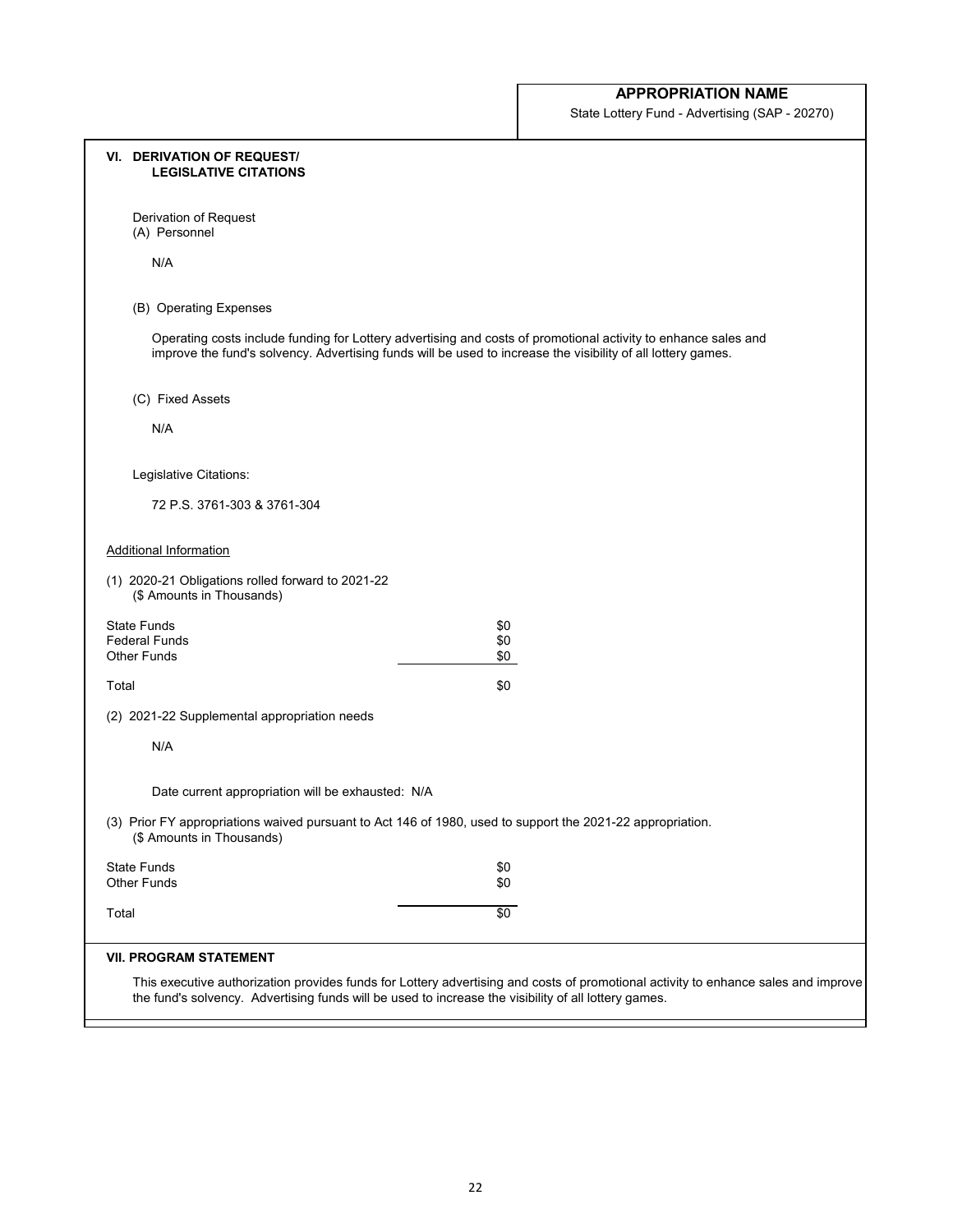**APPROPRIATION NAME**

State Lottery Fund - Advertising (SAP - 20270)

## VI. DERIVATION OF REQUEST/ LEGISLATIVE CITATIONS

Derivation of Request

(A) Personnel

N/A

(B) Operating Expenses

Operating costs include funding for Lottery advertising and costs of promotional activity to enhance sales and improve the fund's solvency. Advertising funds will be used to increase the visibility of all lottery games.

(C) Fixed Assets

N/A

Legislative Citations:

72 P.S. 3761-303 & 3761-304

Additional Information

(1) 2020-21 Obligations rolled forward to 2021-22
(\$ Amounts in Thousands)

| | |
|---|---|
| State Funds | $0 |
| Federal Funds | $0 |
| Other Funds | $0 |
| Total | $0 |

(2) 2021-22 Supplemental appropriation needs

N/A

Date current appropriation will be exhausted: N/A

(3) Prior FY appropriations waived pursuant to Act 146 of 1980, used to support the 2021-22 appropriation.
(\$ Amounts in Thousands)

| | |
|---|---|
| State Funds | $0 |
| Other Funds | $0 |
| Total | $0 |

## VII. PROGRAM STATEMENT

This executive authorization provides funds for Lottery advertising and costs of promotional activity to enhance sales and improve the fund's solvency. Advertising funds will be used to increase the visibility of all lottery games.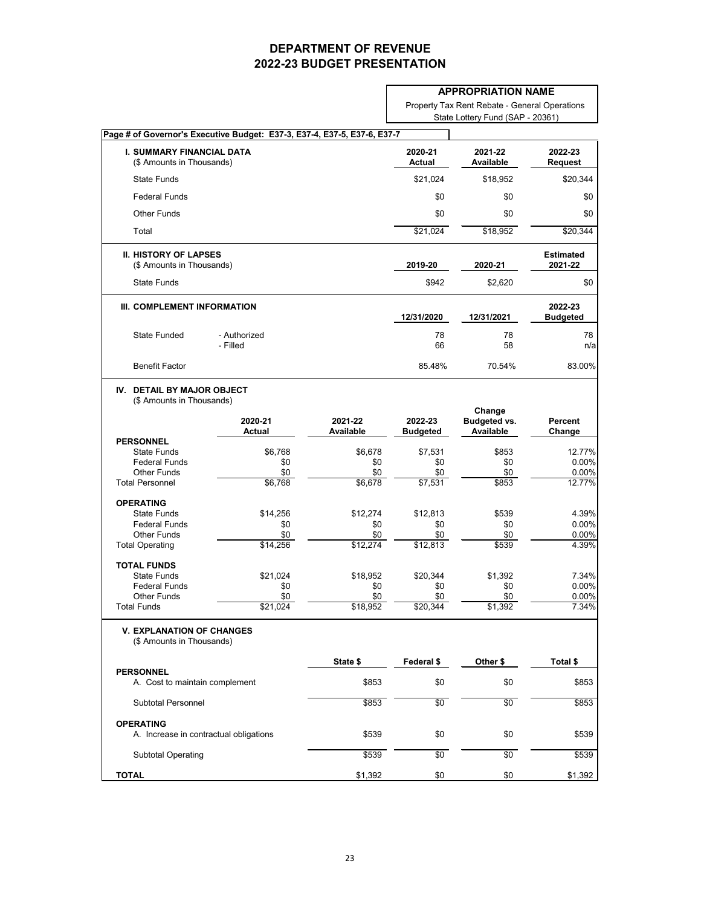# DEPARTMENT OF REVENUE
# 2022-23 BUDGET PRESENTATION

**APPROPRIATION NAME**

Property Tax Rent Rebate - General Operations
State Lottery Fund (SAP - 20361)

**Page # of Governor's Executive Budget: E37-3, E37-4, E37-5, E37-6, E37-7**

| **I. SUMMARY FINANCIAL DATA** ($ Amounts in Thousands) | **2020-21 Actual** | **2021-22 Available** | **2022-23 Request** |
|---|---|---|---|
| State Funds | $21,024 | $18,952 | $20,344 |
| Federal Funds | $0 | $0 | $0 |
| Other Funds | $0 | $0 | $0 |
| Total | $21,024 | $18,952 | $20,344 |

| **II. HISTORY OF LAPSES** ($ Amounts in Thousands) | **2019-20** | **2020-21** | **Estimated 2021-22** |
|---|---|---|---|
| State Funds | $942 | $2,620 | $0 |

| **III. COMPLEMENT INFORMATION** | | **12/31/2020** | **12/31/2021** | **2022-23 Budgeted** |
|---|---|---|---|---|
| State Funded | - Authorized | 78 | 78 | 78 |
| | - Filled | 66 | 58 | n/a |
| Benefit Factor | | 85.48% | 70.54% | 83.00% |

**IV. DETAIL BY MAJOR OBJECT**
($ Amounts in Thousands)

| | **2020-21 Actual** | **2021-22 Available** | **2022-23 Budgeted** | **Change Budgeted vs. Available** | **Percent Change** |
|---|---|---|---|---|---|
| **PERSONNEL** | | | | | |
| State Funds | $6,768 | $6,678 | $7,531 | $853 | 12.77% |
| Federal Funds | $0 | $0 | $0 | $0 | 0.00% |
| Other Funds | $0 | $0 | $0 | $0 | 0.00% |
| Total Personnel | $6,768 | $6,678 | $7,531 | $853 | 12.77% |
| **OPERATING** | | | | | |
| State Funds | $14,256 | $12,274 | $12,813 | $539 | 4.39% |
| Federal Funds | $0 | $0 | $0 | $0 | 0.00% |
| Other Funds | $0 | $0 | $0 | $0 | 0.00% |
| Total Operating | $14,256 | $12,274 | $12,813 | $539 | 4.39% |
| **TOTAL FUNDS** | | | | | |
| State Funds | $21,024 | $18,952 | $20,344 | $1,392 | 7.34% |
| Federal Funds | $0 | $0 | $0 | $0 | 0.00% |
| Other Funds | $0 | $0 | $0 | $0 | 0.00% |
| Total Funds | $21,024 | $18,952 | $20,344 | $1,392 | 7.34% |

**V. EXPLANATION OF CHANGES**
($ Amounts in Thousands)

| | **State $** | **Federal $** | **Other $** | **Total $** |
|---|---|---|---|---|
| **PERSONNEL** | | | | |
| A. Cost to maintain complement | $853 | $0 | $0 | $853 |
| Subtotal Personnel | $853 | $0 | $0 | $853 |
| **OPERATING** | | | | |
| A. Increase in contractual obligations | $539 | $0 | $0 | $539 |
| Subtotal Operating | $539 | $0 | $0 | $539 |
| **TOTAL** | $1,392 | $0 | $0 | $1,392 |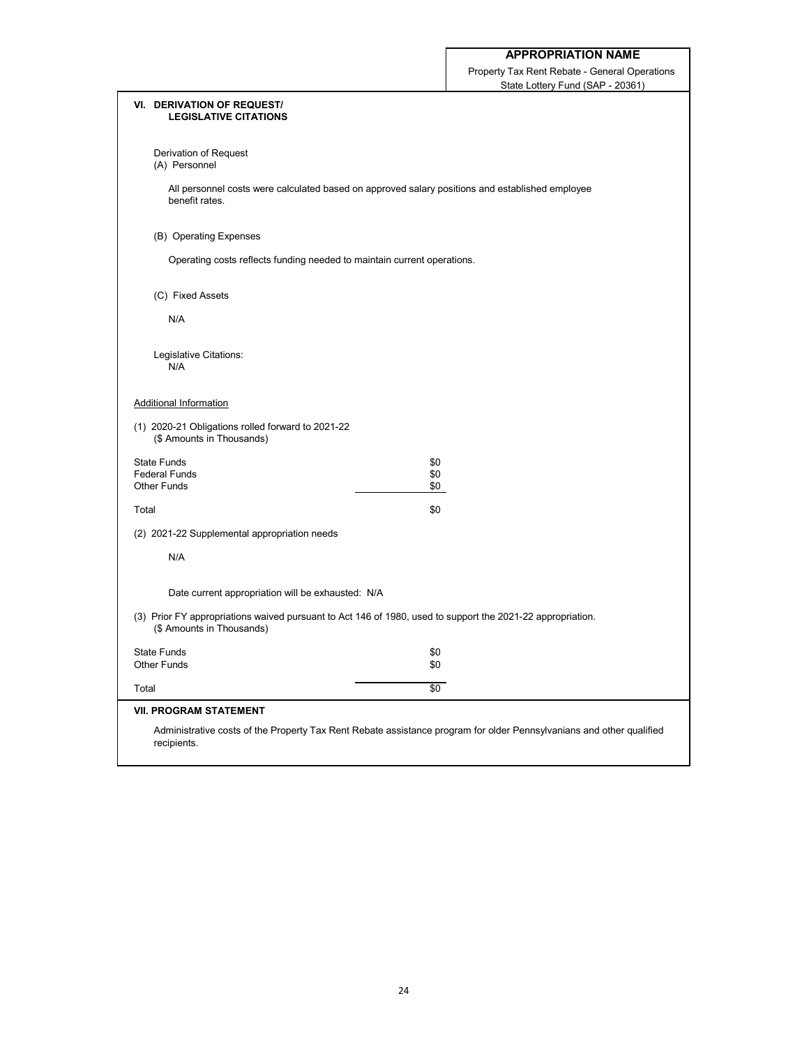**APPROPRIATION NAME**

Property Tax Rent Rebate - General Operations
State Lottery Fund (SAP - 20361)

## VI. DERIVATION OF REQUEST/ LEGISLATIVE CITATIONS

Derivation of Request

(A) Personnel

All personnel costs were calculated based on approved salary positions and established employee benefit rates.

(B) Operating Expenses

Operating costs reflects funding needed to maintain current operations.

(C) Fixed Assets

N/A

Legislative Citations:
N/A

Additional Information

(1) 2020-21 Obligations rolled forward to 2021-22
(\$ Amounts in Thousands)

| | |
|---|---|
| State Funds | \$0 |
| Federal Funds | \$0 |
| Other Funds | \$0 |
| Total | \$0 |

(2) 2021-22 Supplemental appropriation needs

N/A

Date current appropriation will be exhausted: N/A

(3) Prior FY appropriations waived pursuant to Act 146 of 1980, used to support the 2021-22 appropriation.
(\$ Amounts in Thousands)

| | |
|---|---|
| State Funds | \$0 |
| Other Funds | \$0 |
| Total | \$0 |

## VII. PROGRAM STATEMENT

Administrative costs of the Property Tax Rent Rebate assistance program for older Pennsylvanians and other qualified recipients.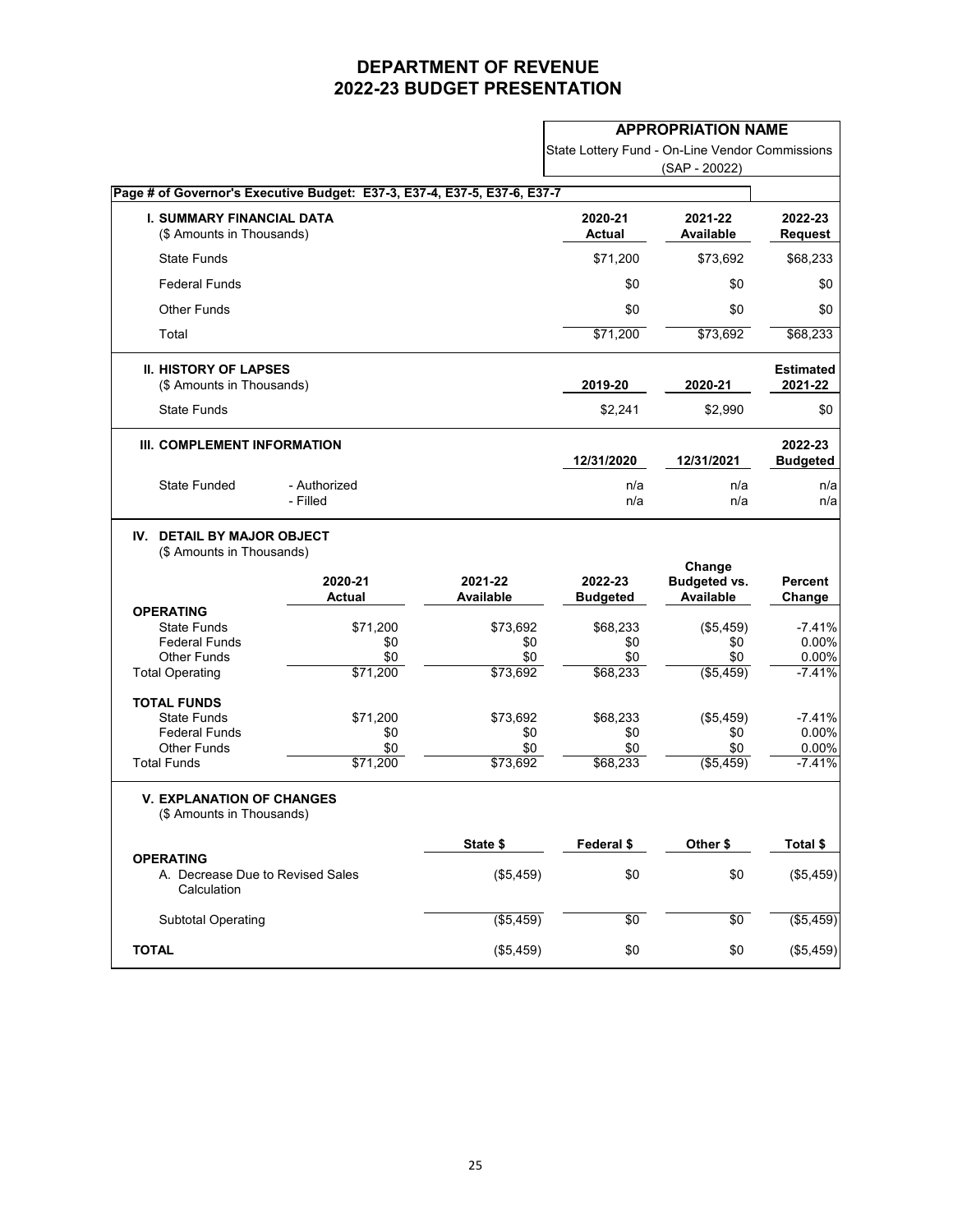# DEPARTMENT OF REVENUE
# 2022-23 BUDGET PRESENTATION

**APPROPRIATION NAME**

State Lottery Fund - On-Line Vendor Commissions
(SAP - 20022)

**Page # of Governor's Executive Budget: E37-3, E37-4, E37-5, E37-6, E37-7**

| I. SUMMARY FINANCIAL DATA ($ Amounts in Thousands) | 2020-21 Actual | 2021-22 Available | 2022-23 Request |
|---|---|---|---|
| State Funds | $71,200 | $73,692 | $68,233 |
| Federal Funds | $0 | $0 | $0 |
| Other Funds | $0 | $0 | $0 |
| Total | $71,200 | $73,692 | $68,233 |

| II. HISTORY OF LAPSES ($ Amounts in Thousands) | 2019-20 | 2020-21 | Estimated 2021-22 |
|---|---|---|---|
| State Funds | $2,241 | $2,990 | $0 |

| III. COMPLEMENT INFORMATION | | 12/31/2020 | 12/31/2021 | 2022-23 Budgeted |
|---|---|---|---|---|
| State Funded | - Authorized | n/a | n/a | n/a |
| | - Filled | n/a | n/a | n/a |

**IV. DETAIL BY MAJOR OBJECT**
($ Amounts in Thousands)

| | 2020-21 Actual | 2021-22 Available | 2022-23 Budgeted | Change Budgeted vs. Available | Percent Change |
|---|---|---|---|---|---|
| **OPERATING** | | | | | |
| State Funds | $71,200 | $73,692 | $68,233 | ($5,459) | -7.41% |
| Federal Funds | $0 | $0 | $0 | $0 | 0.00% |
| Other Funds | $0 | $0 | $0 | $0 | 0.00% |
| Total Operating | $71,200 | $73,692 | $68,233 | ($5,459) | -7.41% |
| **TOTAL FUNDS** | | | | | |
| State Funds | $71,200 | $73,692 | $68,233 | ($5,459) | -7.41% |
| Federal Funds | $0 | $0 | $0 | $0 | 0.00% |
| Other Funds | $0 | $0 | $0 | $0 | 0.00% |
| Total Funds | $71,200 | $73,692 | $68,233 | ($5,459) | -7.41% |

**V. EXPLANATION OF CHANGES**
($ Amounts in Thousands)

| | State $ | Federal $ | Other $ | Total $ |
|---|---|---|---|---|
| **OPERATING** | | | | |
| A. Decrease Due to Revised Sales Calculation | ($5,459) | $0 | $0 | ($5,459) |
| Subtotal Operating | ($5,459) | $0 | $0 | ($5,459) |
| **TOTAL** | ($5,459) | $0 | $0 | ($5,459) |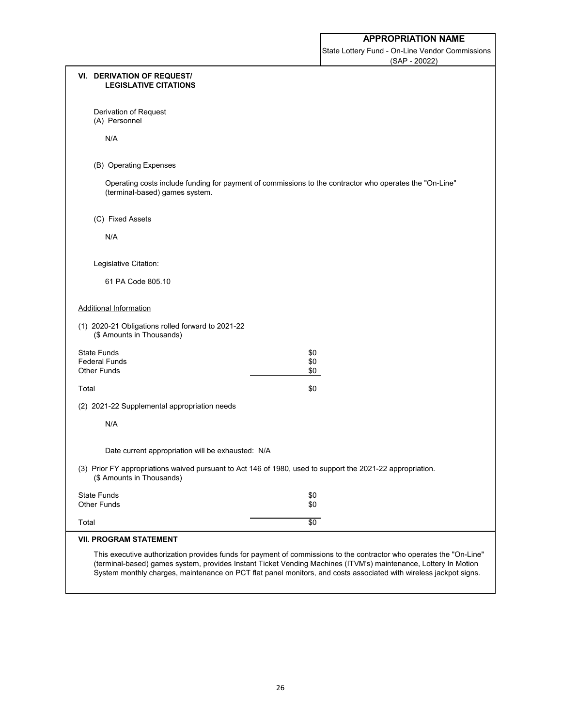**APPROPRIATION NAME**

State Lottery Fund - On-Line Vendor Commissions
(SAP - 20022)

## VI. DERIVATION OF REQUEST/ LEGISLATIVE CITATIONS

Derivation of Request

(A) Personnel

N/A

(B) Operating Expenses

Operating costs include funding for payment of commissions to the contractor who operates the "On-Line" (terminal-based) games system.

(C) Fixed Assets

N/A

Legislative Citation:

61 PA Code 805.10

Additional Information

(1) 2020-21 Obligations rolled forward to 2021-22
($ Amounts in Thousands)

| | |
|---|---|
| State Funds | $0 |
| Federal Funds | $0 |
| Other Funds | $0 |
| Total | $0 |

(2) 2021-22 Supplemental appropriation needs

N/A

Date current appropriation will be exhausted: N/A

(3) Prior FY appropriations waived pursuant to Act 146 of 1980, used to support the 2021-22 appropriation.
($ Amounts in Thousands)

| | |
|---|---|
| State Funds | $0 |
| Other Funds | $0 |
| Total | $0 |

## VII. PROGRAM STATEMENT

This executive authorization provides funds for payment of commissions to the contractor who operates the "On-Line" (terminal-based) games system, provides Instant Ticket Vending Machines (ITVM's) maintenance, Lottery In Motion System monthly charges, maintenance on PCT flat panel monitors, and costs associated with wireless jackpot signs.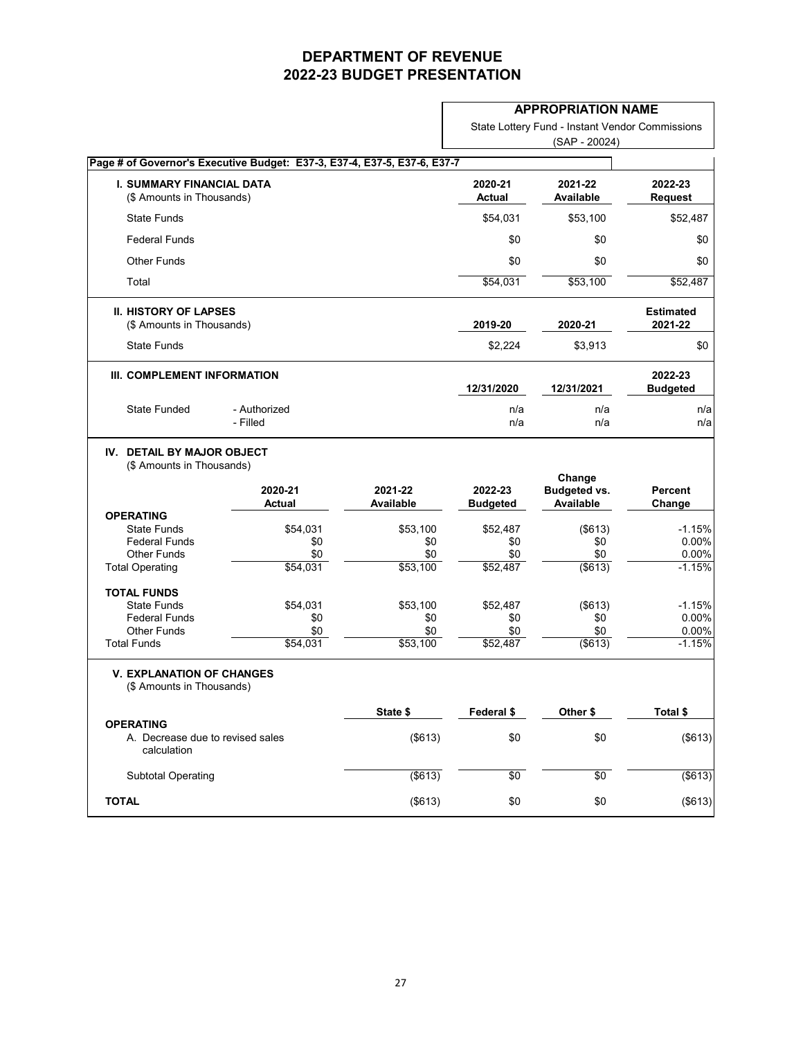# DEPARTMENT OF REVENUE
## 2022-23 BUDGET PRESENTATION

**APPROPRIATION NAME**

State Lottery Fund - Instant Vendor Commissions
(SAP - 20024)

**Page # of Governor's Executive Budget: E37-3, E37-4, E37-5, E37-6, E37-7**

| **I. SUMMARY FINANCIAL DATA** (\$ Amounts in Thousands) | **2020-21 Actual** | **2021-22 Available** | **2022-23 Request** |
|---|---|---|---|
| State Funds | \$54,031 | \$53,100 | \$52,487 |
| Federal Funds | \$0 | \$0 | \$0 |
| Other Funds | \$0 | \$0 | \$0 |
| Total | \$54,031 | \$53,100 | \$52,487 |

| **II. HISTORY OF LAPSES** (\$ Amounts in Thousands) | **2019-20** | **2020-21** | **Estimated 2021-22** |
|---|---|---|---|
| State Funds | \$2,224 | \$3,913 | \$0 |

| **III. COMPLEMENT INFORMATION** | | **12/31/2020** | **12/31/2021** | **2022-23 Budgeted** |
|---|---|---|---|---|
| State Funded | - Authorized | n/a | n/a | n/a |
| | - Filled | n/a | n/a | n/a |

**IV. DETAIL BY MAJOR OBJECT**
(\$ Amounts in Thousands)

| | **2020-21 Actual** | **2021-22 Available** | **2022-23 Budgeted** | **Change Budgeted vs. Available** | **Percent Change** |
|---|---|---|---|---|---|
| **OPERATING** | | | | | |
| State Funds | \$54,031 | \$53,100 | \$52,487 | (\$613) | -1.15% |
| Federal Funds | \$0 | \$0 | \$0 | \$0 | 0.00% |
| Other Funds | \$0 | \$0 | \$0 | \$0 | 0.00% |
| Total Operating | \$54,031 | \$53,100 | \$52,487 | (\$613) | -1.15% |
| **TOTAL FUNDS** | | | | | |
| State Funds | \$54,031 | \$53,100 | \$52,487 | (\$613) | -1.15% |
| Federal Funds | \$0 | \$0 | \$0 | \$0 | 0.00% |
| Other Funds | \$0 | \$0 | \$0 | \$0 | 0.00% |
| Total Funds | \$54,031 | \$53,100 | \$52,487 | (\$613) | -1.15% |

**V. EXPLANATION OF CHANGES**
(\$ Amounts in Thousands)

| | **State \$** | **Federal \$** | **Other \$** | **Total \$** |
|---|---|---|---|---|
| **OPERATING** | | | | |
| A. Decrease due to revised sales calculation | (\$613) | \$0 | \$0 | (\$613) |
| Subtotal Operating | (\$613) | \$0 | \$0 | (\$613) |
| **TOTAL** | (\$613) | \$0 | \$0 | (\$613) |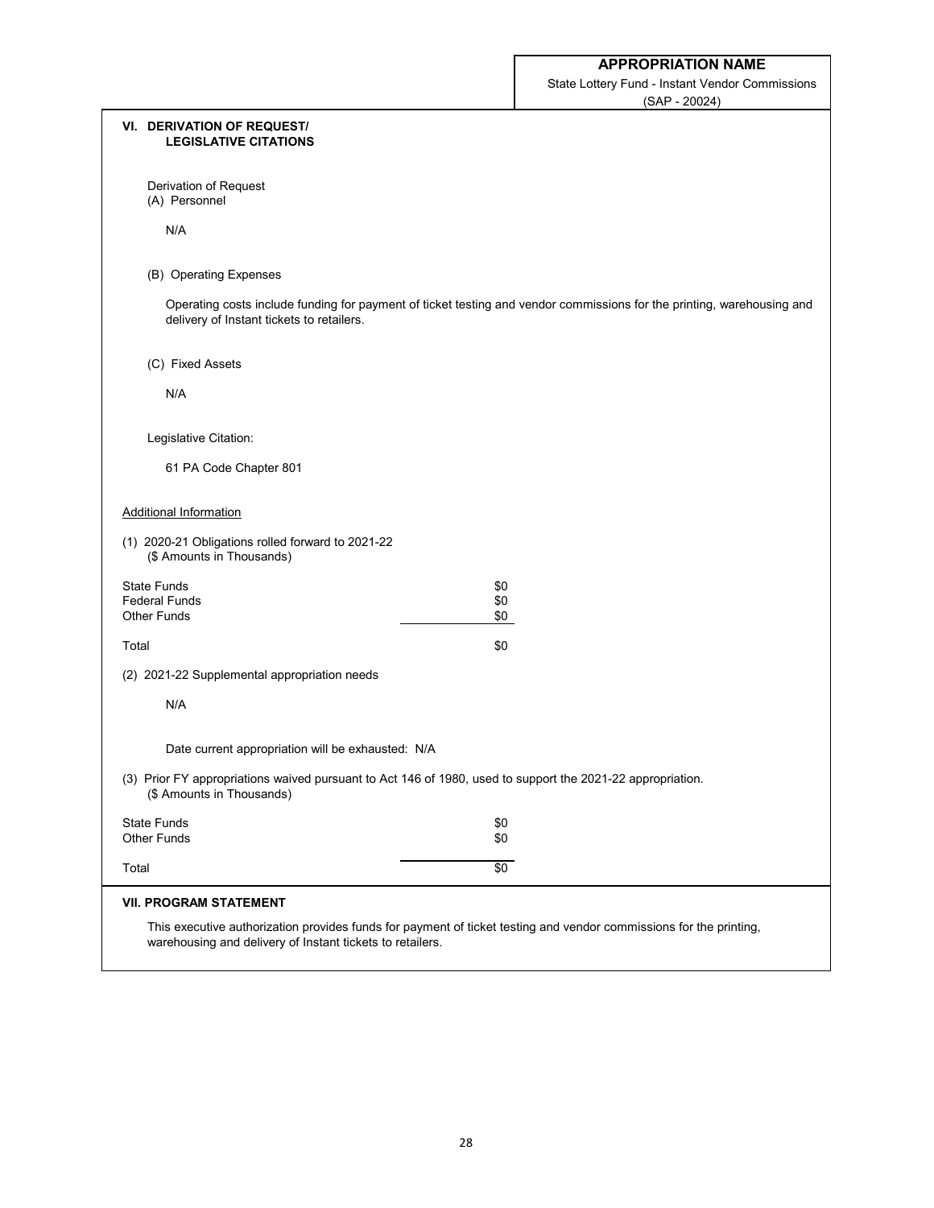**APPROPRIATION NAME**

State Lottery Fund - Instant Vendor Commissions
(SAP - 20024)

## VI. DERIVATION OF REQUEST/ LEGISLATIVE CITATIONS

Derivation of Request

(A) Personnel

N/A

(B) Operating Expenses

Operating costs include funding for payment of ticket testing and vendor commissions for the printing, warehousing and delivery of Instant tickets to retailers.

(C) Fixed Assets

N/A

Legislative Citation:

61 PA Code Chapter 801

Additional Information

(1) 2020-21 Obligations rolled forward to 2021-22
(\$ Amounts in Thousands)

| | |
|---|---|
| State Funds | \$0 |
| Federal Funds | \$0 |
| Other Funds | \$0 |
| Total | \$0 |

(2) 2021-22 Supplemental appropriation needs

N/A

Date current appropriation will be exhausted: N/A

(3) Prior FY appropriations waived pursuant to Act 146 of 1980, used to support the 2021-22 appropriation.
(\$ Amounts in Thousands)

| | |
|---|---|
| State Funds | \$0 |
| Other Funds | \$0 |
| Total | \$0 |

## VII. PROGRAM STATEMENT

This executive authorization provides funds for payment of ticket testing and vendor commissions for the printing, warehousing and delivery of Instant tickets to retailers.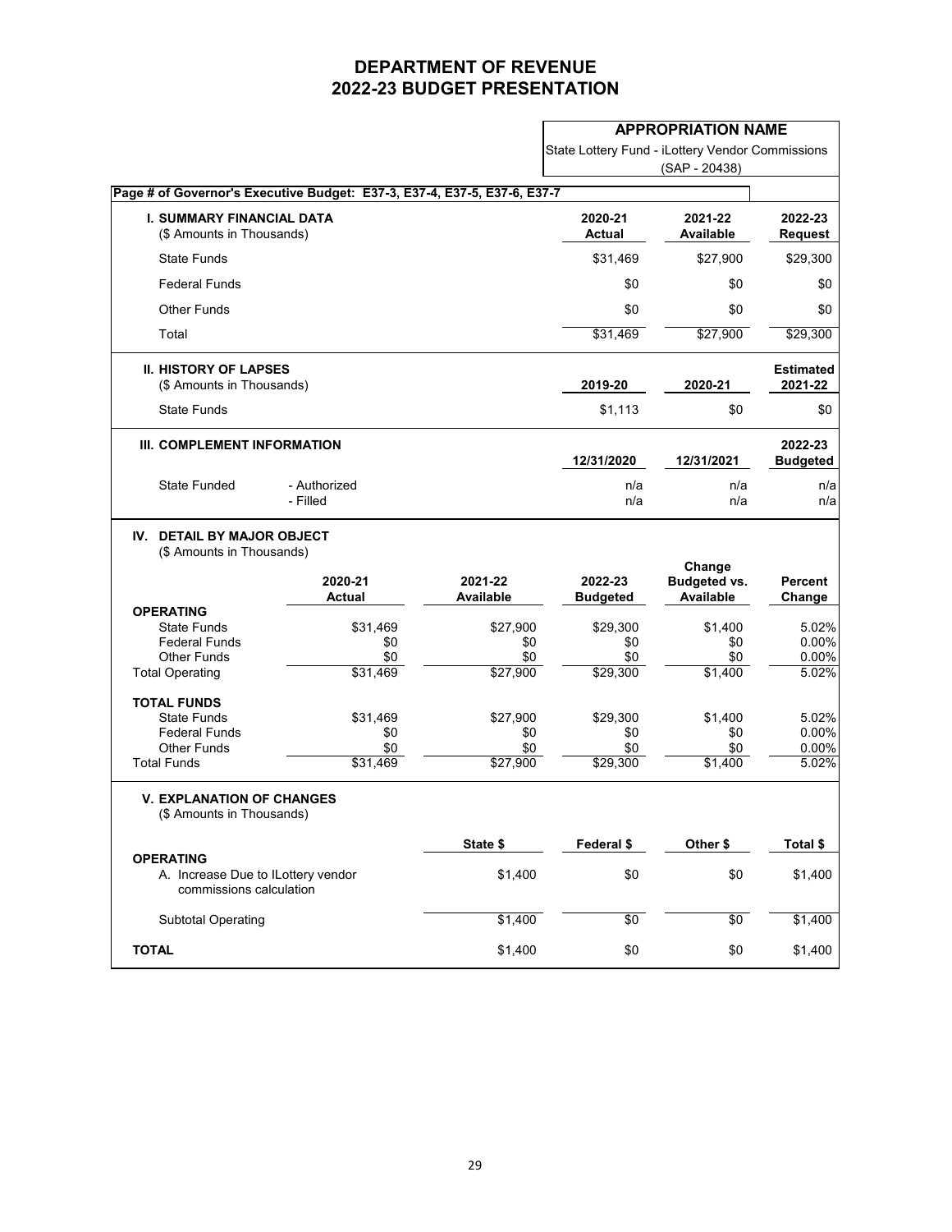# DEPARTMENT OF REVENUE
# 2022-23 BUDGET PRESENTATION

**APPROPRIATION NAME**

State Lottery Fund - iLottery Vendor Commissions (SAP - 20438)

**Page # of Governor's Executive Budget: E37-3, E37-4, E37-5, E37-6, E37-7**

### I. SUMMARY FINANCIAL DATA
($ Amounts in Thousands)

| | 2020-21 Actual | 2021-22 Available | 2022-23 Request |
|---|---|---|---|
| State Funds | $31,469 | $27,900 | $29,300 |
| Federal Funds | $0 | $0 | $0 |
| Other Funds | $0 | $0 | $0 |
| Total | $31,469 | $27,900 | $29,300 |

### II. HISTORY OF LAPSES
($ Amounts in Thousands)

| | 2019-20 | 2020-21 | Estimated 2021-22 |
|---|---|---|---|
| State Funds | $1,113 | $0 | $0 |

### III. COMPLEMENT INFORMATION

| | | 12/31/2020 | 12/31/2021 | 2022-23 Budgeted |
|---|---|---|---|---|
| State Funded | - Authorized | n/a | n/a | n/a |
| | - Filled | n/a | n/a | n/a |

### IV. DETAIL BY MAJOR OBJECT
($ Amounts in Thousands)

| | 2020-21 Actual | 2021-22 Available | 2022-23 Budgeted | Change Budgeted vs. Available | Percent Change |
|---|---|---|---|---|---|
| **OPERATING** | | | | | |
| State Funds | $31,469 | $27,900 | $29,300 | $1,400 | 5.02% |
| Federal Funds | $0 | $0 | $0 | $0 | 0.00% |
| Other Funds | $0 | $0 | $0 | $0 | 0.00% |
| Total Operating | $31,469 | $27,900 | $29,300 | $1,400 | 5.02% |
| **TOTAL FUNDS** | | | | | |
| State Funds | $31,469 | $27,900 | $29,300 | $1,400 | 5.02% |
| Federal Funds | $0 | $0 | $0 | $0 | 0.00% |
| Other Funds | $0 | $0 | $0 | $0 | 0.00% |
| Total Funds | $31,469 | $27,900 | $29,300 | $1,400 | 5.02% |

### V. EXPLANATION OF CHANGES
($ Amounts in Thousands)

| | State $ | Federal $ | Other $ | Total $ |
|---|---|---|---|---|
| **OPERATING** | | | | |
| A. Increase Due to ILottery vendor commissions calculation | $1,400 | $0 | $0 | $1,400 |
| Subtotal Operating | $1,400 | $0 | $0 | $1,400 |
| **TOTAL** | $1,400 | $0 | $0 | $1,400 |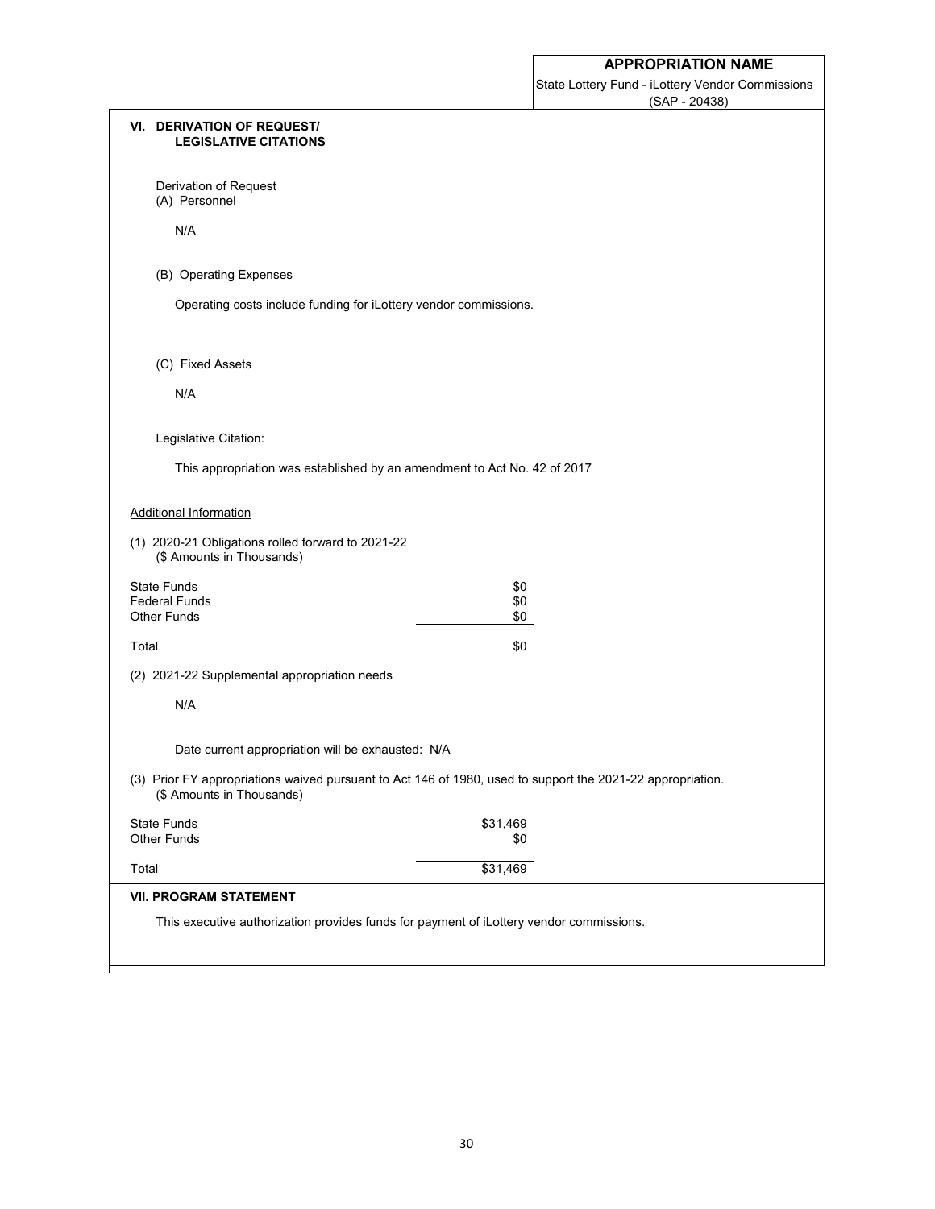**APPROPRIATION NAME**

State Lottery Fund - iLottery Vendor Commissions
(SAP - 20438)

## VI. DERIVATION OF REQUEST/ LEGISLATIVE CITATIONS

Derivation of Request

(A) Personnel

N/A

(B) Operating Expenses

Operating costs include funding for iLottery vendor commissions.

(C) Fixed Assets

N/A

Legislative Citation:

This appropriation was established by an amendment to Act No. 42 of 2017

Additional Information

(1) 2020-21 Obligations rolled forward to 2021-22
($ Amounts in Thousands)

| | |
|---|---|
| State Funds | $0 |
| Federal Funds | $0 |
| Other Funds | $0 |
| Total | $0 |

(2) 2021-22 Supplemental appropriation needs

N/A

Date current appropriation will be exhausted: N/A

(3) Prior FY appropriations waived pursuant to Act 146 of 1980, used to support the 2021-22 appropriation.
($ Amounts in Thousands)

| | |
|---|---|
| State Funds | $31,469 |
| Other Funds | $0 |
| Total | $31,469 |

## VII. PROGRAM STATEMENT

This executive authorization provides funds for payment of iLottery vendor commissions.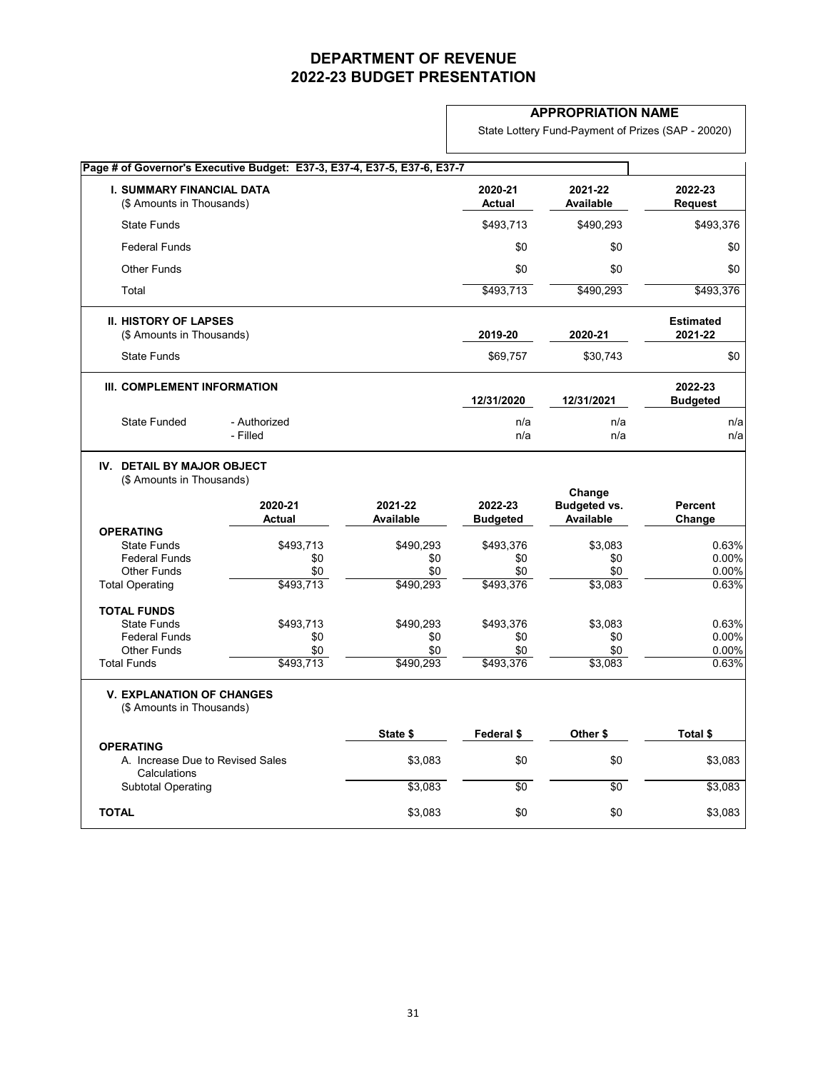# DEPARTMENT OF REVENUE
# 2022-23 BUDGET PRESENTATION

**APPROPRIATION NAME**

State Lottery Fund-Payment of Prizes (SAP - 20020)

**Page # of Governor's Executive Budget: E37-3, E37-4, E37-5, E37-6, E37-7**

| **I. SUMMARY FINANCIAL DATA** (\$ Amounts in Thousands) | **2020-21 Actual** | **2021-22 Available** | **2022-23 Request** |
|---|---|---|---|
| State Funds | \$493,713 | \$490,293 | \$493,376 |
| Federal Funds | \$0 | \$0 | \$0 |
| Other Funds | \$0 | \$0 | \$0 |
| Total | \$493,713 | \$490,293 | \$493,376 |

| **II. HISTORY OF LAPSES** (\$ Amounts in Thousands) | **2019-20** | **2020-21** | **Estimated 2021-22** |
|---|---|---|---|
| State Funds | \$69,757 | \$30,743 | \$0 |

| **III. COMPLEMENT INFORMATION** | | **12/31/2020** | **12/31/2021** | **2022-23 Budgeted** |
|---|---|---|---|---|
| State Funded | - Authorized | n/a | n/a | n/a |
| | - Filled | n/a | n/a | n/a |

**IV. DETAIL BY MAJOR OBJECT**
(\$ Amounts in Thousands)

| | **2020-21 Actual** | **2021-22 Available** | **2022-23 Budgeted** | **Change Budgeted vs. Available** | **Percent Change** |
|---|---|---|---|---|---|
| **OPERATING** | | | | | |
| State Funds | \$493,713 | \$490,293 | \$493,376 | \$3,083 | 0.63% |
| Federal Funds | \$0 | \$0 | \$0 | \$0 | 0.00% |
| Other Funds | \$0 | \$0 | \$0 | \$0 | 0.00% |
| Total Operating | \$493,713 | \$490,293 | \$493,376 | \$3,083 | 0.63% |
| **TOTAL FUNDS** | | | | | |
| State Funds | \$493,713 | \$490,293 | \$493,376 | \$3,083 | 0.63% |
| Federal Funds | \$0 | \$0 | \$0 | \$0 | 0.00% |
| Other Funds | \$0 | \$0 | \$0 | \$0 | 0.00% |
| Total Funds | \$493,713 | \$490,293 | \$493,376 | \$3,083 | 0.63% |

**V. EXPLANATION OF CHANGES**
(\$ Amounts in Thousands)

| | **State \$** | **Federal \$** | **Other \$** | **Total \$** |
|---|---|---|---|---|
| **OPERATING** | | | | |
| A. Increase Due to Revised Sales Calculations | \$3,083 | \$0 | \$0 | \$3,083 |
| Subtotal Operating | \$3,083 | \$0 | \$0 | \$3,083 |
| **TOTAL** | \$3,083 | \$0 | \$0 | \$3,083 |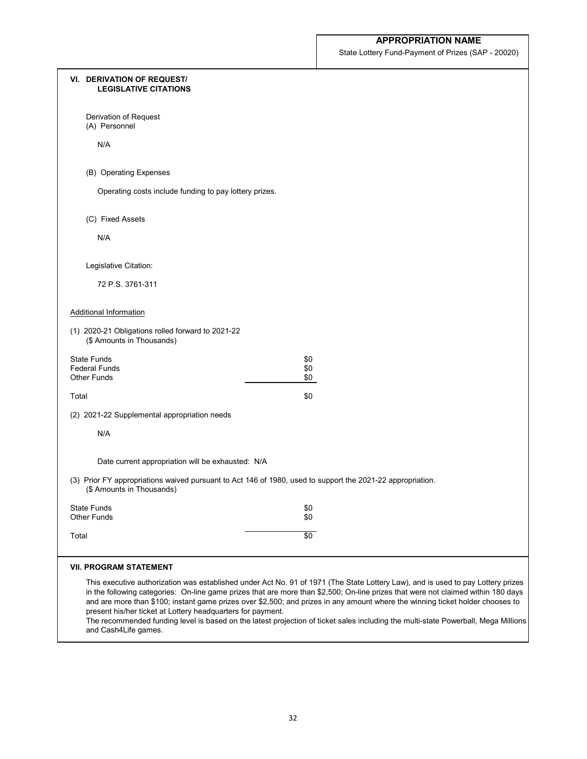**APPROPRIATION NAME**

State Lottery Fund-Payment of Prizes (SAP - 20020)

## VI. DERIVATION OF REQUEST/ LEGISLATIVE CITATIONS

Derivation of Request

(A) Personnel

N/A

(B) Operating Expenses

Operating costs include funding to pay lottery prizes.

(C) Fixed Assets

N/A

Legislative Citation:

72 P.S. 3761-311

Additional Information

(1) 2020-21 Obligations rolled forward to 2021-22
(\$ Amounts in Thousands)

| | |
|---|---|
| State Funds | $0 |
| Federal Funds | $0 |
| Other Funds | $0 |
| Total | $0 |

(2) 2021-22 Supplemental appropriation needs

N/A

Date current appropriation will be exhausted: N/A

(3) Prior FY appropriations waived pursuant to Act 146 of 1980, used to support the 2021-22 appropriation.
(\$ Amounts in Thousands)

| | |
|---|---|
| State Funds | $0 |
| Other Funds | $0 |
| Total | $0 |

## VII. PROGRAM STATEMENT

This executive authorization was established under Act No. 91 of 1971 (The State Lottery Law), and is used to pay Lottery prizes in the following categories: On-line game prizes that are more than $2,500; On-line prizes that were not claimed within 180 days and are more than $100; instant game prizes over $2,500; and prizes in any amount where the winning ticket holder chooses to present his/her ticket at Lottery headquarters for payment.

The recommended funding level is based on the latest projection of ticket sales including the multi-state Powerball, Mega Millions and Cash4Life games.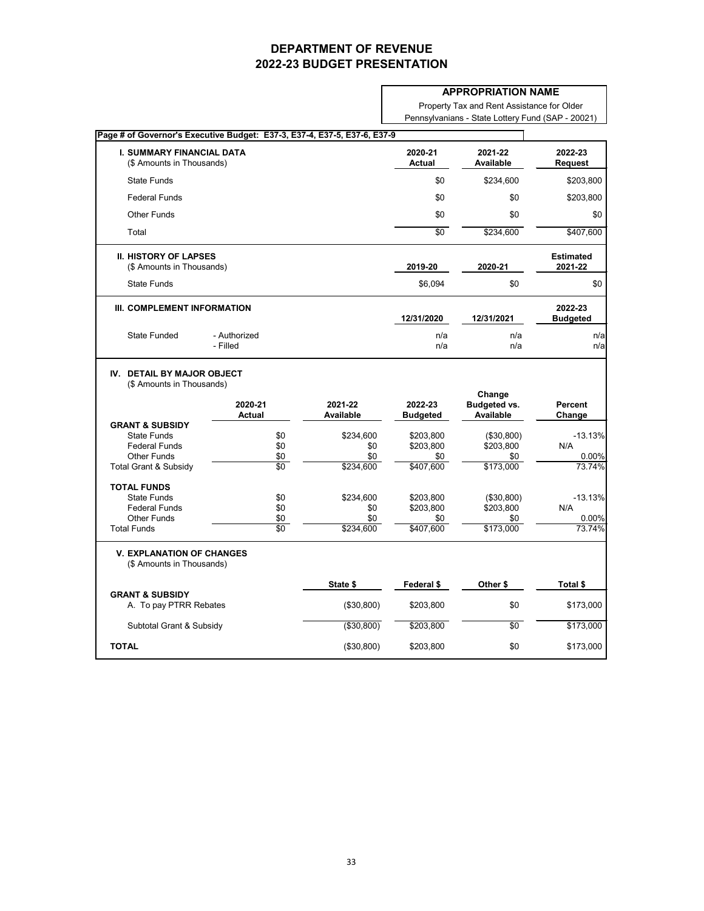# DEPARTMENT OF REVENUE
# 2022-23 BUDGET PRESENTATION

**APPROPRIATION NAME**

Property Tax and Rent Assistance for Older Pennsylvanians - State Lottery Fund (SAP - 20021)

**Page # of Governor's Executive Budget: E37-3, E37-4, E37-5, E37-6, E37-9**

| I. SUMMARY FINANCIAL DATA ($ Amounts in Thousands) | 2020-21 Actual | 2021-22 Available | 2022-23 Request |
|---|---|---|---|
| State Funds | $0 | $234,600 | $203,800 |
| Federal Funds | $0 | $0 | $203,800 |
| Other Funds | $0 | $0 | $0 |
| Total | $0 | $234,600 | $407,600 |

| II. HISTORY OF LAPSES ($ Amounts in Thousands) | 2019-20 | 2020-21 | Estimated 2021-22 |
|---|---|---|---|
| State Funds | $6,094 | $0 | $0 |

| III. COMPLEMENT INFORMATION | | 12/31/2020 | 12/31/2021 | 2022-23 Budgeted |
|---|---|---|---|---|
| State Funded | - Authorized | n/a | n/a | n/a |
| | - Filled | n/a | n/a | n/a |

**IV. DETAIL BY MAJOR OBJECT**
($ Amounts in Thousands)

| | 2020-21 Actual | 2021-22 Available | 2022-23 Budgeted | Change Budgeted vs. Available | Percent Change |
|---|---|---|---|---|---|
| **GRANT & SUBSIDY** | | | | | |
| State Funds | $0 | $234,600 | $203,800 | ($30,800) | -13.13% |
| Federal Funds | $0 | $0 | $203,800 | $203,800 | N/A |
| Other Funds | $0 | $0 | $0 | $0 | 0.00% |
| Total Grant & Subsidy | $0 | $234,600 | $407,600 | $173,000 | 73.74% |
| **TOTAL FUNDS** | | | | | |
| State Funds | $0 | $234,600 | $203,800 | ($30,800) | -13.13% |
| Federal Funds | $0 | $0 | $203,800 | $203,800 | N/A |
| Other Funds | $0 | $0 | $0 | $0 | 0.00% |
| Total Funds | $0 | $234,600 | $407,600 | $173,000 | 73.74% |

**V. EXPLANATION OF CHANGES**
($ Amounts in Thousands)

| | State $ | Federal $ | Other $ | Total $ |
|---|---|---|---|---|
| **GRANT & SUBSIDY** | | | | |
| A. To pay PTRR Rebates | ($30,800) | $203,800 | $0 | $173,000 |
| Subtotal Grant & Subsidy | ($30,800) | $203,800 | $0 | $173,000 |
| **TOTAL** | ($30,800) | $203,800 | $0 | $173,000 |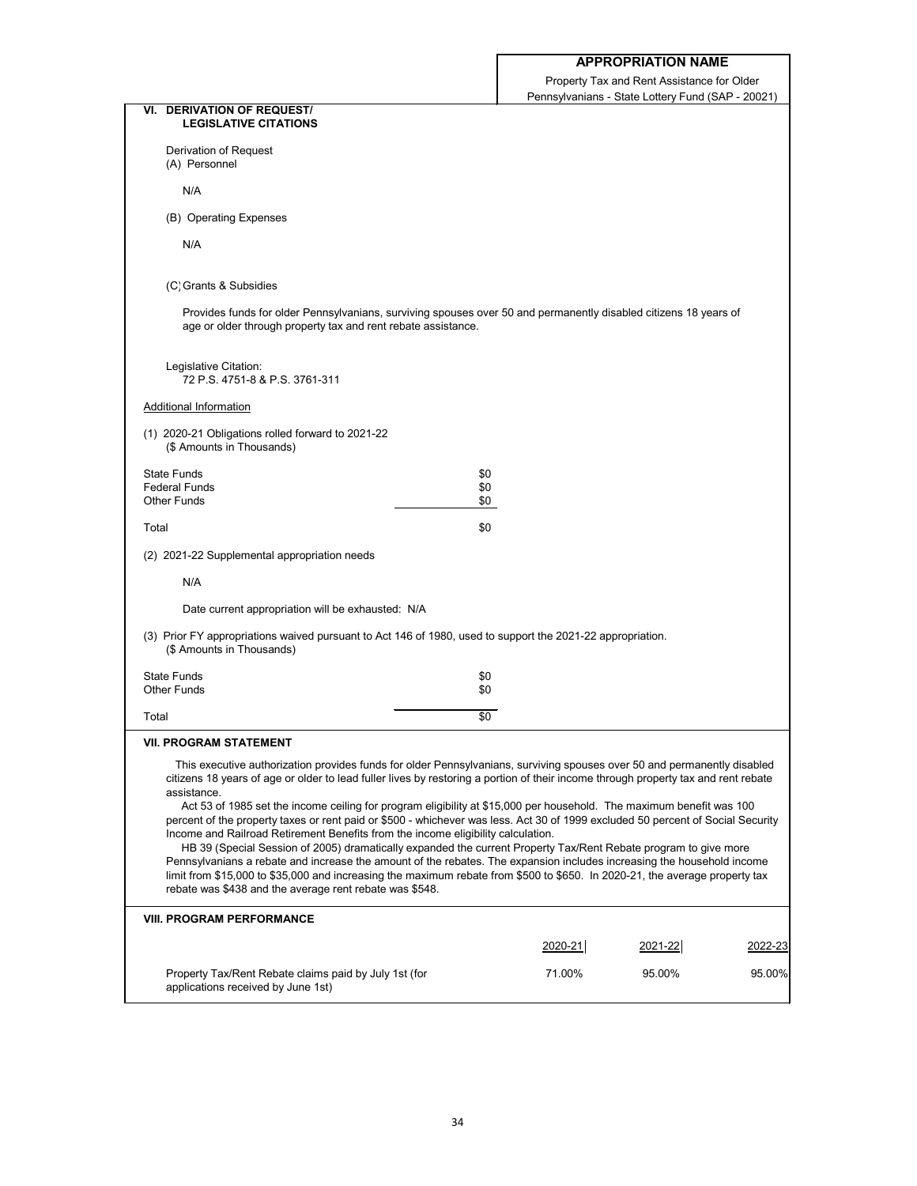**APPROPRIATION NAME**

Property Tax and Rent Assistance for Older Pennsylvanians - State Lottery Fund (SAP - 20021)

## VI. DERIVATION OF REQUEST/ LEGISLATIVE CITATIONS

Derivation of Request

(A) Personnel

N/A

(B) Operating Expenses

N/A

(C) Grants & Subsidies

Provides funds for older Pennsylvanians, surviving spouses over 50 and permanently disabled citizens 18 years of age or older through property tax and rent rebate assistance.

Legislative Citation:
72 P.S. 4751-8 & P.S. 3761-311

Additional Information

(1) 2020-21 Obligations rolled forward to 2021-22
($ Amounts in Thousands)

| | |
|---|---|
| State Funds | $0 |
| Federal Funds | $0 |
| Other Funds | $0 |
| Total | $0 |

(2) 2021-22 Supplemental appropriation needs

N/A

Date current appropriation will be exhausted: N/A

(3) Prior FY appropriations waived pursuant to Act 146 of 1980, used to support the 2021-22 appropriation.
($ Amounts in Thousands)

| | |
|---|---|
| State Funds | $0 |
| Other Funds | $0 |
| Total | $0 |

## VII. PROGRAM STATEMENT

This executive authorization provides funds for older Pennsylvanians, surviving spouses over 50 and permanently disabled citizens 18 years of age or older to lead fuller lives by restoring a portion of their income through property tax and rent rebate assistance.

Act 53 of 1985 set the income ceiling for program eligibility at $15,000 per household. The maximum benefit was 100 percent of the property taxes or rent paid or $500 - whichever was less. Act 30 of 1999 excluded 50 percent of Social Security Income and Railroad Retirement Benefits from the income eligibility calculation.

HB 39 (Special Session of 2005) dramatically expanded the current Property Tax/Rent Rebate program to give more Pennsylvanians a rebate and increase the amount of the rebates. The expansion includes increasing the household income limit from $15,000 to $35,000 and increasing the maximum rebate from $500 to $650. In 2020-21, the average property tax rebate was $438 and the average rent rebate was $548.

## VIII. PROGRAM PERFORMANCE

| | 2020-21 | 2021-22 | 2022-23 |
|---|---|---|---|
| Property Tax/Rent Rebate claims paid by July 1st (for applications received by June 1st) | 71.00% | 95.00% | 95.00% |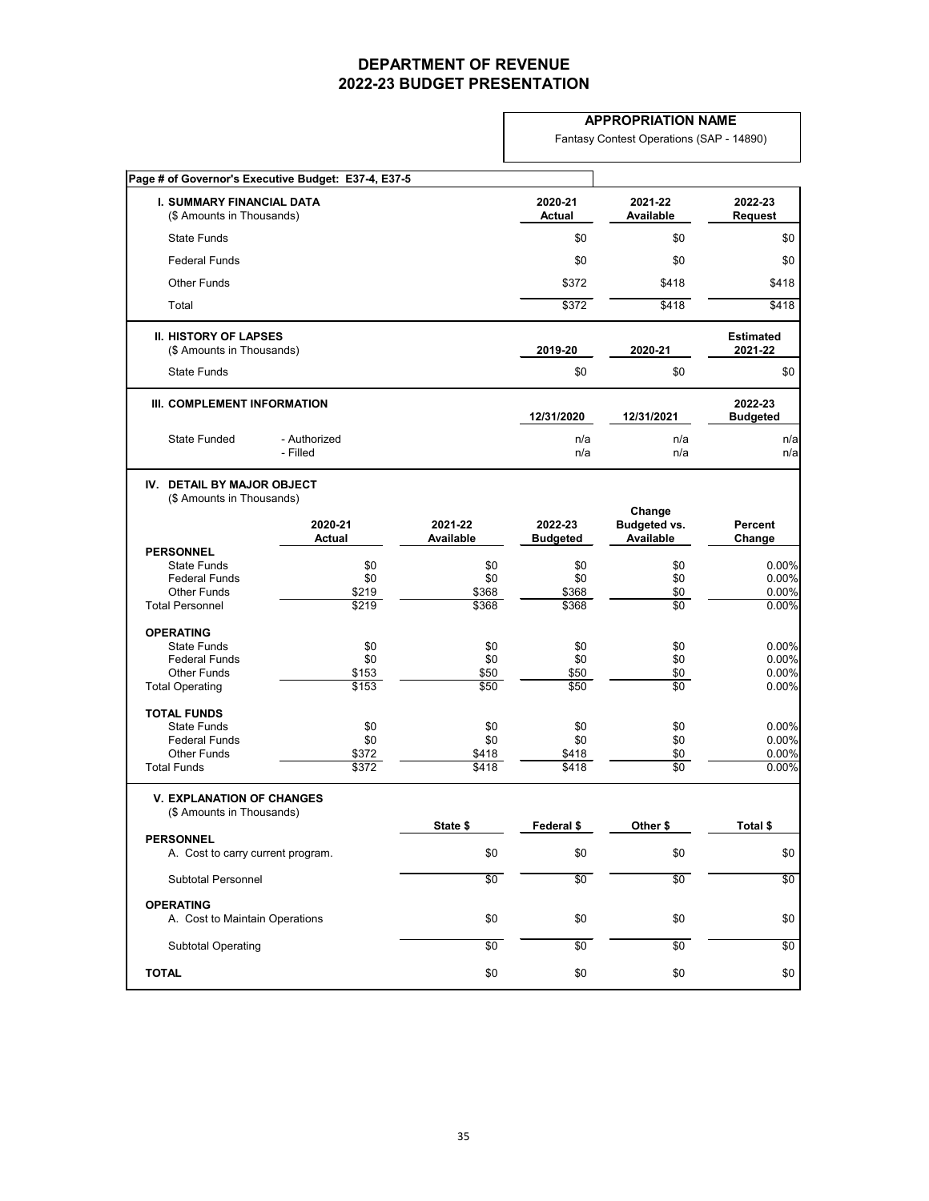# DEPARTMENT OF REVENUE
# 2022-23 BUDGET PRESENTATION

**APPROPRIATION NAME**

Fantasy Contest Operations (SAP - 14890)

**Page # of Governor's Executive Budget: E37-4, E37-5**

| I. SUMMARY FINANCIAL DATA ($ Amounts in Thousands) | 2020-21 Actual | 2021-22 Available | 2022-23 Request |
|---|---|---|---|
| State Funds | $0 | $0 | $0 |
| Federal Funds | $0 | $0 | $0 |
| Other Funds | $372 | $418 | $418 |
| Total | $372 | $418 | $418 |

| II. HISTORY OF LAPSES ($ Amounts in Thousands) | 2019-20 | 2020-21 | Estimated 2021-22 |
|---|---|---|---|
| State Funds | $0 | $0 | $0 |

| III. COMPLEMENT INFORMATION | | 12/31/2020 | 12/31/2021 | 2022-23 Budgeted |
|---|---|---|---|---|
| State Funded | - Authorized | n/a | n/a | n/a |
| | - Filled | n/a | n/a | n/a |

**IV. DETAIL BY MAJOR OBJECT**
($ Amounts in Thousands)

| | 2020-21 Actual | 2021-22 Available | 2022-23 Budgeted | Change Budgeted vs. Available | Percent Change |
|---|---|---|---|---|---|
| **PERSONNEL** | | | | | |
| State Funds | $0 | $0 | $0 | $0 | 0.00% |
| Federal Funds | $0 | $0 | $0 | $0 | 0.00% |
| Other Funds | $219 | $368 | $368 | $0 | 0.00% |
| Total Personnel | $219 | $368 | $368 | $0 | 0.00% |
| **OPERATING** | | | | | |
| State Funds | $0 | $0 | $0 | $0 | 0.00% |
| Federal Funds | $0 | $0 | $0 | $0 | 0.00% |
| Other Funds | $153 | $50 | $50 | $0 | 0.00% |
| Total Operating | $153 | $50 | $50 | $0 | 0.00% |
| **TOTAL FUNDS** | | | | | |
| State Funds | $0 | $0 | $0 | $0 | 0.00% |
| Federal Funds | $0 | $0 | $0 | $0 | 0.00% |
| Other Funds | $372 | $418 | $418 | $0 | 0.00% |
| Total Funds | $372 | $418 | $418 | $0 | 0.00% |

**V. EXPLANATION OF CHANGES**
($ Amounts in Thousands)

| | State $ | Federal $ | Other $ | Total $ |
|---|---|---|---|---|
| **PERSONNEL** | | | | |
| A. Cost to carry current program. | $0 | $0 | $0 | $0 |
| Subtotal Personnel | $0 | $0 | $0 | $0 |
| **OPERATING** | | | | |
| A. Cost to Maintain Operations | $0 | $0 | $0 | $0 |
| Subtotal Operating | $0 | $0 | $0 | $0 |
| **TOTAL** | $0 | $0 | $0 | $0 |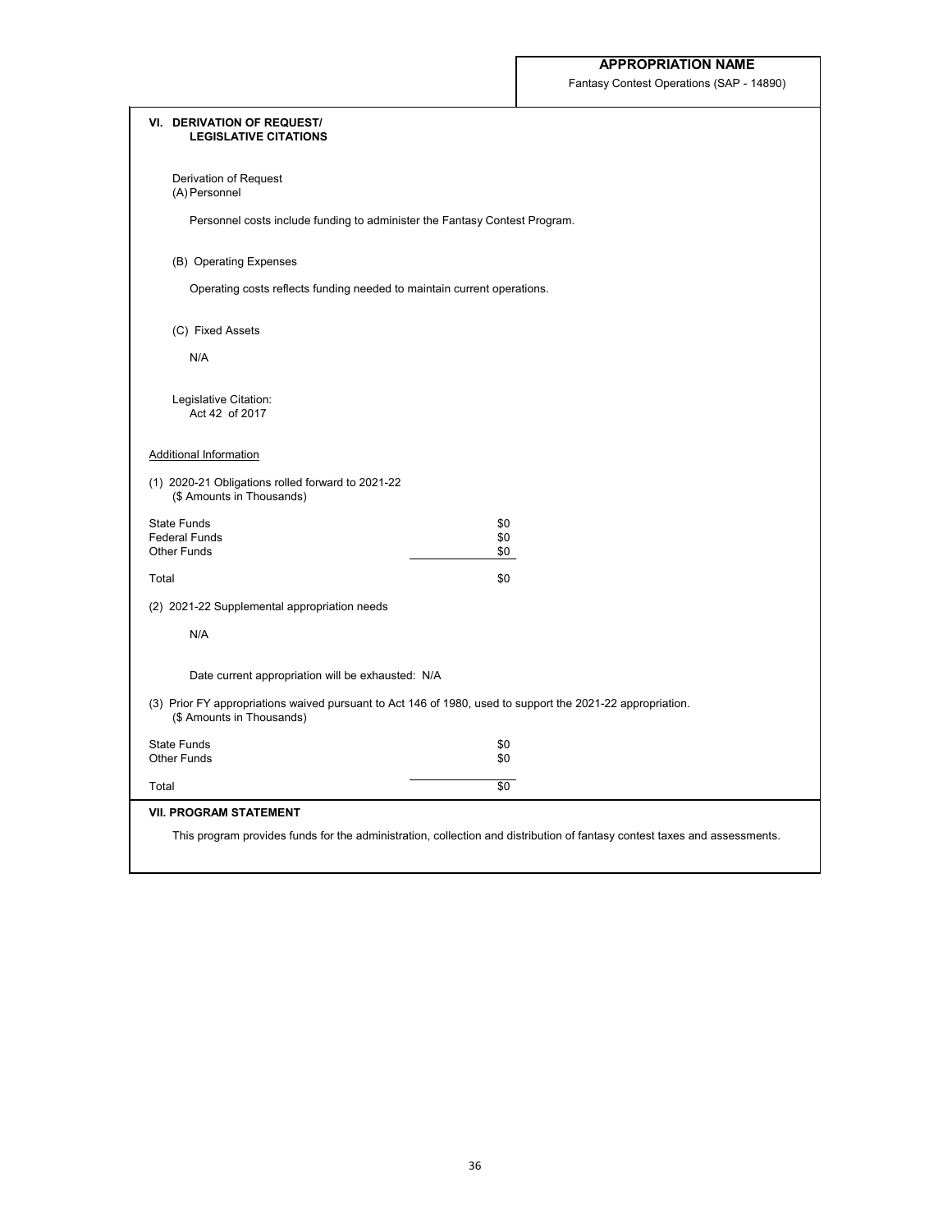**APPROPRIATION NAME**

Fantasy Contest Operations (SAP - 14890)

## VI. DERIVATION OF REQUEST/ LEGISLATIVE CITATIONS

Derivation of Request

(A) Personnel

Personnel costs include funding to administer the Fantasy Contest Program.

(B) Operating Expenses

Operating costs reflects funding needed to maintain current operations.

(C) Fixed Assets

N/A

Legislative Citation:
Act 42 of 2017

Additional Information

(1) 2020-21 Obligations rolled forward to 2021-22
($ Amounts in Thousands)

| | |
|---|---|
| State Funds | $0 |
| Federal Funds | $0 |
| Other Funds | $0 |
| Total | $0 |

(2) 2021-22 Supplemental appropriation needs

N/A

Date current appropriation will be exhausted: N/A

(3) Prior FY appropriations waived pursuant to Act 146 of 1980, used to support the 2021-22 appropriation.
($ Amounts in Thousands)

| | |
|---|---|
| State Funds | $0 |
| Other Funds | $0 |
| Total | $0 |

## VII. PROGRAM STATEMENT

This program provides funds for the administration, collection and distribution of fantasy contest taxes and assessments.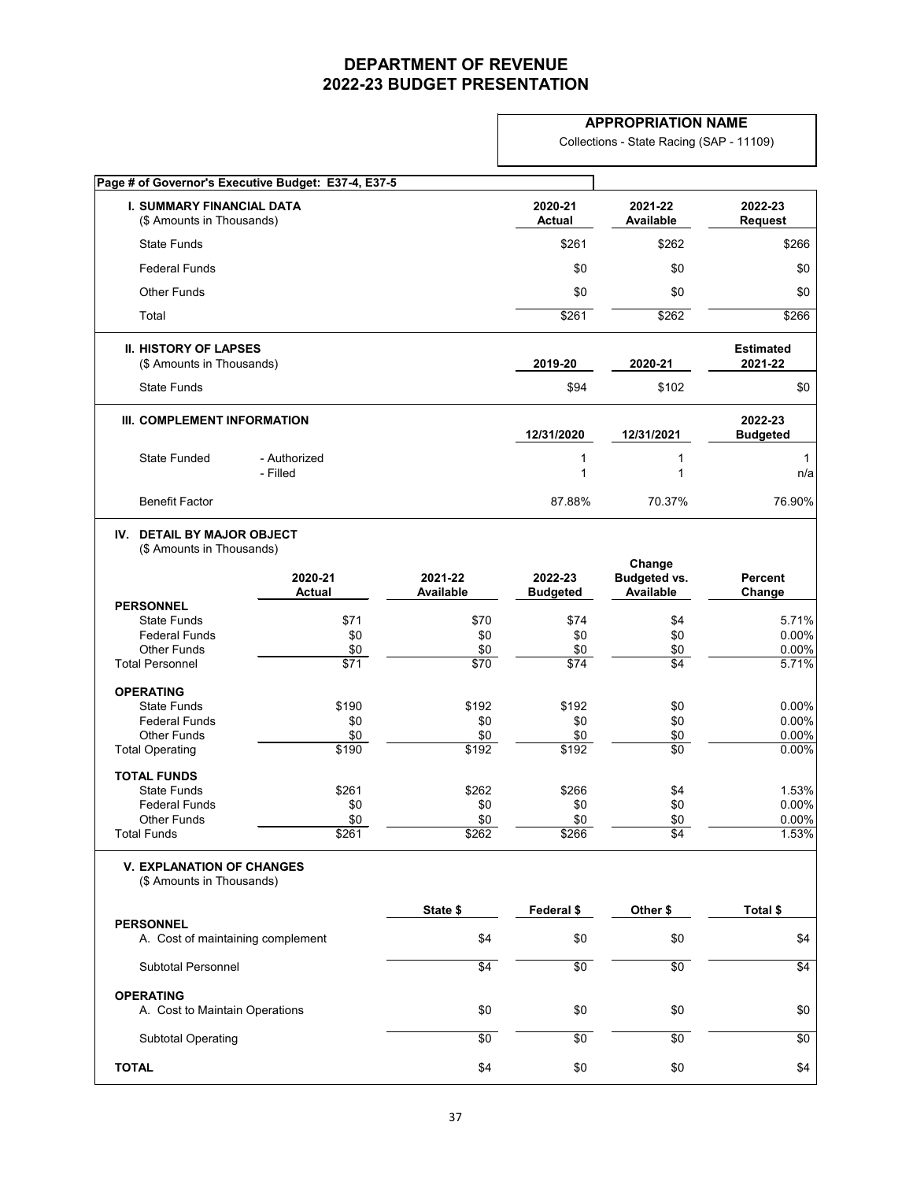# DEPARTMENT OF REVENUE
# 2022-23 BUDGET PRESENTATION

**APPROPRIATION NAME**

Collections - State Racing (SAP - 11109)

**Page # of Governor's Executive Budget: E37-4, E37-5**

| **I. SUMMARY FINANCIAL DATA** (\$ Amounts in Thousands) | **2020-21 Actual** | **2021-22 Available** | **2022-23 Request** |
|---|---|---|---|
| State Funds | \$261 | \$262 | \$266 |
| Federal Funds | \$0 | \$0 | \$0 |
| Other Funds | \$0 | \$0 | \$0 |
| Total | \$261 | \$262 | \$266 |

| **II. HISTORY OF LAPSES** (\$ Amounts in Thousands) | **2019-20** | **2020-21** | **Estimated 2021-22** |
|---|---|---|---|
| State Funds | \$94 | \$102 | \$0 |

| **III. COMPLEMENT INFORMATION** | | **12/31/2020** | **12/31/2021** | **2022-23 Budgeted** |
|---|---|---|---|---|
| State Funded | - Authorized | 1 | 1 | 1 |
| | - Filled | 1 | 1 | n/a |
| Benefit Factor | | 87.88% | 70.37% | 76.90% |

**IV. DETAIL BY MAJOR OBJECT**
(\$ Amounts in Thousands)

| | **2020-21 Actual** | **2021-22 Available** | **2022-23 Budgeted** | **Change Budgeted vs. Available** | **Percent Change** |
|---|---|---|---|---|---|
| **PERSONNEL** | | | | | |
| State Funds | \$71 | \$70 | \$74 | \$4 | 5.71% |
| Federal Funds | \$0 | \$0 | \$0 | \$0 | 0.00% |
| Other Funds | \$0 | \$0 | \$0 | \$0 | 0.00% |
| Total Personnel | \$71 | \$70 | \$74 | \$4 | 5.71% |
| **OPERATING** | | | | | |
| State Funds | \$190 | \$192 | \$192 | \$0 | 0.00% |
| Federal Funds | \$0 | \$0 | \$0 | \$0 | 0.00% |
| Other Funds | \$0 | \$0 | \$0 | \$0 | 0.00% |
| Total Operating | \$190 | \$192 | \$192 | \$0 | 0.00% |
| **TOTAL FUNDS** | | | | | |
| State Funds | \$261 | \$262 | \$266 | \$4 | 1.53% |
| Federal Funds | \$0 | \$0 | \$0 | \$0 | 0.00% |
| Other Funds | \$0 | \$0 | \$0 | \$0 | 0.00% |
| Total Funds | \$261 | \$262 | \$266 | \$4 | 1.53% |

**V. EXPLANATION OF CHANGES**
(\$ Amounts in Thousands)

| | **State \$** | **Federal \$** | **Other \$** | **Total \$** |
|---|---|---|---|---|
| **PERSONNEL** | | | | |
| A. Cost of maintaining complement | \$4 | \$0 | \$0 | \$4 |
| Subtotal Personnel | \$4 | \$0 | \$0 | \$4 |
| **OPERATING** | | | | |
| A. Cost to Maintain Operations | \$0 | \$0 | \$0 | \$0 |
| Subtotal Operating | \$0 | \$0 | \$0 | \$0 |
| **TOTAL** | \$4 | \$0 | \$0 | \$4 |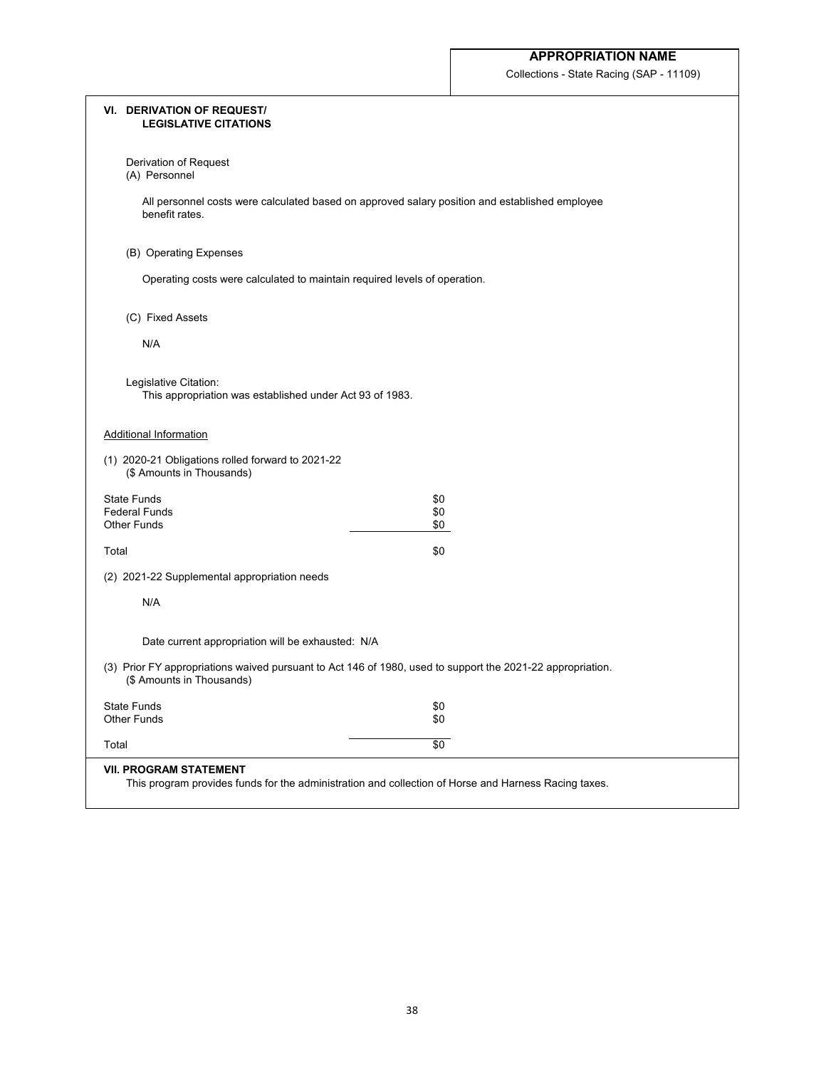**APPROPRIATION NAME**

Collections - State Racing (SAP - 11109)

## VI. DERIVATION OF REQUEST/ LEGISLATIVE CITATIONS

Derivation of Request

(A) Personnel

All personnel costs were calculated based on approved salary position and established employee benefit rates.

(B) Operating Expenses

Operating costs were calculated to maintain required levels of operation.

(C) Fixed Assets

N/A

Legislative Citation:

This appropriation was established under Act 93 of 1983.

Additional Information

(1) 2020-21 Obligations rolled forward to 2021-22
($ Amounts in Thousands)

| | |
|---|---|
| State Funds | $0 |
| Federal Funds | $0 |
| Other Funds | $0 |
| Total | $0 |

(2) 2021-22 Supplemental appropriation needs

N/A

Date current appropriation will be exhausted: N/A

(3) Prior FY appropriations waived pursuant to Act 146 of 1980, used to support the 2021-22 appropriation.
($ Amounts in Thousands)

| | |
|---|---|
| State Funds | $0 |
| Other Funds | $0 |
| Total | $0 |

## VII. PROGRAM STATEMENT

This program provides funds for the administration and collection of Horse and Harness Racing taxes.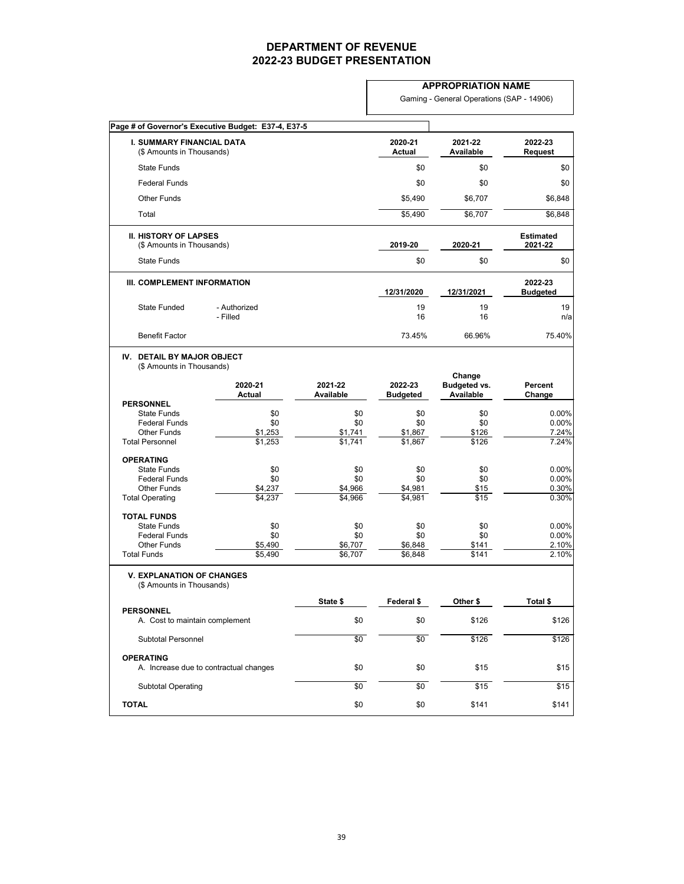# DEPARTMENT OF REVENUE
# 2022-23 BUDGET PRESENTATION

**APPROPRIATION NAME**

Gaming - General Operations (SAP - 14906)

**Page # of Governor's Executive Budget: E37-4, E37-5**

| **I. SUMMARY FINANCIAL DATA** (\$ Amounts in Thousands) | **2020-21 Actual** | **2021-22 Available** | **2022-23 Request** |
|---|---|---|---|
| State Funds | \$0 | \$0 | \$0 |
| Federal Funds | \$0 | \$0 | \$0 |
| Other Funds | \$5,490 | \$6,707 | \$6,848 |
| Total | \$5,490 | \$6,707 | \$6,848 |

| **II. HISTORY OF LAPSES** (\$ Amounts in Thousands) | **2019-20** | **2020-21** | **Estimated 2021-22** |
|---|---|---|---|
| State Funds | \$0 | \$0 | \$0 |

| **III. COMPLEMENT INFORMATION** | | **12/31/2020** | **12/31/2021** | **2022-23 Budgeted** |
|---|---|---|---|---|
| State Funded | - Authorized | 19 | 19 | 19 |
| | - Filled | 16 | 16 | n/a |
| Benefit Factor | | 73.45% | 66.96% | 75.40% |

**IV. DETAIL BY MAJOR OBJECT**
(\$ Amounts in Thousands)

| | **2020-21 Actual** | **2021-22 Available** | **2022-23 Budgeted** | **Change Budgeted vs. Available** | **Percent Change** |
|---|---|---|---|---|---|
| **PERSONNEL** | | | | | |
| State Funds | \$0 | \$0 | \$0 | \$0 | 0.00% |
| Federal Funds | \$0 | \$0 | \$0 | \$0 | 0.00% |
| Other Funds | \$1,253 | \$1,741 | \$1,867 | \$126 | 7.24% |
| Total Personnel | \$1,253 | \$1,741 | \$1,867 | \$126 | 7.24% |
| **OPERATING** | | | | | |
| State Funds | \$0 | \$0 | \$0 | \$0 | 0.00% |
| Federal Funds | \$0 | \$0 | \$0 | \$0 | 0.00% |
| Other Funds | \$4,237 | \$4,966 | \$4,981 | \$15 | 0.30% |
| Total Operating | \$4,237 | \$4,966 | \$4,981 | \$15 | 0.30% |
| **TOTAL FUNDS** | | | | | |
| State Funds | \$0 | \$0 | \$0 | \$0 | 0.00% |
| Federal Funds | \$0 | \$0 | \$0 | \$0 | 0.00% |
| Other Funds | \$5,490 | \$6,707 | \$6,848 | \$141 | 2.10% |
| Total Funds | \$5,490 | \$6,707 | \$6,848 | \$141 | 2.10% |

**V. EXPLANATION OF CHANGES**
(\$ Amounts in Thousands)

| | **State \$** | **Federal \$** | **Other \$** | **Total \$** |
|---|---|---|---|---|
| **PERSONNEL** | | | | |
| A. Cost to maintain complement | \$0 | \$0 | \$126 | \$126 |
| Subtotal Personnel | \$0 | \$0 | \$126 | \$126 |
| **OPERATING** | | | | |
| A. Increase due to contractual changes | \$0 | \$0 | \$15 | \$15 |
| Subtotal Operating | \$0 | \$0 | \$15 | \$15 |
| **TOTAL** | \$0 | \$0 | \$141 | \$141 |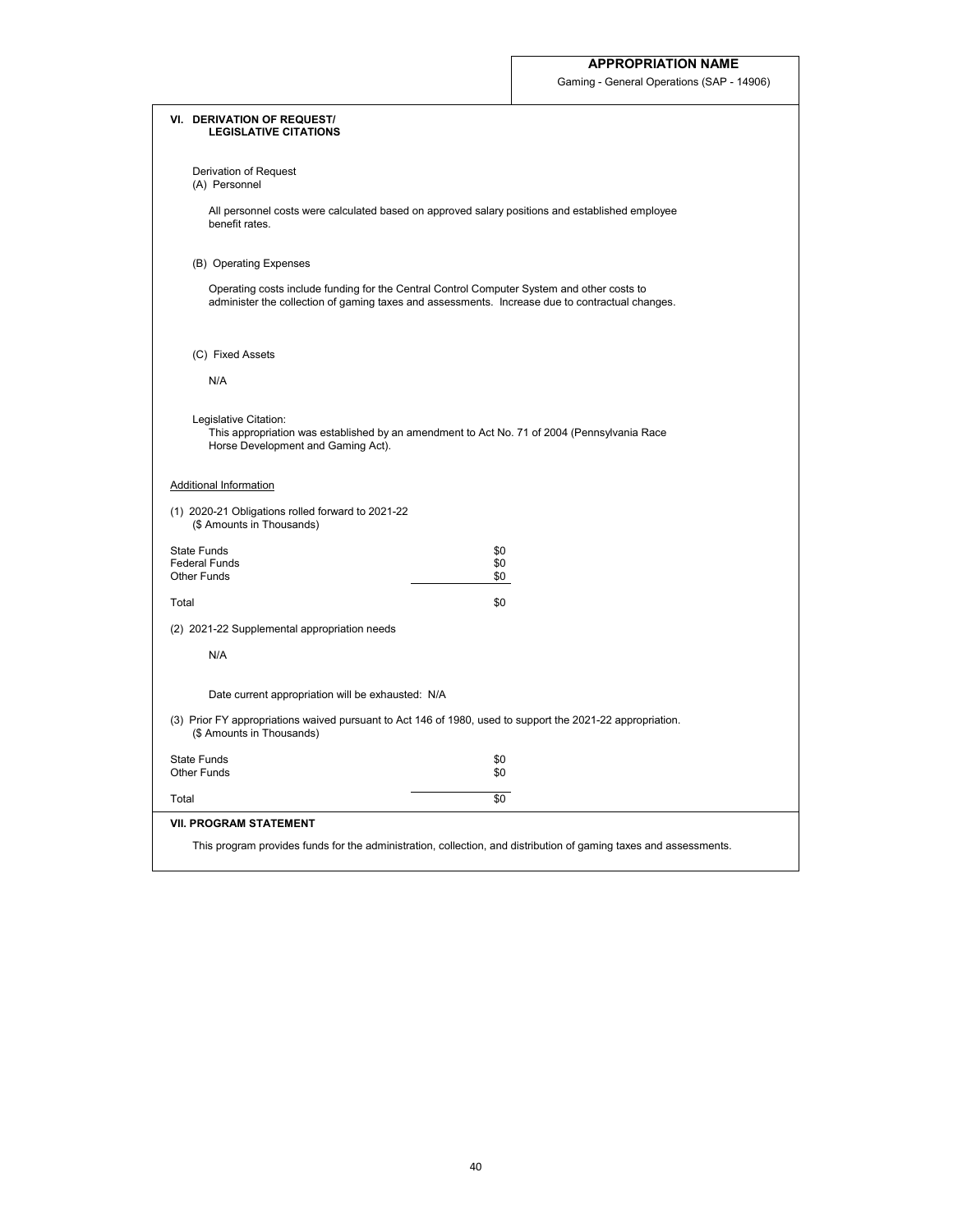**APPROPRIATION NAME**

Gaming - General Operations (SAP - 14906)

## VI. DERIVATION OF REQUEST/ LEGISLATIVE CITATIONS

Derivation of Request

(A) Personnel

All personnel costs were calculated based on approved salary positions and established employee benefit rates.

(B) Operating Expenses

Operating costs include funding for the Central Control Computer System and other costs to administer the collection of gaming taxes and assessments. Increase due to contractual changes.

(C) Fixed Assets

N/A

Legislative Citation:

This appropriation was established by an amendment to Act No. 71 of 2004 (Pennsylvania Race Horse Development and Gaming Act).

Additional Information

(1) 2020-21 Obligations rolled forward to 2021-22
($ Amounts in Thousands)

| | |
|---|---|
| State Funds | $0 |
| Federal Funds | $0 |
| Other Funds | $0 |
| Total | $0 |

(2) 2021-22 Supplemental appropriation needs

N/A

Date current appropriation will be exhausted: N/A

(3) Prior FY appropriations waived pursuant to Act 146 of 1980, used to support the 2021-22 appropriation.
($ Amounts in Thousands)

| | |
|---|---|
| State Funds | $0 |
| Other Funds | $0 |
| Total | $0 |

## VII. PROGRAM STATEMENT

This program provides funds for the administration, collection, and distribution of gaming taxes and assessments.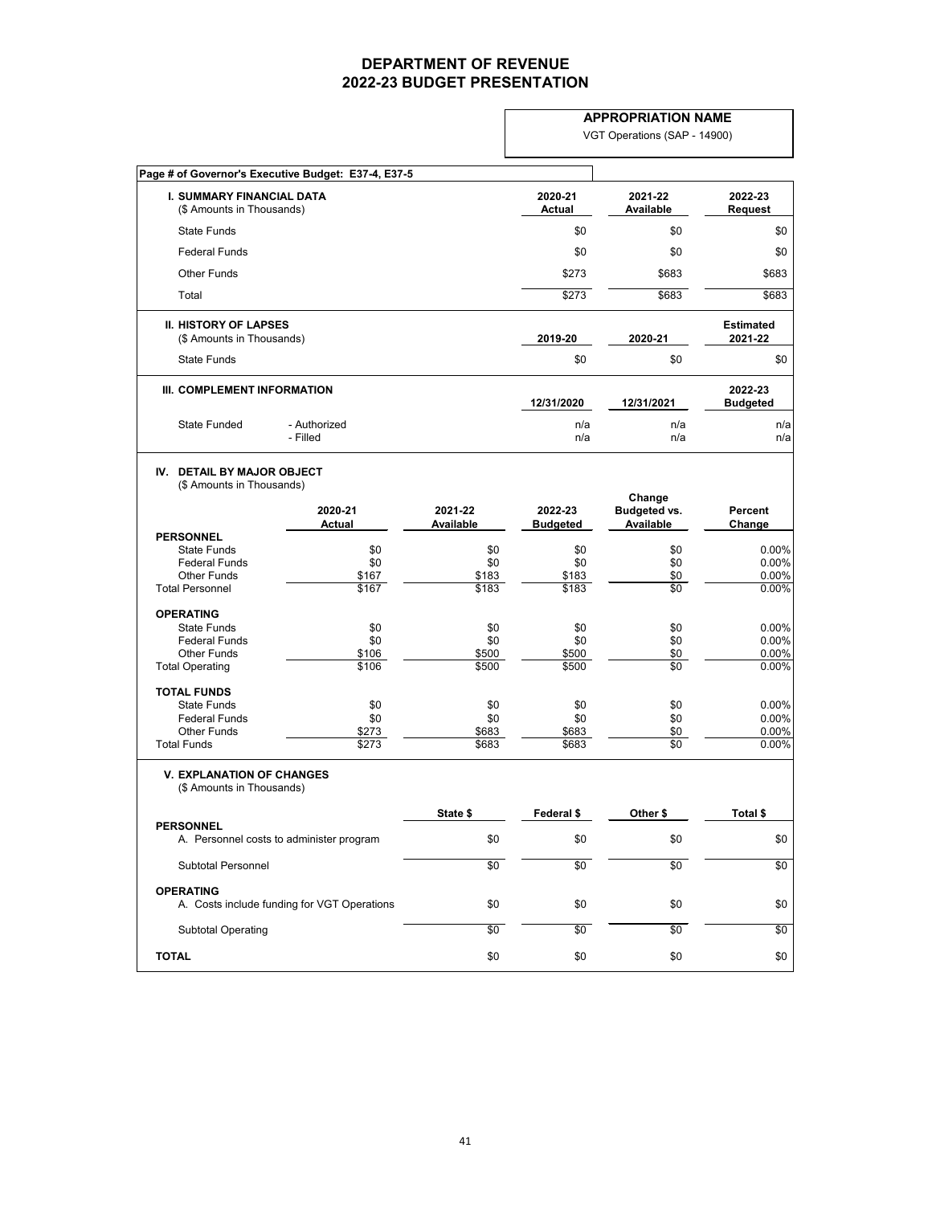# DEPARTMENT OF REVENUE
# 2022-23 BUDGET PRESENTATION

**APPROPRIATION NAME**

VGT Operations (SAP - 14900)

**Page # of Governor's Executive Budget: E37-4, E37-5**

| **I. SUMMARY FINANCIAL DATA** ($ Amounts in Thousands) | **2020-21 Actual** | **2021-22 Available** | **2022-23 Request** |
|---|---|---|---|
| State Funds | $0 | $0 | $0 |
| Federal Funds | $0 | $0 | $0 |
| Other Funds | $273 | $683 | $683 |
| Total | $273 | $683 | $683 |

| **II. HISTORY OF LAPSES** ($ Amounts in Thousands) | **2019-20** | **2020-21** | **Estimated 2021-22** |
|---|---|---|---|
| State Funds | $0 | $0 | $0 |

| **III. COMPLEMENT INFORMATION** | | **12/31/2020** | **12/31/2021** | **2022-23 Budgeted** |
|---|---|---|---|---|
| State Funded | - Authorized | n/a | n/a | n/a |
| | - Filled | n/a | n/a | n/a |

**IV. DETAIL BY MAJOR OBJECT**
($ Amounts in Thousands)

| | **2020-21 Actual** | **2021-22 Available** | **2022-23 Budgeted** | **Change Budgeted vs. Available** | **Percent Change** |
|---|---|---|---|---|---|
| **PERSONNEL** | | | | | |
| State Funds | $0 | $0 | $0 | $0 | 0.00% |
| Federal Funds | $0 | $0 | $0 | $0 | 0.00% |
| Other Funds | $167 | $183 | $183 | $0 | 0.00% |
| Total Personnel | $167 | $183 | $183 | $0 | 0.00% |
| **OPERATING** | | | | | |
| State Funds | $0 | $0 | $0 | $0 | 0.00% |
| Federal Funds | $0 | $0 | $0 | $0 | 0.00% |
| Other Funds | $106 | $500 | $500 | $0 | 0.00% |
| Total Operating | $106 | $500 | $500 | $0 | 0.00% |
| **TOTAL FUNDS** | | | | | |
| State Funds | $0 | $0 | $0 | $0 | 0.00% |
| Federal Funds | $0 | $0 | $0 | $0 | 0.00% |
| Other Funds | $273 | $683 | $683 | $0 | 0.00% |
| Total Funds | $273 | $683 | $683 | $0 | 0.00% |

**V. EXPLANATION OF CHANGES**
($ Amounts in Thousands)

| | **State $** | **Federal $** | **Other $** | **Total $** |
|---|---|---|---|---|
| **PERSONNEL** | | | | |
| A. Personnel costs to administer program | $0 | $0 | $0 | $0 |
| Subtotal Personnel | $0 | $0 | $0 | $0 |
| **OPERATING** | | | | |
| A. Costs include funding for VGT Operations | $0 | $0 | $0 | $0 |
| Subtotal Operating | $0 | $0 | $0 | $0 |
| **TOTAL** | $0 | $0 | $0 | $0 |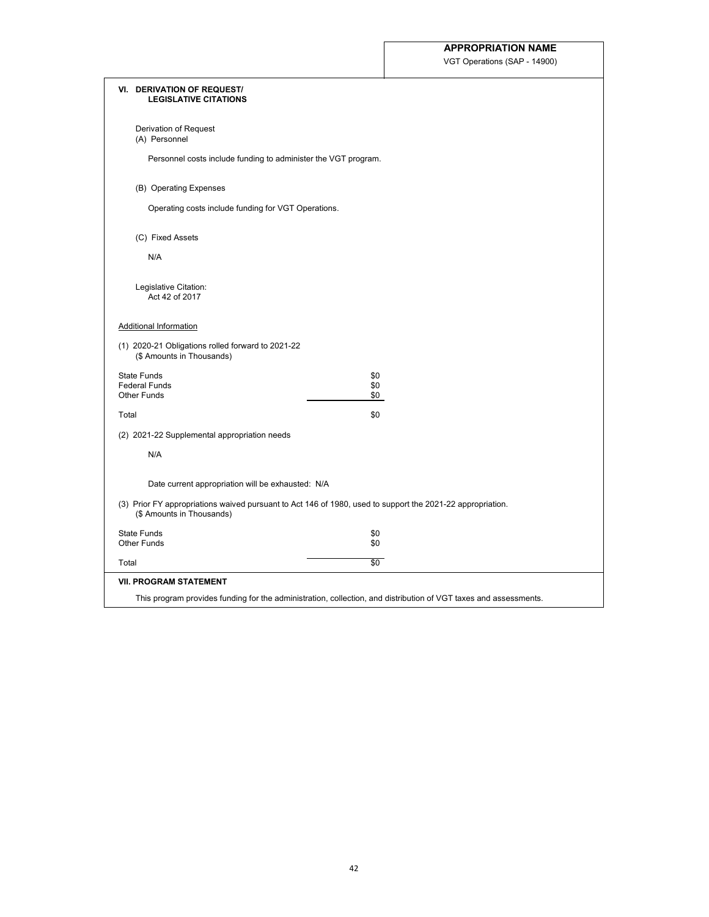**APPROPRIATION NAME**
VGT Operations (SAP - 14900)

## VI. DERIVATION OF REQUEST/ LEGISLATIVE CITATIONS

Derivation of Request
(A) Personnel

Personnel costs include funding to administer the VGT program.

(B) Operating Expenses

Operating costs include funding for VGT Operations.

(C) Fixed Assets

N/A

Legislative Citation:
Act 42 of 2017

Additional Information

(1) 2020-21 Obligations rolled forward to 2021-22
(\$ Amounts in Thousands)

| | |
|---|---|
| State Funds | $0 |
| Federal Funds | $0 |
| Other Funds | $0 |
| Total | $0 |

(2) 2021-22 Supplemental appropriation needs

N/A

Date current appropriation will be exhausted: N/A

(3) Prior FY appropriations waived pursuant to Act 146 of 1980, used to support the 2021-22 appropriation.
(\$ Amounts in Thousands)

| | |
|---|---|
| State Funds | $0 |
| Other Funds | $0 |
| Total | $0 |

## VII. PROGRAM STATEMENT

This program provides funding for the administration, collection, and distribution of VGT taxes and assessments.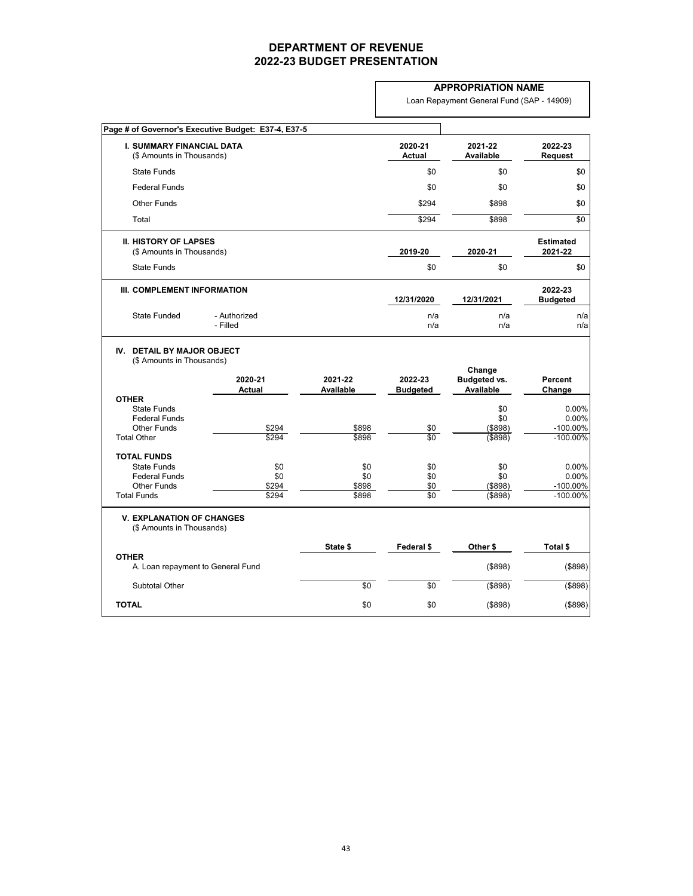# DEPARTMENT OF REVENUE
# 2022-23 BUDGET PRESENTATION

**APPROPRIATION NAME**

Loan Repayment General Fund (SAP - 14909)

**Page # of Governor's Executive Budget: E37-4, E37-5**

| **I. SUMMARY FINANCIAL DATA** (\$ Amounts in Thousands) | **2020-21 Actual** | **2021-22 Available** | **2022-23 Request** |
|---|---|---|---|
| State Funds | \$0 | \$0 | \$0 |
| Federal Funds | \$0 | \$0 | \$0 |
| Other Funds | \$294 | \$898 | \$0 |
| Total | \$294 | \$898 | \$0 |

| **II. HISTORY OF LAPSES** (\$ Amounts in Thousands) | **2019-20** | **2020-21** | **Estimated 2021-22** |
|---|---|---|---|
| State Funds | \$0 | \$0 | \$0 |

| **III. COMPLEMENT INFORMATION** | | **12/31/2020** | **12/31/2021** | **2022-23 Budgeted** |
|---|---|---|---|---|
| State Funded | - Authorized | n/a | n/a | n/a |
| | - Filled | n/a | n/a | n/a |

**IV. DETAIL BY MAJOR OBJECT**
(\$ Amounts in Thousands)

| | 2020-21 Actual | 2021-22 Available | 2022-23 Budgeted | Change Budgeted vs. Available | Percent Change |
|---|---|---|---|---|---|
| **OTHER** | | | | | |
| State Funds | | | | \$0 | 0.00% |
| Federal Funds | | | | \$0 | 0.00% |
| Other Funds | \$294 | \$898 | \$0 | (\$898) | -100.00% |
| Total Other | \$294 | \$898 | \$0 | (\$898) | -100.00% |
| **TOTAL FUNDS** | | | | | |
| State Funds | \$0 | \$0 | \$0 | \$0 | 0.00% |
| Federal Funds | \$0 | \$0 | \$0 | \$0 | 0.00% |
| Other Funds | \$294 | \$898 | \$0 | (\$898) | -100.00% |
| Total Funds | \$294 | \$898 | \$0 | (\$898) | -100.00% |

**V. EXPLANATION OF CHANGES**
(\$ Amounts in Thousands)

| | State \$ | Federal \$ | Other \$ | Total \$ |
|---|---|---|---|---|
| **OTHER** | | | | |
| A. Loan repayment to General Fund | | | (\$898) | (\$898) |
| Subtotal Other | \$0 | \$0 | (\$898) | (\$898) |
| **TOTAL** | \$0 | \$0 | (\$898) | (\$898) |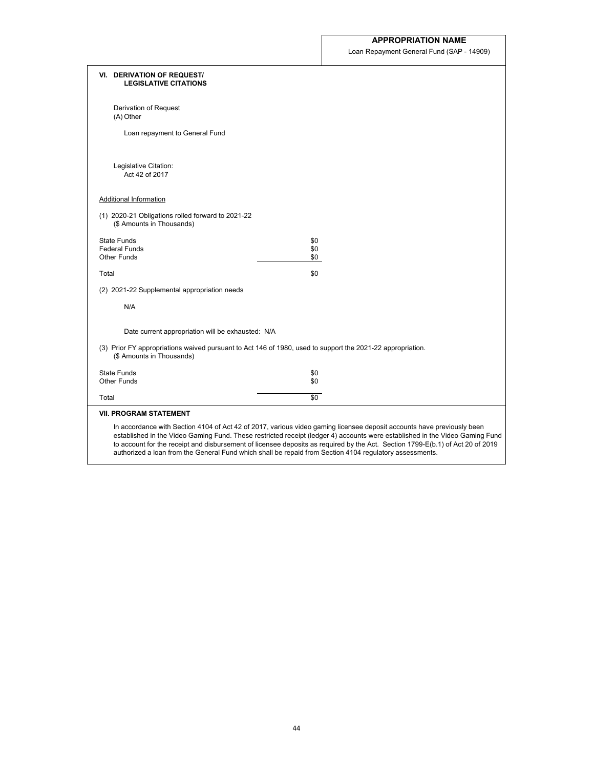**APPROPRIATION NAME**

Loan Repayment General Fund (SAP - 14909)

## VI. DERIVATION OF REQUEST/ LEGISLATIVE CITATIONS

Derivation of Request
(A) Other

Loan repayment to General Fund

Legislative Citation:
Act 42 of 2017

Additional Information

(1) 2020-21 Obligations rolled forward to 2021-22
($ Amounts in Thousands)

| | |
|---|---|
| State Funds | $0 |
| Federal Funds | $0 |
| Other Funds | $0 |
| Total | $0 |

(2) 2021-22 Supplemental appropriation needs

N/A

Date current appropriation will be exhausted: N/A

(3) Prior FY appropriations waived pursuant to Act 146 of 1980, used to support the 2021-22 appropriation.
($ Amounts in Thousands)

| | |
|---|---|
| State Funds | $0 |
| Other Funds | $0 |
| Total | $0 |

## VII. PROGRAM STATEMENT

In accordance with Section 4104 of Act 42 of 2017, various video gaming licensee deposit accounts have previously been established in the Video Gaming Fund. These restricted receipt (ledger 4) accounts were established in the Video Gaming Fund to account for the receipt and disbursement of licensee deposits as required by the Act. Section 1799-E(b.1) of Act 20 of 2019 authorized a loan from the General Fund which shall be repaid from Section 4104 regulatory assessments.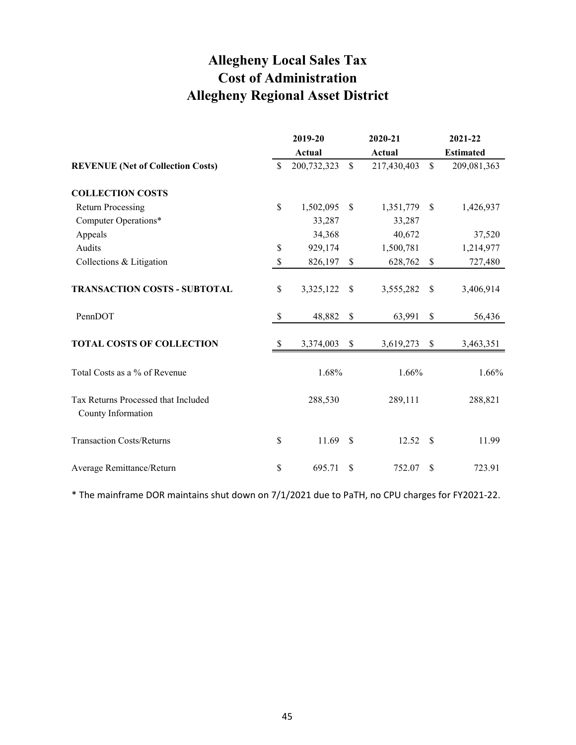# Allegheny Local Sales Tax
# Cost of Administration
# Allegheny Regional Asset District

| | 2019-20 Actual | 2020-21 Actual | 2021-22 Estimated |
|---|---|---|---|
| **REVENUE (Net of Collection Costs)** | $ 200,732,323 | $ 217,430,403 | $ 209,081,363 |
| **COLLECTION COSTS** | | | |
| Return Processing | $ 1,502,095 | $ 1,351,779 | $ 1,426,937 |
| Computer Operations* | 33,287 | 33,287 | |
| Appeals | 34,368 | 40,672 | 37,520 |
| Audits | $ 929,174 | 1,500,781 | 1,214,977 |
| Collections & Litigation | $ 826,197 | $ 628,762 | $ 727,480 |
| **TRANSACTION COSTS - SUBTOTAL** | $ 3,325,122 | $ 3,555,282 | $ 3,406,914 |
| PennDOT | $ 48,882 | $ 63,991 | $ 56,436 |
| **TOTAL COSTS OF COLLECTION** | $ 3,374,003 | $ 3,619,273 | $ 3,463,351 |
| Total Costs as a % of Revenue | 1.68% | 1.66% | 1.66% |
| Tax Returns Processed that Included County Information | 288,530 | 289,111 | 288,821 |
| Transaction Costs/Returns | $ 11.69 | $ 12.52 | $ 11.99 |
| Average Remittance/Return | $ 695.71 | $ 752.07 | $ 723.91 |

* The mainframe DOR maintains shut down on 7/1/2021 due to PaTH, no CPU charges for FY2021-22.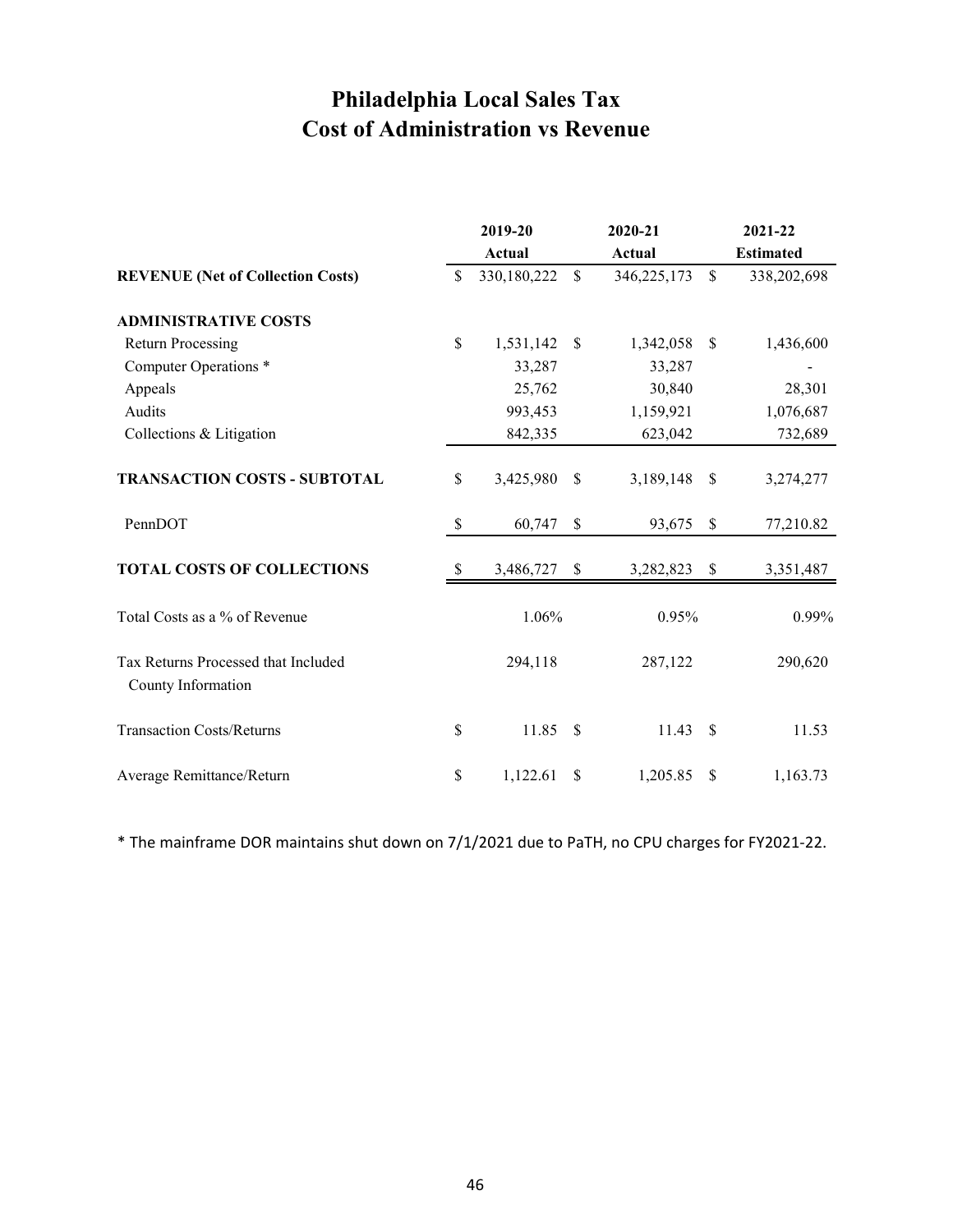# Philadelphia Local Sales Tax
# Cost of Administration vs Revenue

| | 2019-20 Actual | 2020-21 Actual | 2021-22 Estimated |
|---|---|---|---|
| **REVENUE (Net of Collection Costs)** | $ 330,180,222 | $ 346,225,173 | $ 338,202,698 |
| **ADMINISTRATIVE COSTS** | | | |
| Return Processing | $ 1,531,142 | $ 1,342,058 | $ 1,436,600 |
| Computer Operations * | 33,287 | 33,287 | - |
| Appeals | 25,762 | 30,840 | 28,301 |
| Audits | 993,453 | 1,159,921 | 1,076,687 |
| Collections & Litigation | 842,335 | 623,042 | 732,689 |
| **TRANSACTION COSTS - SUBTOTAL** | $ 3,425,980 | $ 3,189,148 | $ 3,274,277 |
| PennDOT | $ 60,747 | $ 93,675 | $ 77,210.82 |
| **TOTAL COSTS OF COLLECTIONS** | $ 3,486,727 | $ 3,282,823 | $ 3,351,487 |
| Total Costs as a % of Revenue | 1.06% | 0.95% | 0.99% |
| Tax Returns Processed that Included County Information | 294,118 | 287,122 | 290,620 |
| Transaction Costs/Returns | $ 11.85 | $ 11.43 | $ 11.53 |
| Average Remittance/Return | $ 1,122.61 | $ 1,205.85 | $ 1,163.73 |

* The mainframe DOR maintains shut down on 7/1/2021 due to PaTH, no CPU charges for FY2021-22.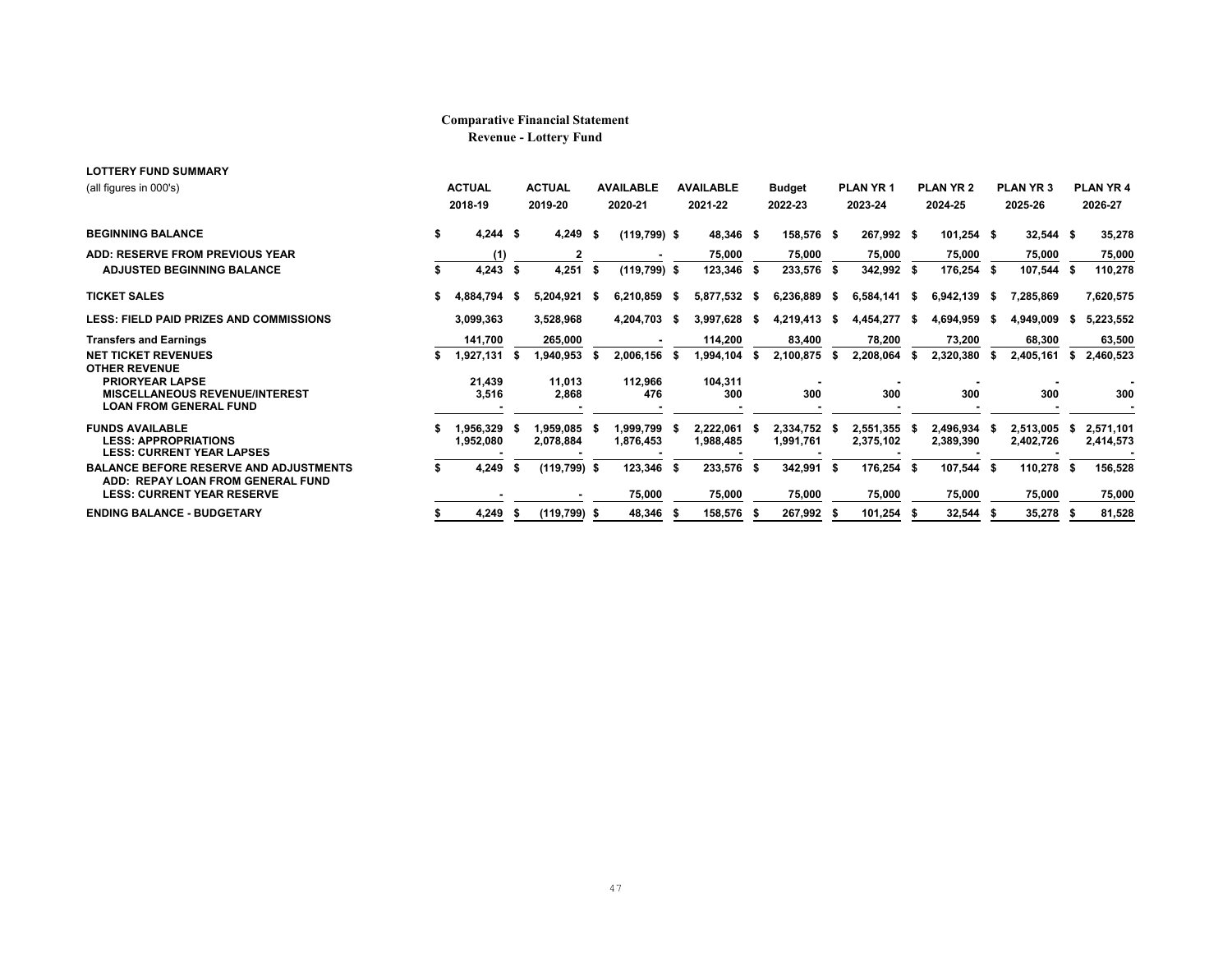## Comparative Financial Statement
### Revenue - Lottery Fund

**LOTTERY FUND SUMMARY**

| (all figures in 000's) | ACTUAL 2018-19 | ACTUAL 2019-20 | AVAILABLE 2020-21 | AVAILABLE 2021-22 | Budget 2022-23 | PLAN YR 1 2023-24 | PLAN YR 2 2024-25 | PLAN YR 3 2025-26 | PLAN YR 4 2026-27 |
|---|---|---|---|---|---|---|---|---|---|
| **BEGINNING BALANCE** | $ 4,244 | $ 4,249 | $ (119,799) | $ 48,346 | $ 158,576 | $ 267,992 | $ 101,254 | $ 32,544 | $ 35,278 |
| **ADD: RESERVE FROM PREVIOUS YEAR** | (1) | 2 | - | 75,000 | 75,000 | 75,000 | 75,000 | 75,000 | 75,000 |
| **ADJUSTED BEGINNING BALANCE** | $ 4,243 | $ 4,251 | $ (119,799) | $ 123,346 | $ 233,576 | $ 342,992 | $ 176,254 | $ 107,544 | $ 110,278 |
| **TICKET SALES** | $ 4,884,794 | $ 5,204,921 | $ 6,210,859 | $ 5,877,532 | $ 6,236,889 | $ 6,584,141 | $ 6,942,139 | $ 7,285,869 | 7,620,575 |
| **LESS: FIELD PAID PRIZES AND COMMISSIONS** | 3,099,363 | 3,528,968 | 4,204,703 | $ 3,997,628 | $ 4,219,413 | $ 4,454,277 | $ 4,694,959 | $ 4,949,009 | $ 5,223,552 |
| **Transfers and Earnings** | 141,700 | 265,000 | - | 114,200 | 83,400 | 78,200 | 73,200 | 68,300 | 63,500 |
| **NET TICKET REVENUES** | $ 1,927,131 | $ 1,940,953 | $ 2,006,156 | $ 1,994,104 | $ 2,100,875 | $ 2,208,064 | $ 2,320,380 | $ 2,405,161 | $ 2,460,523 |
| **OTHER REVENUE** | | | | | | | | | |
| **PRIORYEAR LAPSE** | 21,439 | 11,013 | 112,966 | 104,311 | - | - | - | - | - |
| **MISCELLANEOUS REVENUE/INTEREST** | 3,516 | 2,868 | 476 | 300 | 300 | 300 | 300 | 300 | 300 |
| **LOAN FROM GENERAL FUND** | - | - | - | - | - | - | - | - | - |
| **FUNDS AVAILABLE** | $ 1,956,329 | $ 1,959,085 | $ 1,999,799 | $ 2,222,061 | $ 2,334,752 | $ 2,551,355 | $ 2,496,934 | $ 2,513,005 | $ 2,571,101 |
| **LESS: APPROPRIATIONS** | 1,952,080 | 2,078,884 | 1,876,453 | 1,988,485 | 1,991,761 | 2,375,102 | 2,389,390 | 2,402,726 | 2,414,573 |
| **LESS: CURRENT YEAR LAPSES** | - | - | - | - | - | - | - | - | - |
| **BALANCE BEFORE RESERVE AND ADJUSTMENTS** | $ 4,249 | $ (119,799) | $ 123,346 | $ 233,576 | $ 342,991 | $ 176,254 | $ 107,544 | $ 110,278 | $ 156,528 |
| **ADD: REPAY LOAN FROM GENERAL FUND** | | | | | | | | | |
| **LESS: CURRENT YEAR RESERVE** | - | - | 75,000 | 75,000 | 75,000 | 75,000 | 75,000 | 75,000 | 75,000 |
| **ENDING BALANCE - BUDGETARY** | $ 4,249 | $ (119,799) | $ 48,346 | $ 158,576 | $ 267,992 | $ 101,254 | $ 32,544 | $ 35,278 | $ 81,528 |